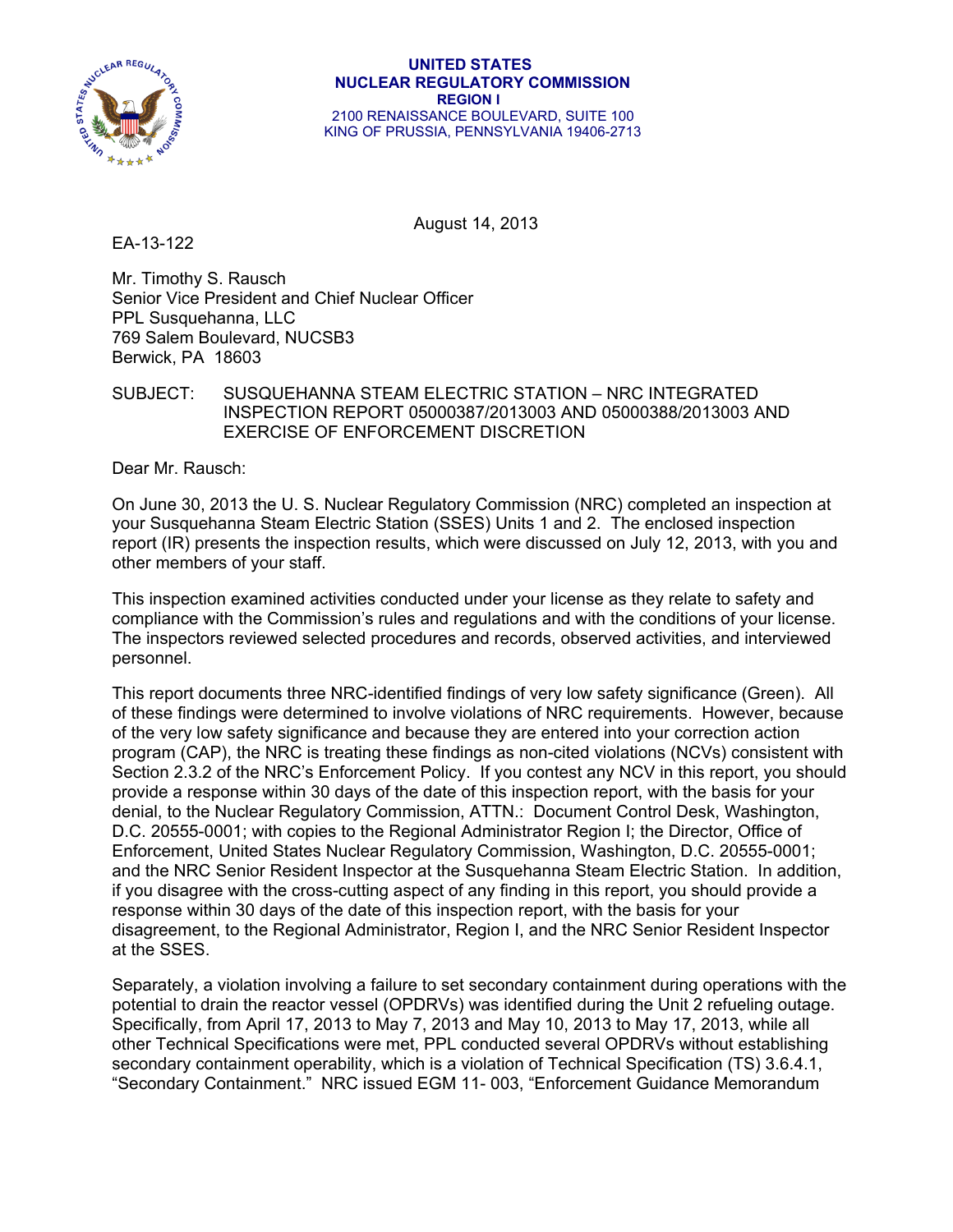**UNITED STATES**
**NUCLEAR REGULATORY COMMISSION**
**REGION I**
2100 RENAISSANCE BOULEVARD, SUITE 100
KING OF PRUSSIA, PENNSYLVANIA 19406-2713

August 14, 2013

EA-13-122

Mr. Timothy S. Rausch
Senior Vice President and Chief Nuclear Officer
PPL Susquehanna, LLC
769 Salem Boulevard, NUCSB3
Berwick, PA 18603

SUBJECT: SUSQUEHANNA STEAM ELECTRIC STATION – NRC INTEGRATED INSPECTION REPORT 05000387/2013003 AND 05000388/2013003 AND EXERCISE OF ENFORCEMENT DISCRETION

Dear Mr. Rausch:

On June 30, 2013 the U. S. Nuclear Regulatory Commission (NRC) completed an inspection at your Susquehanna Steam Electric Station (SSES) Units 1 and 2. The enclosed inspection report (IR) presents the inspection results, which were discussed on July 12, 2013, with you and other members of your staff.

This inspection examined activities conducted under your license as they relate to safety and compliance with the Commission's rules and regulations and with the conditions of your license. The inspectors reviewed selected procedures and records, observed activities, and interviewed personnel.

This report documents three NRC-identified findings of very low safety significance (Green). All of these findings were determined to involve violations of NRC requirements. However, because of the very low safety significance and because they are entered into your correction action program (CAP), the NRC is treating these findings as non-cited violations (NCVs) consistent with Section 2.3.2 of the NRC's Enforcement Policy. If you contest any NCV in this report, you should provide a response within 30 days of the date of this inspection report, with the basis for your denial, to the Nuclear Regulatory Commission, ATTN.: Document Control Desk, Washington, D.C. 20555-0001; with copies to the Regional Administrator Region I; the Director, Office of Enforcement, United States Nuclear Regulatory Commission, Washington, D.C. 20555-0001; and the NRC Senior Resident Inspector at the Susquehanna Steam Electric Station. In addition, if you disagree with the cross-cutting aspect of any finding in this report, you should provide a response within 30 days of the date of this inspection report, with the basis for your disagreement, to the Regional Administrator, Region I, and the NRC Senior Resident Inspector at the SSES.

Separately, a violation involving a failure to set secondary containment during operations with the potential to drain the reactor vessel (OPDRVs) was identified during the Unit 2 refueling outage. Specifically, from April 17, 2013 to May 7, 2013 and May 10, 2013 to May 17, 2013, while all other Technical Specifications were met, PPL conducted several OPDRVs without establishing secondary containment operability, which is a violation of Technical Specification (TS) 3.6.4.1, "Secondary Containment." NRC issued EGM 11- 003, "Enforcement Guidance Memorandum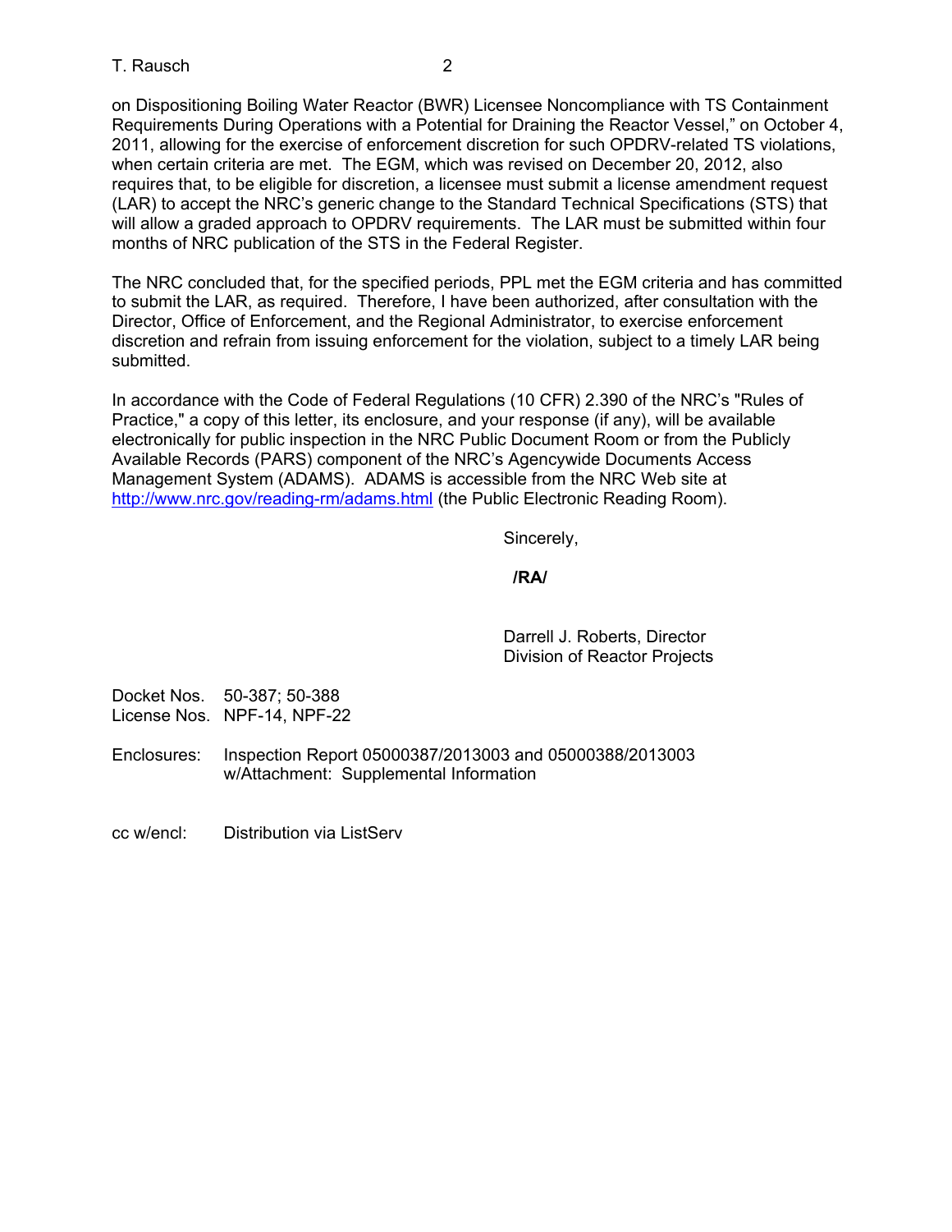on Dispositioning Boiling Water Reactor (BWR) Licensee Noncompliance with TS Containment Requirements During Operations with a Potential for Draining the Reactor Vessel," on October 4, 2011, allowing for the exercise of enforcement discretion for such OPDRV-related TS violations, when certain criteria are met. The EGM, which was revised on December 20, 2012, also requires that, to be eligible for discretion, a licensee must submit a license amendment request (LAR) to accept the NRC's generic change to the Standard Technical Specifications (STS) that will allow a graded approach to OPDRV requirements. The LAR must be submitted within four months of NRC publication of the STS in the Federal Register.

The NRC concluded that, for the specified periods, PPL met the EGM criteria and has committed to submit the LAR, as required. Therefore, I have been authorized, after consultation with the Director, Office of Enforcement, and the Regional Administrator, to exercise enforcement discretion and refrain from issuing enforcement for the violation, subject to a timely LAR being submitted.

In accordance with the Code of Federal Regulations (10 CFR) 2.390 of the NRC's "Rules of Practice," a copy of this letter, its enclosure, and your response (if any), will be available electronically for public inspection in the NRC Public Document Room or from the Publicly Available Records (PARS) component of the NRC's Agencywide Documents Access Management System (ADAMS). ADAMS is accessible from the NRC Web site at http://www.nrc.gov/reading-rm/adams.html (the Public Electronic Reading Room).

Sincerely,

**/RA/**

Darrell J. Roberts, Director
Division of Reactor Projects

Docket Nos. 50-387; 50-388
License Nos. NPF-14, NPF-22

Enclosures: Inspection Report 05000387/2013003 and 05000388/2013003
w/Attachment: Supplemental Information

cc w/encl: Distribution via ListServ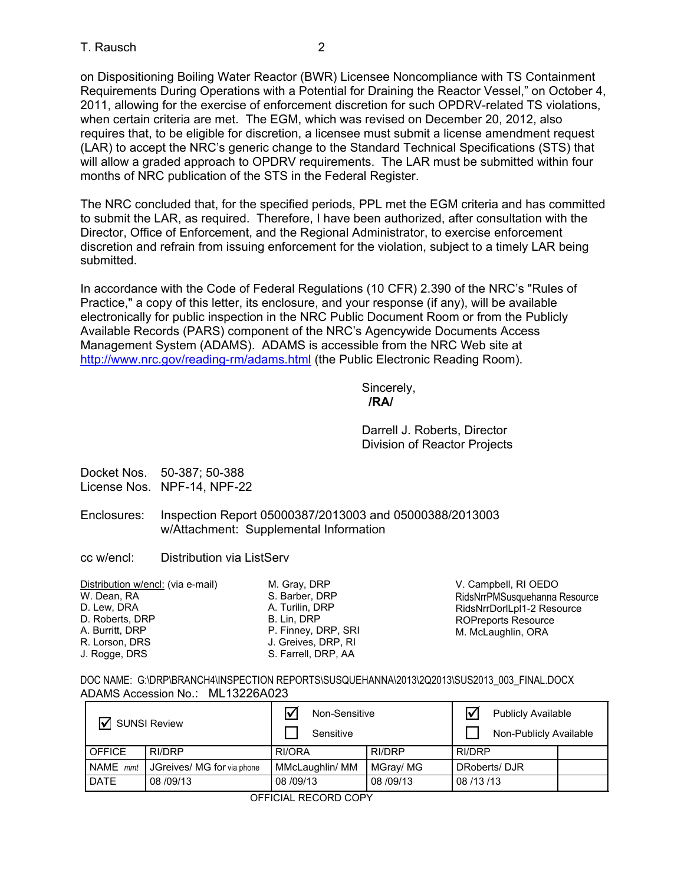on Dispositioning Boiling Water Reactor (BWR) Licensee Noncompliance with TS Containment Requirements During Operations with a Potential for Draining the Reactor Vessel," on October 4, 2011, allowing for the exercise of enforcement discretion for such OPDRV-related TS violations, when certain criteria are met. The EGM, which was revised on December 20, 2012, also requires that, to be eligible for discretion, a licensee must submit a license amendment request (LAR) to accept the NRC's generic change to the Standard Technical Specifications (STS) that will allow a graded approach to OPDRV requirements. The LAR must be submitted within four months of NRC publication of the STS in the Federal Register.

The NRC concluded that, for the specified periods, PPL met the EGM criteria and has committed to submit the LAR, as required. Therefore, I have been authorized, after consultation with the Director, Office of Enforcement, and the Regional Administrator, to exercise enforcement discretion and refrain from issuing enforcement for the violation, subject to a timely LAR being submitted.

In accordance with the Code of Federal Regulations (10 CFR) 2.390 of the NRC's "Rules of Practice," a copy of this letter, its enclosure, and your response (if any), will be available electronically for public inspection in the NRC Public Document Room or from the Publicly Available Records (PARS) component of the NRC's Agencywide Documents Access Management System (ADAMS). ADAMS is accessible from the NRC Web site at http://www.nrc.gov/reading-rm/adams.html (the Public Electronic Reading Room).

Sincerely,
**/RA/**

Darrell J. Roberts, Director
Division of Reactor Projects

Docket Nos. 50-387; 50-388
License Nos. NPF-14, NPF-22

Enclosures: Inspection Report 05000387/2013003 and 05000388/2013003
w/Attachment: Supplemental Information

cc w/encl: Distribution via ListServ

Distribution w/encl: (via e-mail)
W. Dean, RA
D. Lew, DRA
D. Roberts, DRP
A. Burritt, DRP
R. Lorson, DRS
J. Rogge, DRS
M. Gray, DRP
S. Barber, DRP
A. Turilin, DRP
B. Lin, DRP
P. Finney, DRP, SRI
J. Greives, DRP, RI
S. Farrell, DRP, AA
V. Campbell, RI OEDO
RidsNrrPMSusquehanna Resource
RidsNrrDorlLpl1-2 Resource
ROPreports Resource
M. McLaughlin, ORA

DOC NAME: G:\DRP\BRANCH4\INSPECTION REPORTS\SUSQUEHANNA\2013\2Q2013\SUS2013_003_FINAL.DOCX
ADAMS Accession No.: ML13226A023

| ☑ SUNSI Review | | ☑ Non-Sensitive ☐ Sensitive | | ☑ Publicly Available ☐ Non-Publicly Available | |
|---|---|---|---|---|---|
| OFFICE | RI/DRP | RI/ORA | RI/DRP | RI/DRP | |
| NAME *mmt* | JGreives/ MG for via phone | MMcLaughlin/ MM | MGray/ MG | DRoberts/ DJR | |
| DATE | 08 /09/13 | 08 /09/13 | 08 /09/13 | 08 /13 /13 | |

OFFICIAL RECORD COPY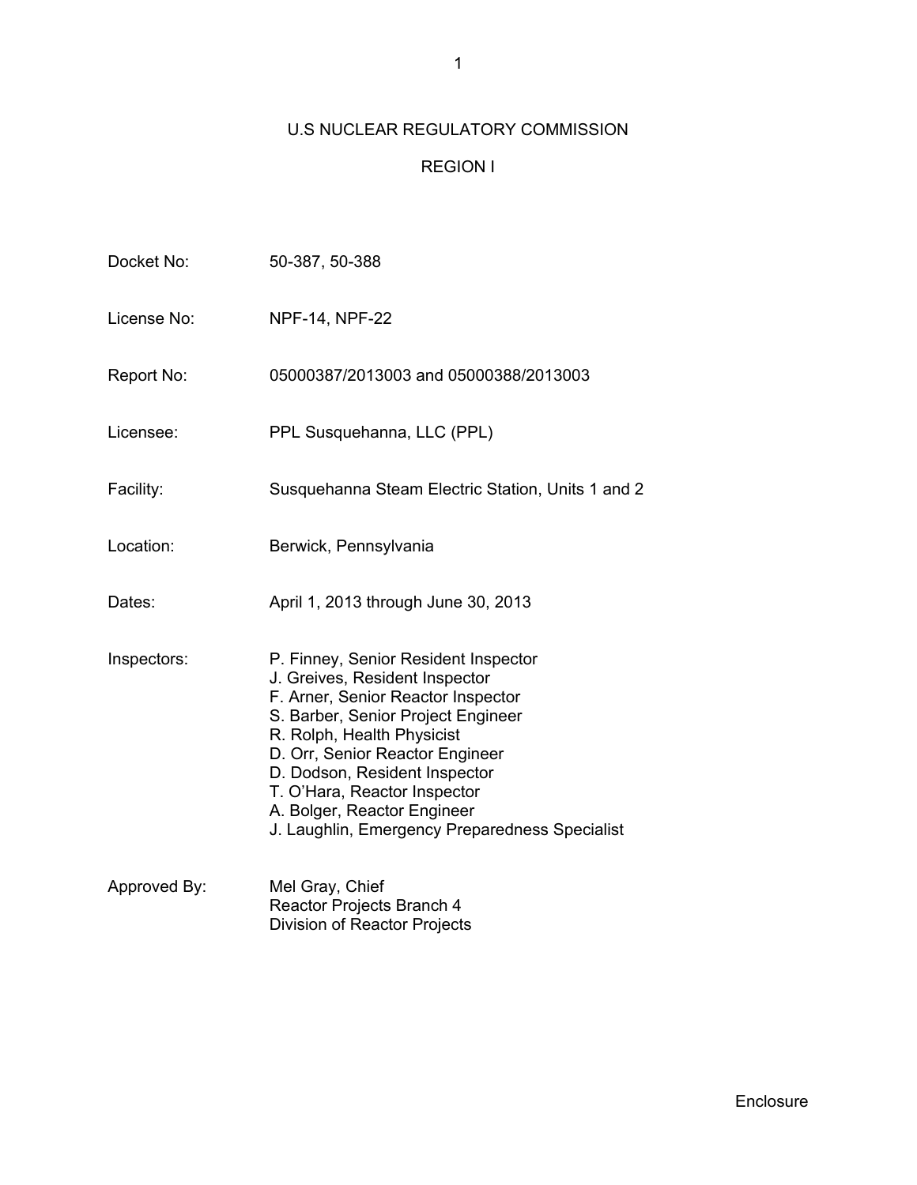# U.S NUCLEAR REGULATORY COMMISSION

## REGION I

| | |
|---|---|
| Docket No: | 50-387, 50-388 |
| License No: | NPF-14, NPF-22 |
| Report No: | 05000387/2013003 and 05000388/2013003 |
| Licensee: | PPL Susquehanna, LLC (PPL) |
| Facility: | Susquehanna Steam Electric Station, Units 1 and 2 |
| Location: | Berwick, Pennsylvania |
| Dates: | April 1, 2013 through June 30, 2013 |
| Inspectors: | P. Finney, Senior Resident Inspector<br>J. Greives, Resident Inspector<br>F. Arner, Senior Reactor Inspector<br>S. Barber, Senior Project Engineer<br>R. Rolph, Health Physicist<br>D. Orr, Senior Reactor Engineer<br>D. Dodson, Resident Inspector<br>T. O'Hara, Reactor Inspector<br>A. Bolger, Reactor Engineer<br>J. Laughlin, Emergency Preparedness Specialist |
| Approved By: | Mel Gray, Chief<br>Reactor Projects Branch 4<br>Division of Reactor Projects |

Enclosure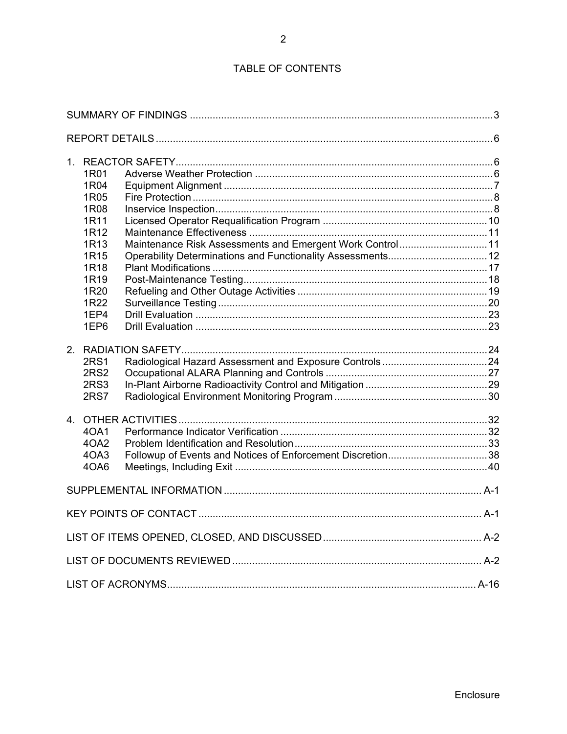# TABLE OF CONTENTS

| | | |
|---|---|---|
| SUMMARY OF FINDINGS | | 3 |
| REPORT DETAILS | | 6 |
| 1. REACTOR SAFETY | | 6 |
| 1R01 | Adverse Weather Protection | 6 |
| 1R04 | Equipment Alignment | 7 |
| 1R05 | Fire Protection | 8 |
| 1R08 | Inservice Inspection | 8 |
| 1R11 | Licensed Operator Requalification Program | 10 |
| 1R12 | Maintenance Effectiveness | 11 |
| 1R13 | Maintenance Risk Assessments and Emergent Work Control | 11 |
| 1R15 | Operability Determinations and Functionality Assessments | 12 |
| 1R18 | Plant Modifications | 17 |
| 1R19 | Post-Maintenance Testing | 18 |
| 1R20 | Refueling and Other Outage Activities | 19 |
| 1R22 | Surveillance Testing | 20 |
| 1EP4 | Drill Evaluation | 23 |
| 1EP6 | Drill Evaluation | 23 |
| 2. RADIATION SAFETY | | 24 |
| 2RS1 | Radiological Hazard Assessment and Exposure Controls | 24 |
| 2RS2 | Occupational ALARA Planning and Controls | 27 |
| 2RS3 | In-Plant Airborne Radioactivity Control and Mitigation | 29 |
| 2RS7 | Radiological Environment Monitoring Program | 30 |
| 4. OTHER ACTIVITIES | | 32 |
| 4OA1 | Performance Indicator Verification | 32 |
| 4OA2 | Problem Identification and Resolution | 33 |
| 4OA3 | Followup of Events and Notices of Enforcement Discretion | 38 |
| 4OA6 | Meetings, Including Exit | 40 |
| SUPPLEMENTAL INFORMATION | | A-1 |
| KEY POINTS OF CONTACT | | A-1 |
| LIST OF ITEMS OPENED, CLOSED, AND DISCUSSED | | A-2 |
| LIST OF DOCUMENTS REVIEWED | | A-2 |
| LIST OF ACRONYMS | | A-16 |

Enclosure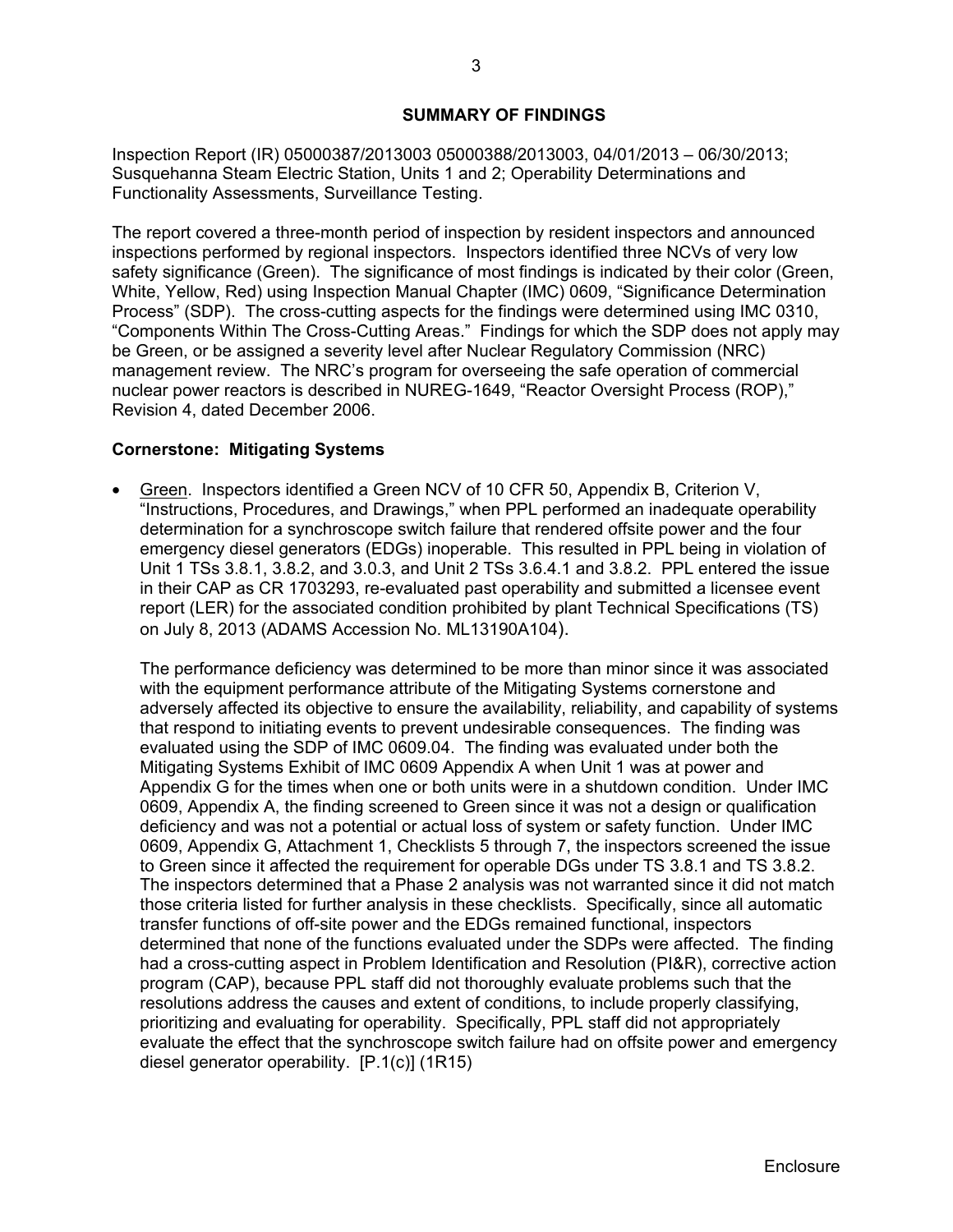## SUMMARY OF FINDINGS

Inspection Report (IR) 05000387/2013003 05000388/2013003, 04/01/2013 – 06/30/2013; Susquehanna Steam Electric Station, Units 1 and 2; Operability Determinations and Functionality Assessments, Surveillance Testing.

The report covered a three-month period of inspection by resident inspectors and announced inspections performed by regional inspectors. Inspectors identified three NCVs of very low safety significance (Green). The significance of most findings is indicated by their color (Green, White, Yellow, Red) using Inspection Manual Chapter (IMC) 0609, "Significance Determination Process" (SDP). The cross-cutting aspects for the findings were determined using IMC 0310, "Components Within The Cross-Cutting Areas." Findings for which the SDP does not apply may be Green, or be assigned a severity level after Nuclear Regulatory Commission (NRC) management review. The NRC's program for overseeing the safe operation of commercial nuclear power reactors is described in NUREG-1649, "Reactor Oversight Process (ROP)," Revision 4, dated December 2006.

### Cornerstone: Mitigating Systems

- Green. Inspectors identified a Green NCV of 10 CFR 50, Appendix B, Criterion V, "Instructions, Procedures, and Drawings," when PPL performed an inadequate operability determination for a synchroscope switch failure that rendered offsite power and the four emergency diesel generators (EDGs) inoperable. This resulted in PPL being in violation of Unit 1 TSs 3.8.1, 3.8.2, and 3.0.3, and Unit 2 TSs 3.6.4.1 and 3.8.2. PPL entered the issue in their CAP as CR 1703293, re-evaluated past operability and submitted a licensee event report (LER) for the associated condition prohibited by plant Technical Specifications (TS) on July 8, 2013 (ADAMS Accession No. ML13190A104).

  The performance deficiency was determined to be more than minor since it was associated with the equipment performance attribute of the Mitigating Systems cornerstone and adversely affected its objective to ensure the availability, reliability, and capability of systems that respond to initiating events to prevent undesirable consequences. The finding was evaluated using the SDP of IMC 0609.04. The finding was evaluated under both the Mitigating Systems Exhibit of IMC 0609 Appendix A when Unit 1 was at power and Appendix G for the times when one or both units were in a shutdown condition. Under IMC 0609, Appendix A, the finding screened to Green since it was not a design or qualification deficiency and was not a potential or actual loss of system or safety function. Under IMC 0609, Appendix G, Attachment 1, Checklists 5 through 7, the inspectors screened the issue to Green since it affected the requirement for operable DGs under TS 3.8.1 and TS 3.8.2. The inspectors determined that a Phase 2 analysis was not warranted since it did not match those criteria listed for further analysis in these checklists. Specifically, since all automatic transfer functions of off-site power and the EDGs remained functional, inspectors determined that none of the functions evaluated under the SDPs were affected. The finding had a cross-cutting aspect in Problem Identification and Resolution (PI&R), corrective action program (CAP), because PPL staff did not thoroughly evaluate problems such that the resolutions address the causes and extent of conditions, to include properly classifying, prioritizing and evaluating for operability. Specifically, PPL staff did not appropriately evaluate the effect that the synchroscope switch failure had on offsite power and emergency diesel generator operability. [P.1(c)] (1R15)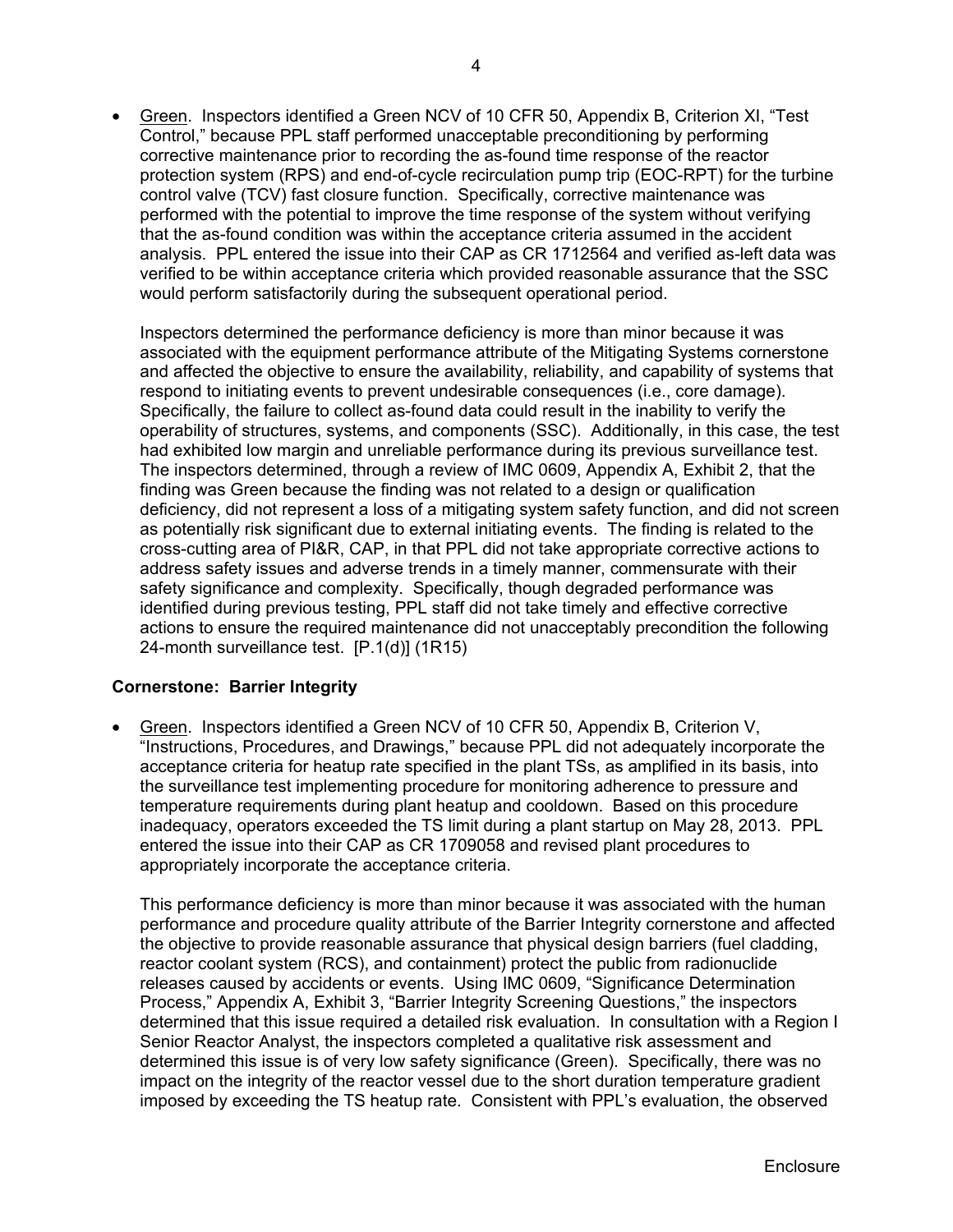- Green. Inspectors identified a Green NCV of 10 CFR 50, Appendix B, Criterion XI, “Test Control,” because PPL staff performed unacceptable preconditioning by performing corrective maintenance prior to recording the as-found time response of the reactor protection system (RPS) and end-of-cycle recirculation pump trip (EOC-RPT) for the turbine control valve (TCV) fast closure function. Specifically, corrective maintenance was performed with the potential to improve the time response of the system without verifying that the as-found condition was within the acceptance criteria assumed in the accident analysis. PPL entered the issue into their CAP as CR 1712564 and verified as-left data was verified to be within acceptance criteria which provided reasonable assurance that the SSC would perform satisfactorily during the subsequent operational period.

  Inspectors determined the performance deficiency is more than minor because it was associated with the equipment performance attribute of the Mitigating Systems cornerstone and affected the objective to ensure the availability, reliability, and capability of systems that respond to initiating events to prevent undesirable consequences (i.e., core damage). Specifically, the failure to collect as-found data could result in the inability to verify the operability of structures, systems, and components (SSC). Additionally, in this case, the test had exhibited low margin and unreliable performance during its previous surveillance test. The inspectors determined, through a review of IMC 0609, Appendix A, Exhibit 2, that the finding was Green because the finding was not related to a design or qualification deficiency, did not represent a loss of a mitigating system safety function, and did not screen as potentially risk significant due to external initiating events. The finding is related to the cross-cutting area of PI&R, CAP, in that PPL did not take appropriate corrective actions to address safety issues and adverse trends in a timely manner, commensurate with their safety significance and complexity. Specifically, though degraded performance was identified during previous testing, PPL staff did not take timely and effective corrective actions to ensure the required maintenance did not unacceptably precondition the following 24-month surveillance test. [P.1(d)] (1R15)

**Cornerstone: Barrier Integrity**

- Green. Inspectors identified a Green NCV of 10 CFR 50, Appendix B, Criterion V, “Instructions, Procedures, and Drawings,” because PPL did not adequately incorporate the acceptance criteria for heatup rate specified in the plant TSs, as amplified in its basis, into the surveillance test implementing procedure for monitoring adherence to pressure and temperature requirements during plant heatup and cooldown. Based on this procedure inadequacy, operators exceeded the TS limit during a plant startup on May 28, 2013. PPL entered the issue into their CAP as CR 1709058 and revised plant procedures to appropriately incorporate the acceptance criteria.

  This performance deficiency is more than minor because it was associated with the human performance and procedure quality attribute of the Barrier Integrity cornerstone and affected the objective to provide reasonable assurance that physical design barriers (fuel cladding, reactor coolant system (RCS), and containment) protect the public from radionuclide releases caused by accidents or events. Using IMC 0609, “Significance Determination Process,” Appendix A, Exhibit 3, “Barrier Integrity Screening Questions,” the inspectors determined that this issue required a detailed risk evaluation. In consultation with a Region I Senior Reactor Analyst, the inspectors completed a qualitative risk assessment and determined this issue is of very low safety significance (Green). Specifically, there was no impact on the integrity of the reactor vessel due to the short duration temperature gradient imposed by exceeding the TS heatup rate. Consistent with PPL’s evaluation, the observed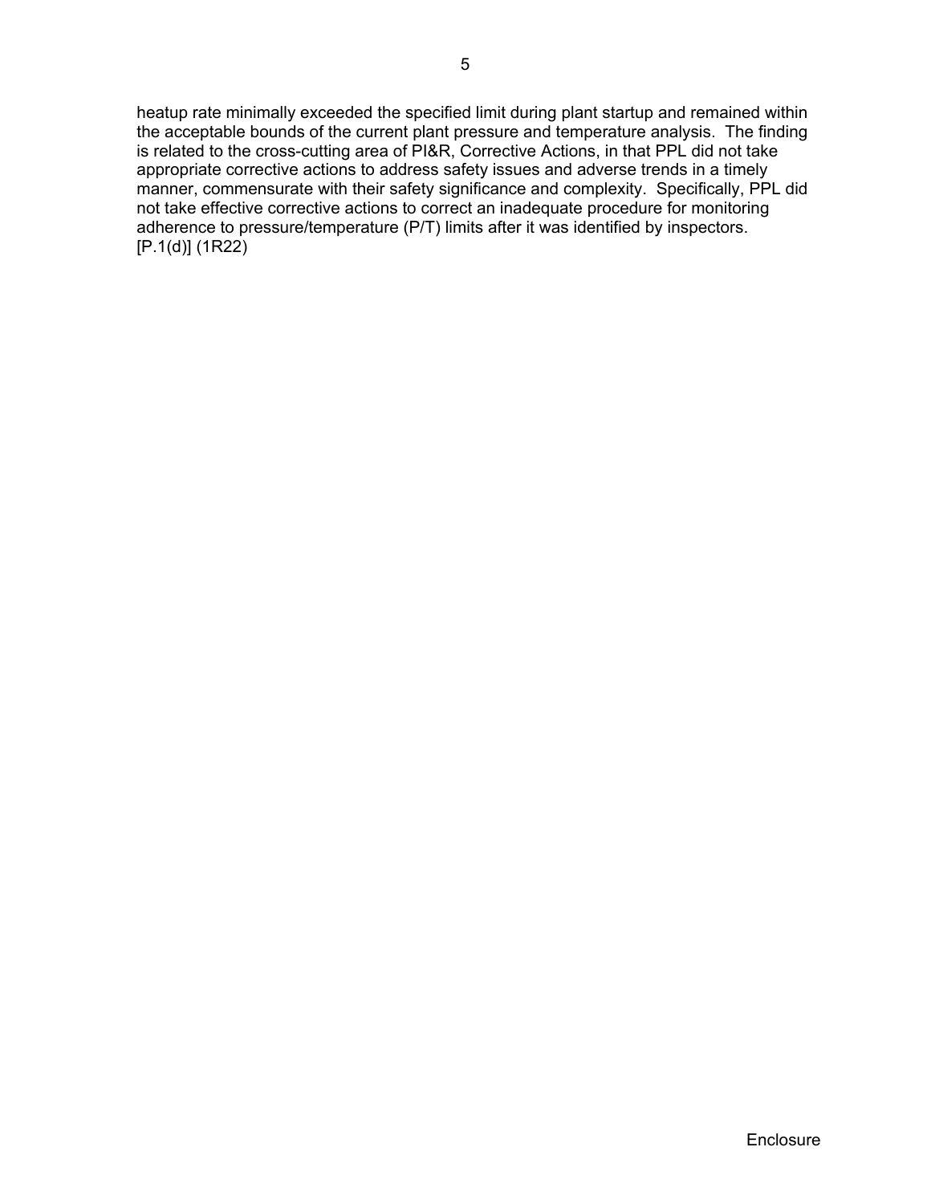heatup rate minimally exceeded the specified limit during plant startup and remained within the acceptable bounds of the current plant pressure and temperature analysis. The finding is related to the cross-cutting area of PI&R, Corrective Actions, in that PPL did not take appropriate corrective actions to address safety issues and adverse trends in a timely manner, commensurate with their safety significance and complexity. Specifically, PPL did not take effective corrective actions to correct an inadequate procedure for monitoring adherence to pressure/temperature (P/T) limits after it was identified by inspectors. [P.1(d)] (1R22)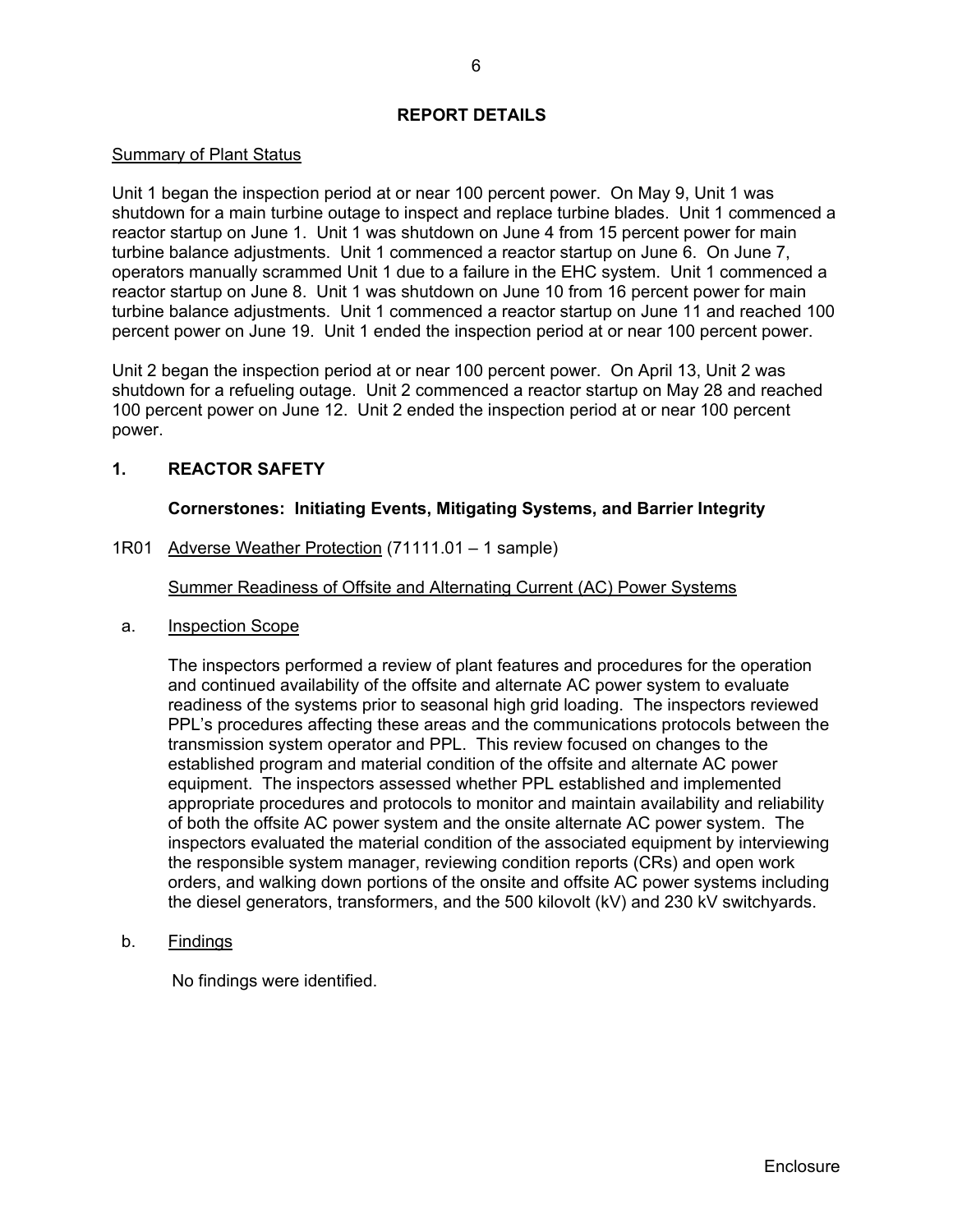# REPORT DETAILS

Summary of Plant Status

Unit 1 began the inspection period at or near 100 percent power. On May 9, Unit 1 was shutdown for a main turbine outage to inspect and replace turbine blades. Unit 1 commenced a reactor startup on June 1. Unit 1 was shutdown on June 4 from 15 percent power for main turbine balance adjustments. Unit 1 commenced a reactor startup on June 6. On June 7, operators manually scrammed Unit 1 due to a failure in the EHC system. Unit 1 commenced a reactor startup on June 8. Unit 1 was shutdown on June 10 from 16 percent power for main turbine balance adjustments. Unit 1 commenced a reactor startup on June 11 and reached 100 percent power on June 19. Unit 1 ended the inspection period at or near 100 percent power.

Unit 2 began the inspection period at or near 100 percent power. On April 13, Unit 2 was shutdown for a refueling outage. Unit 2 commenced a reactor startup on May 28 and reached 100 percent power on June 12. Unit 2 ended the inspection period at or near 100 percent power.

## 1. REACTOR SAFETY

**Cornerstones: Initiating Events, Mitigating Systems, and Barrier Integrity**

1R01 Adverse Weather Protection (71111.01 – 1 sample)

Summer Readiness of Offsite and Alternating Current (AC) Power Systems

a. Inspection Scope

The inspectors performed a review of plant features and procedures for the operation and continued availability of the offsite and alternate AC power system to evaluate readiness of the systems prior to seasonal high grid loading. The inspectors reviewed PPL's procedures affecting these areas and the communications protocols between the transmission system operator and PPL. This review focused on changes to the established program and material condition of the offsite and alternate AC power equipment. The inspectors assessed whether PPL established and implemented appropriate procedures and protocols to monitor and maintain availability and reliability of both the offsite AC power system and the onsite alternate AC power system. The inspectors evaluated the material condition of the associated equipment by interviewing the responsible system manager, reviewing condition reports (CRs) and open work orders, and walking down portions of the onsite and offsite AC power systems including the diesel generators, transformers, and the 500 kilovolt (kV) and 230 kV switchyards.

b. Findings

No findings were identified.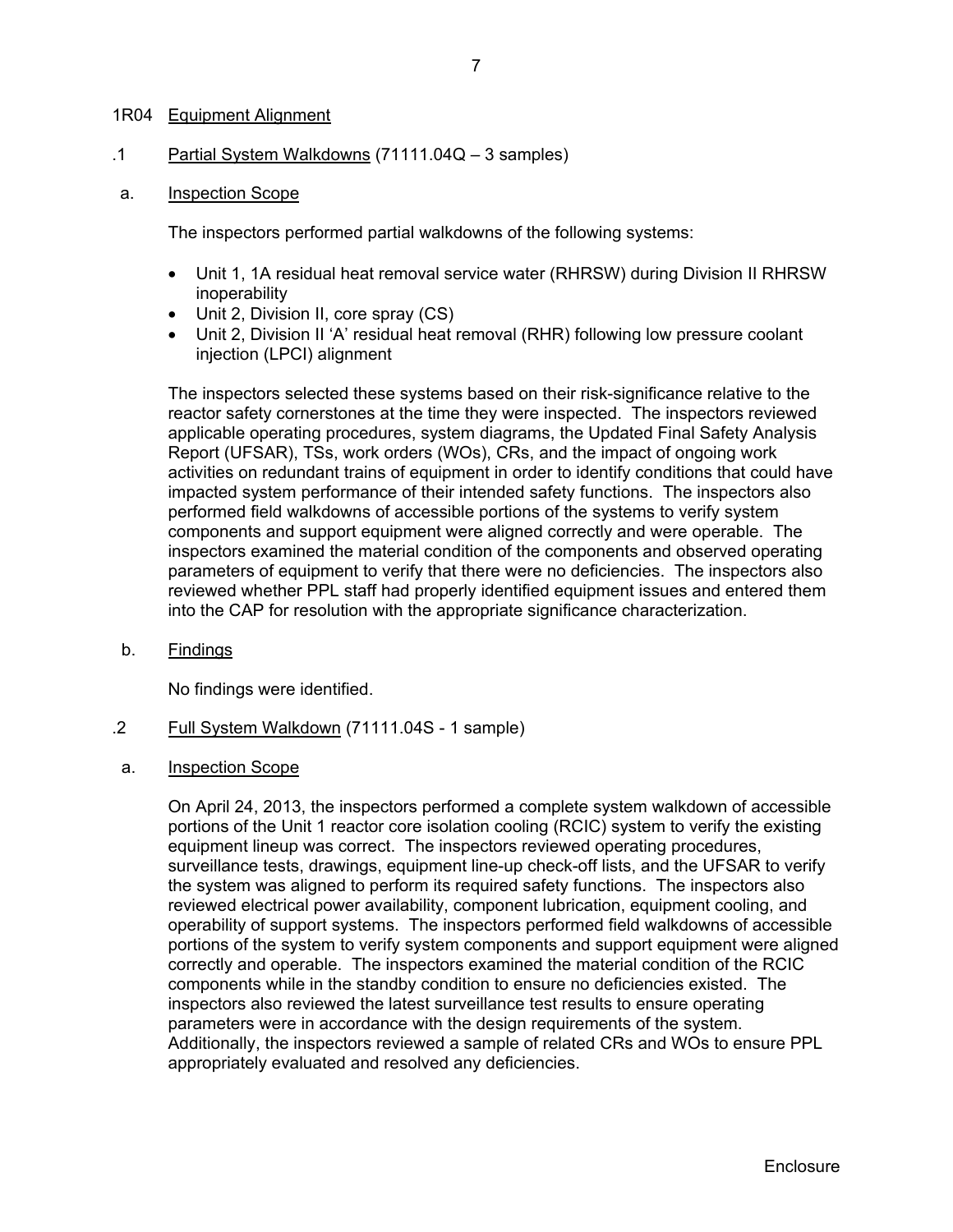## 1R04 Equipment Alignment

### .1 Partial System Walkdowns (71111.04Q – 3 samples)

#### a. Inspection Scope

The inspectors performed partial walkdowns of the following systems:

- Unit 1, 1A residual heat removal service water (RHRSW) during Division II RHRSW inoperability
- Unit 2, Division II, core spray (CS)
- Unit 2, Division II 'A' residual heat removal (RHR) following low pressure coolant injection (LPCI) alignment

The inspectors selected these systems based on their risk-significance relative to the reactor safety cornerstones at the time they were inspected. The inspectors reviewed applicable operating procedures, system diagrams, the Updated Final Safety Analysis Report (UFSAR), TSs, work orders (WOs), CRs, and the impact of ongoing work activities on redundant trains of equipment in order to identify conditions that could have impacted system performance of their intended safety functions. The inspectors also performed field walkdowns of accessible portions of the systems to verify system components and support equipment were aligned correctly and were operable. The inspectors examined the material condition of the components and observed operating parameters of equipment to verify that there were no deficiencies. The inspectors also reviewed whether PPL staff had properly identified equipment issues and entered them into the CAP for resolution with the appropriate significance characterization.

#### b. Findings

No findings were identified.

### .2 Full System Walkdown (71111.04S - 1 sample)

#### a. Inspection Scope

On April 24, 2013, the inspectors performed a complete system walkdown of accessible portions of the Unit 1 reactor core isolation cooling (RCIC) system to verify the existing equipment lineup was correct. The inspectors reviewed operating procedures, surveillance tests, drawings, equipment line-up check-off lists, and the UFSAR to verify the system was aligned to perform its required safety functions. The inspectors also reviewed electrical power availability, component lubrication, equipment cooling, and operability of support systems. The inspectors performed field walkdowns of accessible portions of the system to verify system components and support equipment were aligned correctly and operable. The inspectors examined the material condition of the RCIC components while in the standby condition to ensure no deficiencies existed. The inspectors also reviewed the latest surveillance test results to ensure operating parameters were in accordance with the design requirements of the system. Additionally, the inspectors reviewed a sample of related CRs and WOs to ensure PPL appropriately evaluated and resolved any deficiencies.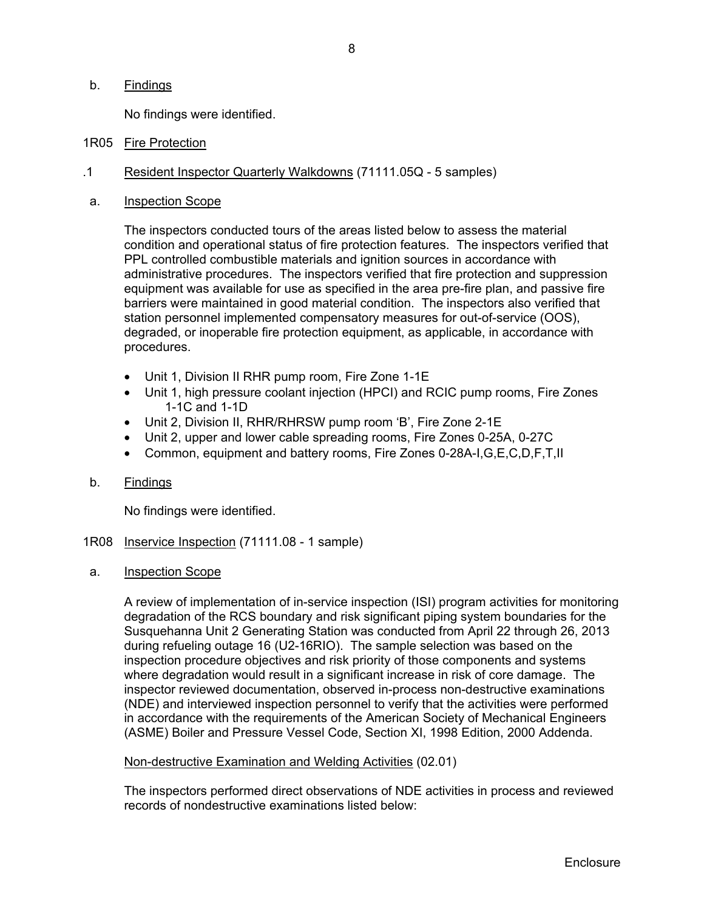b. Findings

No findings were identified.

1R05 Fire Protection

.1 Resident Inspector Quarterly Walkdowns (71111.05Q - 5 samples)

a. Inspection Scope

The inspectors conducted tours of the areas listed below to assess the material condition and operational status of fire protection features. The inspectors verified that PPL controlled combustible materials and ignition sources in accordance with administrative procedures. The inspectors verified that fire protection and suppression equipment was available for use as specified in the area pre-fire plan, and passive fire barriers were maintained in good material condition. The inspectors also verified that station personnel implemented compensatory measures for out-of-service (OOS), degraded, or inoperable fire protection equipment, as applicable, in accordance with procedures.

- Unit 1, Division II RHR pump room, Fire Zone 1-1E
- Unit 1, high pressure coolant injection (HPCI) and RCIC pump rooms, Fire Zones 1-1C and 1-1D
- Unit 2, Division II, RHR/RHRSW pump room 'B', Fire Zone 2-1E
- Unit 2, upper and lower cable spreading rooms, Fire Zones 0-25A, 0-27C
- Common, equipment and battery rooms, Fire Zones 0-28A-I,G,E,C,D,F,T,II

b. Findings

No findings were identified.

1R08 Inservice Inspection (71111.08 - 1 sample)

a. Inspection Scope

A review of implementation of in-service inspection (ISI) program activities for monitoring degradation of the RCS boundary and risk significant piping system boundaries for the Susquehanna Unit 2 Generating Station was conducted from April 22 through 26, 2013 during refueling outage 16 (U2-16RIO). The sample selection was based on the inspection procedure objectives and risk priority of those components and systems where degradation would result in a significant increase in risk of core damage. The inspector reviewed documentation, observed in-process non-destructive examinations (NDE) and interviewed inspection personnel to verify that the activities were performed in accordance with the requirements of the American Society of Mechanical Engineers (ASME) Boiler and Pressure Vessel Code, Section XI, 1998 Edition, 2000 Addenda.

Non-destructive Examination and Welding Activities (02.01)

The inspectors performed direct observations of NDE activities in process and reviewed records of nondestructive examinations listed below: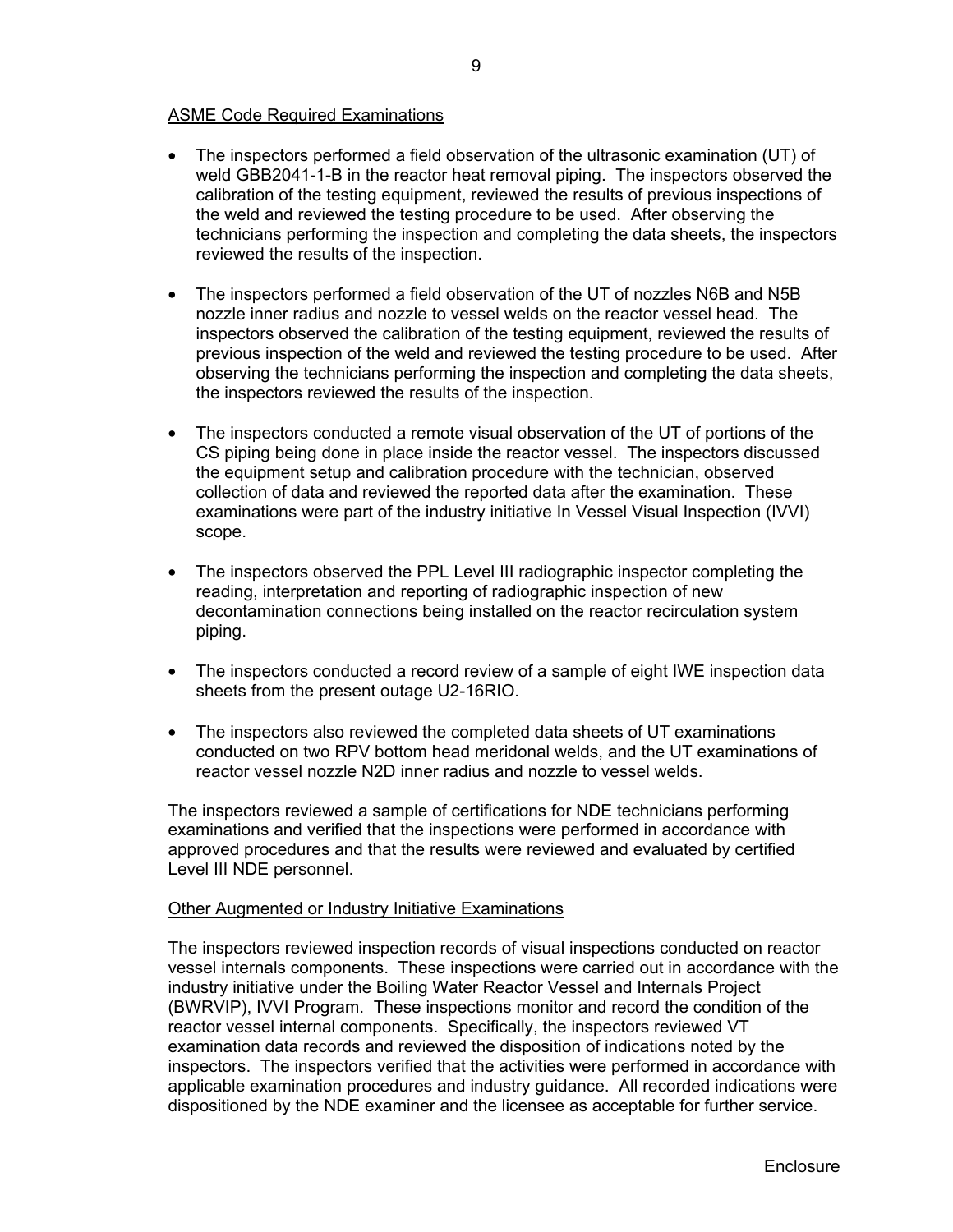ASME Code Required Examinations

- The inspectors performed a field observation of the ultrasonic examination (UT) of weld GBB2041-1-B in the reactor heat removal piping. The inspectors observed the calibration of the testing equipment, reviewed the results of previous inspections of the weld and reviewed the testing procedure to be used. After observing the technicians performing the inspection and completing the data sheets, the inspectors reviewed the results of the inspection.

- The inspectors performed a field observation of the UT of nozzles N6B and N5B nozzle inner radius and nozzle to vessel welds on the reactor vessel head. The inspectors observed the calibration of the testing equipment, reviewed the results of previous inspection of the weld and reviewed the testing procedure to be used. After observing the technicians performing the inspection and completing the data sheets, the inspectors reviewed the results of the inspection.

- The inspectors conducted a remote visual observation of the UT of portions of the CS piping being done in place inside the reactor vessel. The inspectors discussed the equipment setup and calibration procedure with the technician, observed collection of data and reviewed the reported data after the examination. These examinations were part of the industry initiative In Vessel Visual Inspection (IVVI) scope.

- The inspectors observed the PPL Level III radiographic inspector completing the reading, interpretation and reporting of radiographic inspection of new decontamination connections being installed on the reactor recirculation system piping.

- The inspectors conducted a record review of a sample of eight IWE inspection data sheets from the present outage U2-16RIO.

- The inspectors also reviewed the completed data sheets of UT examinations conducted on two RPV bottom head meridonal welds, and the UT examinations of reactor vessel nozzle N2D inner radius and nozzle to vessel welds.

The inspectors reviewed a sample of certifications for NDE technicians performing examinations and verified that the inspections were performed in accordance with approved procedures and that the results were reviewed and evaluated by certified Level III NDE personnel.

Other Augmented or Industry Initiative Examinations

The inspectors reviewed inspection records of visual inspections conducted on reactor vessel internals components. These inspections were carried out in accordance with the industry initiative under the Boiling Water Reactor Vessel and Internals Project (BWRVIP), IVVI Program. These inspections monitor and record the condition of the reactor vessel internal components. Specifically, the inspectors reviewed VT examination data records and reviewed the disposition of indications noted by the inspectors. The inspectors verified that the activities were performed in accordance with applicable examination procedures and industry guidance. All recorded indications were dispositioned by the NDE examiner and the licensee as acceptable for further service.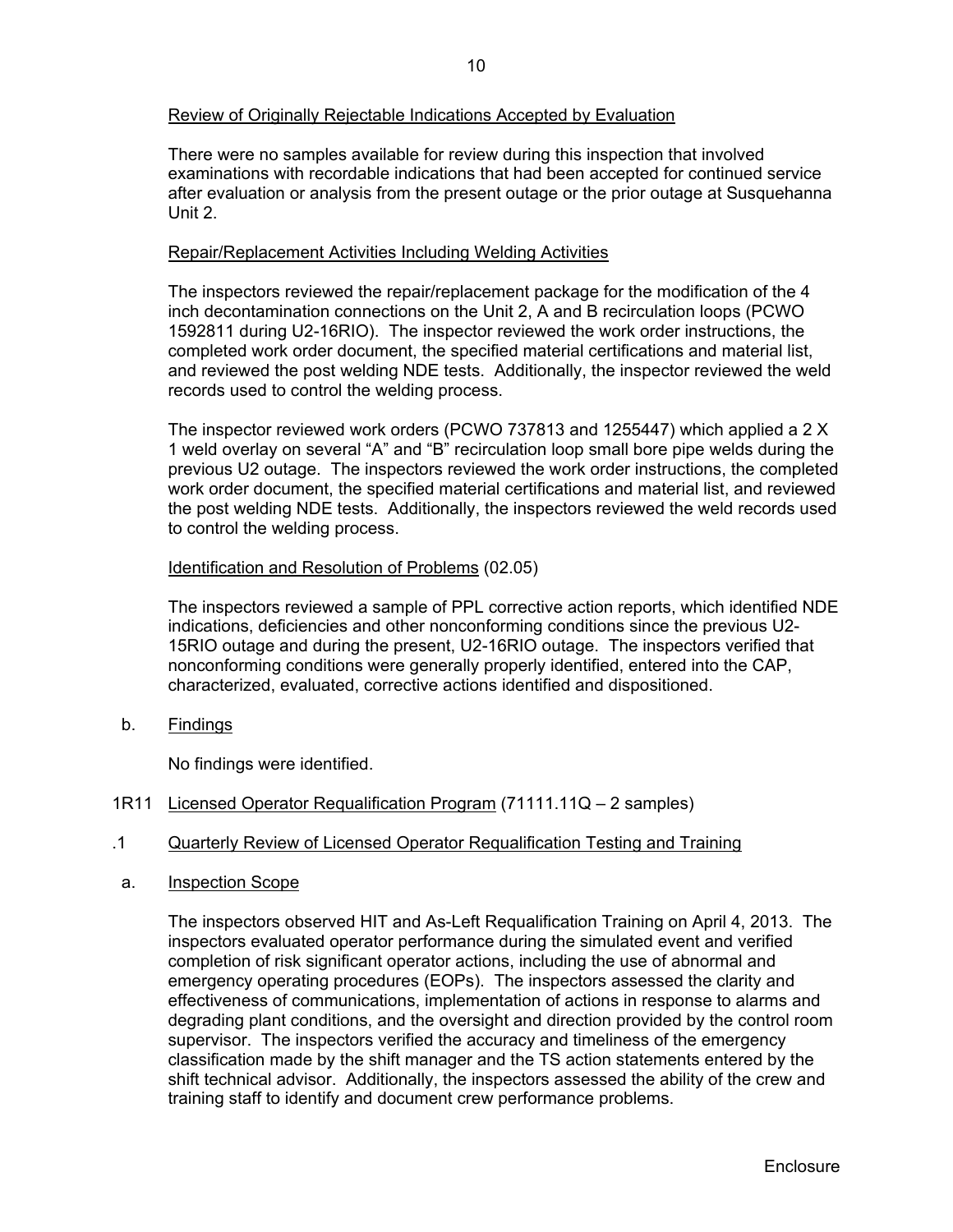Review of Originally Rejectable Indications Accepted by Evaluation

There were no samples available for review during this inspection that involved examinations with recordable indications that had been accepted for continued service after evaluation or analysis from the present outage or the prior outage at Susquehanna Unit 2.

Repair/Replacement Activities Including Welding Activities

The inspectors reviewed the repair/replacement package for the modification of the 4 inch decontamination connections on the Unit 2, A and B recirculation loops (PCWO 1592811 during U2-16RIO). The inspector reviewed the work order instructions, the completed work order document, the specified material certifications and material list, and reviewed the post welding NDE tests. Additionally, the inspector reviewed the weld records used to control the welding process.

The inspector reviewed work orders (PCWO 737813 and 1255447) which applied a 2 X 1 weld overlay on several "A" and "B" recirculation loop small bore pipe welds during the previous U2 outage. The inspectors reviewed the work order instructions, the completed work order document, the specified material certifications and material list, and reviewed the post welding NDE tests. Additionally, the inspectors reviewed the weld records used to control the welding process.

Identification and Resolution of Problems (02.05)

The inspectors reviewed a sample of PPL corrective action reports, which identified NDE indications, deficiencies and other nonconforming conditions since the previous U2-15RIO outage and during the present, U2-16RIO outage. The inspectors verified that nonconforming conditions were generally properly identified, entered into the CAP, characterized, evaluated, corrective actions identified and dispositioned.

b. Findings

No findings were identified.

1R11 Licensed Operator Requalification Program (71111.11Q – 2 samples)

.1 Quarterly Review of Licensed Operator Requalification Testing and Training

a. Inspection Scope

The inspectors observed HIT and As-Left Requalification Training on April 4, 2013. The inspectors evaluated operator performance during the simulated event and verified completion of risk significant operator actions, including the use of abnormal and emergency operating procedures (EOPs). The inspectors assessed the clarity and effectiveness of communications, implementation of actions in response to alarms and degrading plant conditions, and the oversight and direction provided by the control room supervisor. The inspectors verified the accuracy and timeliness of the emergency classification made by the shift manager and the TS action statements entered by the shift technical advisor. Additionally, the inspectors assessed the ability of the crew and training staff to identify and document crew performance problems.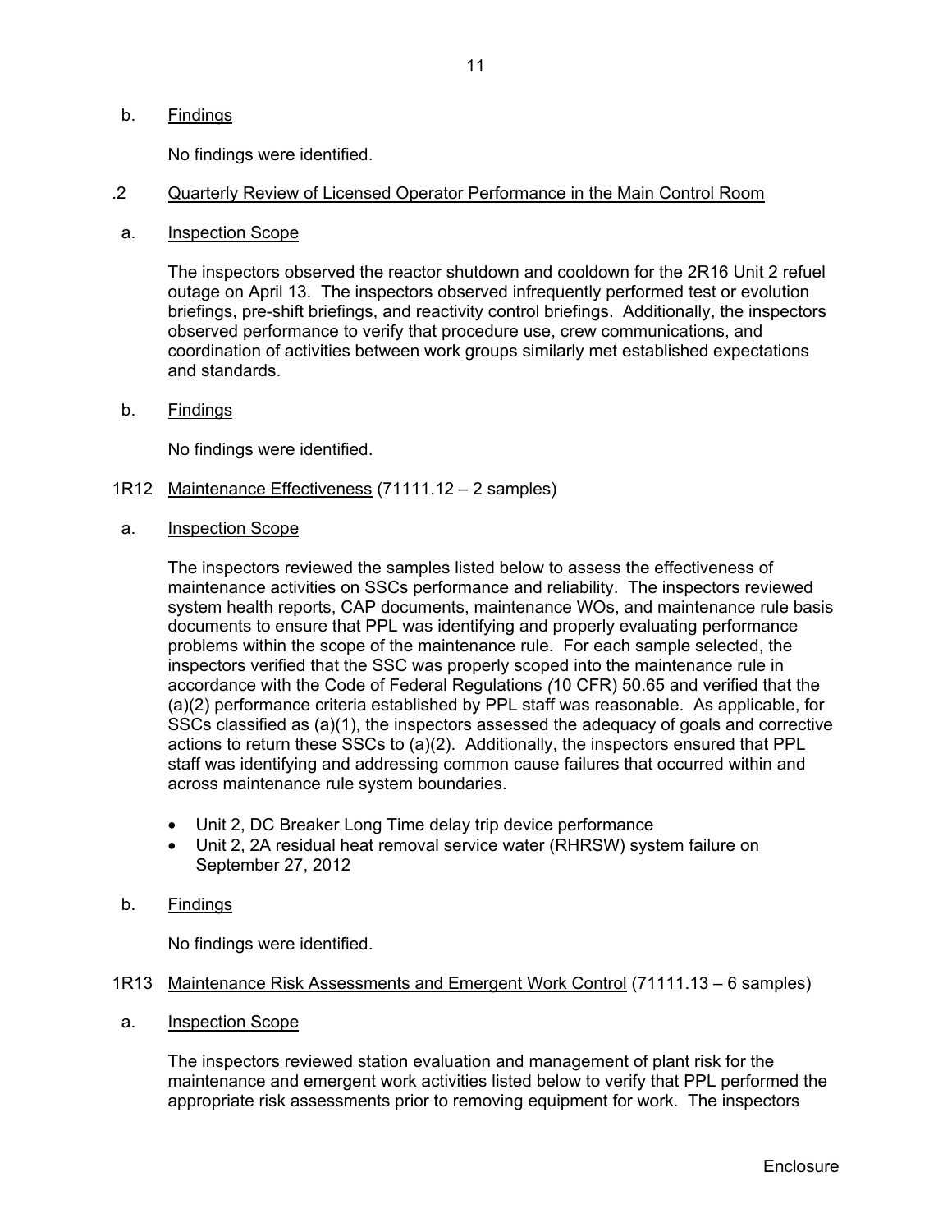b. Findings

No findings were identified.

.2 Quarterly Review of Licensed Operator Performance in the Main Control Room

a. Inspection Scope

The inspectors observed the reactor shutdown and cooldown for the 2R16 Unit 2 refuel outage on April 13. The inspectors observed infrequently performed test or evolution briefings, pre-shift briefings, and reactivity control briefings. Additionally, the inspectors observed performance to verify that procedure use, crew communications, and coordination of activities between work groups similarly met established expectations and standards.

b. Findings

No findings were identified.

## 1R12 Maintenance Effectiveness (71111.12 – 2 samples)

a. Inspection Scope

The inspectors reviewed the samples listed below to assess the effectiveness of maintenance activities on SSCs performance and reliability. The inspectors reviewed system health reports, CAP documents, maintenance WOs, and maintenance rule basis documents to ensure that PPL was identifying and properly evaluating performance problems within the scope of the maintenance rule. For each sample selected, the inspectors verified that the SSC was properly scoped into the maintenance rule in accordance with the Code of Federal Regulations (10 CFR) 50.65 and verified that the (a)(2) performance criteria established by PPL staff was reasonable. As applicable, for SSCs classified as (a)(1), the inspectors assessed the adequacy of goals and corrective actions to return these SSCs to (a)(2). Additionally, the inspectors ensured that PPL staff was identifying and addressing common cause failures that occurred within and across maintenance rule system boundaries.

- Unit 2, DC Breaker Long Time delay trip device performance
- Unit 2, 2A residual heat removal service water (RHRSW) system failure on September 27, 2012

b. Findings

No findings were identified.

## 1R13 Maintenance Risk Assessments and Emergent Work Control (71111.13 – 6 samples)

a. Inspection Scope

The inspectors reviewed station evaluation and management of plant risk for the maintenance and emergent work activities listed below to verify that PPL performed the appropriate risk assessments prior to removing equipment for work. The inspectors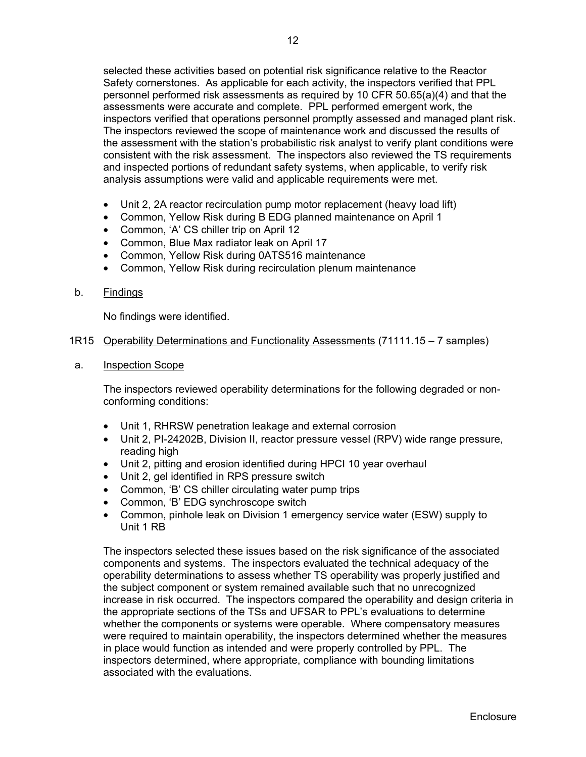selected these activities based on potential risk significance relative to the Reactor Safety cornerstones. As applicable for each activity, the inspectors verified that PPL personnel performed risk assessments as required by 10 CFR 50.65(a)(4) and that the assessments were accurate and complete. PPL performed emergent work, the inspectors verified that operations personnel promptly assessed and managed plant risk. The inspectors reviewed the scope of maintenance work and discussed the results of the assessment with the station's probabilistic risk analyst to verify plant conditions were consistent with the risk assessment. The inspectors also reviewed the TS requirements and inspected portions of redundant safety systems, when applicable, to verify risk analysis assumptions were valid and applicable requirements were met.

- Unit 2, 2A reactor recirculation pump motor replacement (heavy load lift)
- Common, Yellow Risk during B EDG planned maintenance on April 1
- Common, 'A' CS chiller trip on April 12
- Common, Blue Max radiator leak on April 17
- Common, Yellow Risk during 0ATS516 maintenance
- Common, Yellow Risk during recirculation plenum maintenance

b. Findings

No findings were identified.

## 1R15 Operability Determinations and Functionality Assessments (71111.15 – 7 samples)

a. Inspection Scope

The inspectors reviewed operability determinations for the following degraded or non-conforming conditions:

- Unit 1, RHRSW penetration leakage and external corrosion
- Unit 2, PI-24202B, Division II, reactor pressure vessel (RPV) wide range pressure, reading high
- Unit 2, pitting and erosion identified during HPCI 10 year overhaul
- Unit 2, gel identified in RPS pressure switch
- Common, 'B' CS chiller circulating water pump trips
- Common, 'B' EDG synchroscope switch
- Common, pinhole leak on Division 1 emergency service water (ESW) supply to Unit 1 RB

The inspectors selected these issues based on the risk significance of the associated components and systems. The inspectors evaluated the technical adequacy of the operability determinations to assess whether TS operability was properly justified and the subject component or system remained available such that no unrecognized increase in risk occurred. The inspectors compared the operability and design criteria in the appropriate sections of the TSs and UFSAR to PPL's evaluations to determine whether the components or systems were operable. Where compensatory measures were required to maintain operability, the inspectors determined whether the measures in place would function as intended and were properly controlled by PPL. The inspectors determined, where appropriate, compliance with bounding limitations associated with the evaluations.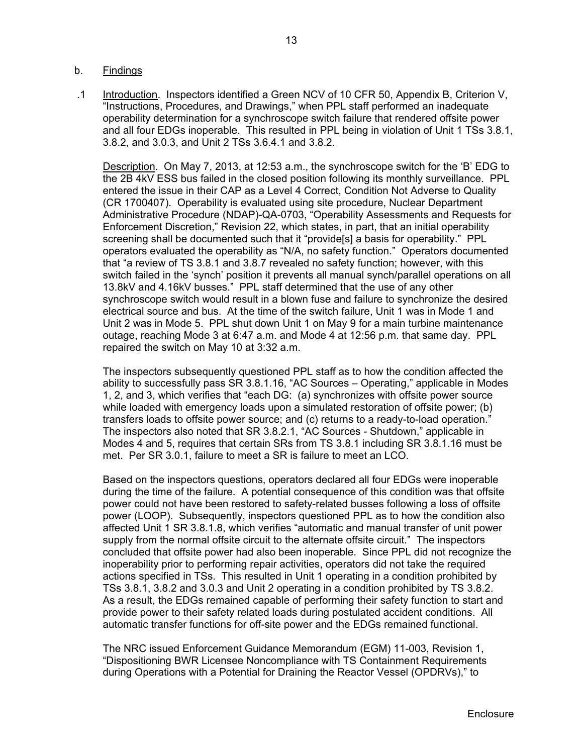b. Findings

.1 Introduction. Inspectors identified a Green NCV of 10 CFR 50, Appendix B, Criterion V, "Instructions, Procedures, and Drawings," when PPL staff performed an inadequate operability determination for a synchroscope switch failure that rendered offsite power and all four EDGs inoperable. This resulted in PPL being in violation of Unit 1 TSs 3.8.1, 3.8.2, and 3.0.3, and Unit 2 TSs 3.6.4.1 and 3.8.2.

Description. On May 7, 2013, at 12:53 a.m., the synchroscope switch for the 'B' EDG to the 2B 4kV ESS bus failed in the closed position following its monthly surveillance. PPL entered the issue in their CAP as a Level 4 Correct, Condition Not Adverse to Quality (CR 1700407). Operability is evaluated using site procedure, Nuclear Department Administrative Procedure (NDAP)-QA-0703, "Operability Assessments and Requests for Enforcement Discretion," Revision 22, which states, in part, that an initial operability screening shall be documented such that it "provide[s] a basis for operability." PPL operators evaluated the operability as "N/A, no safety function." Operators documented that "a review of TS 3.8.1 and 3.8.7 revealed no safety function; however, with this switch failed in the 'synch' position it prevents all manual synch/parallel operations on all 13.8kV and 4.16kV busses." PPL staff determined that the use of any other synchroscope switch would result in a blown fuse and failure to synchronize the desired electrical source and bus. At the time of the switch failure, Unit 1 was in Mode 1 and Unit 2 was in Mode 5. PPL shut down Unit 1 on May 9 for a main turbine maintenance outage, reaching Mode 3 at 6:47 a.m. and Mode 4 at 12:56 p.m. that same day. PPL repaired the switch on May 10 at 3:32 a.m.

The inspectors subsequently questioned PPL staff as to how the condition affected the ability to successfully pass SR 3.8.1.16, "AC Sources – Operating," applicable in Modes 1, 2, and 3, which verifies that "each DG: (a) synchronizes with offsite power source while loaded with emergency loads upon a simulated restoration of offsite power; (b) transfers loads to offsite power source; and (c) returns to a ready-to-load operation." The inspectors also noted that SR 3.8.2.1, "AC Sources - Shutdown," applicable in Modes 4 and 5, requires that certain SRs from TS 3.8.1 including SR 3.8.1.16 must be met. Per SR 3.0.1, failure to meet a SR is failure to meet an LCO.

Based on the inspectors questions, operators declared all four EDGs were inoperable during the time of the failure. A potential consequence of this condition was that offsite power could not have been restored to safety-related busses following a loss of offsite power (LOOP). Subsequently, inspectors questioned PPL as to how the condition also affected Unit 1 SR 3.8.1.8, which verifies "automatic and manual transfer of unit power supply from the normal offsite circuit to the alternate offsite circuit." The inspectors concluded that offsite power had also been inoperable. Since PPL did not recognize the inoperability prior to performing repair activities, operators did not take the required actions specified in TSs. This resulted in Unit 1 operating in a condition prohibited by TSs 3.8.1, 3.8.2 and 3.0.3 and Unit 2 operating in a condition prohibited by TS 3.8.2. As a result, the EDGs remained capable of performing their safety function to start and provide power to their safety related loads during postulated accident conditions. All automatic transfer functions for off-site power and the EDGs remained functional.

The NRC issued Enforcement Guidance Memorandum (EGM) 11-003, Revision 1, "Dispositioning BWR Licensee Noncompliance with TS Containment Requirements during Operations with a Potential for Draining the Reactor Vessel (OPDRVs)," to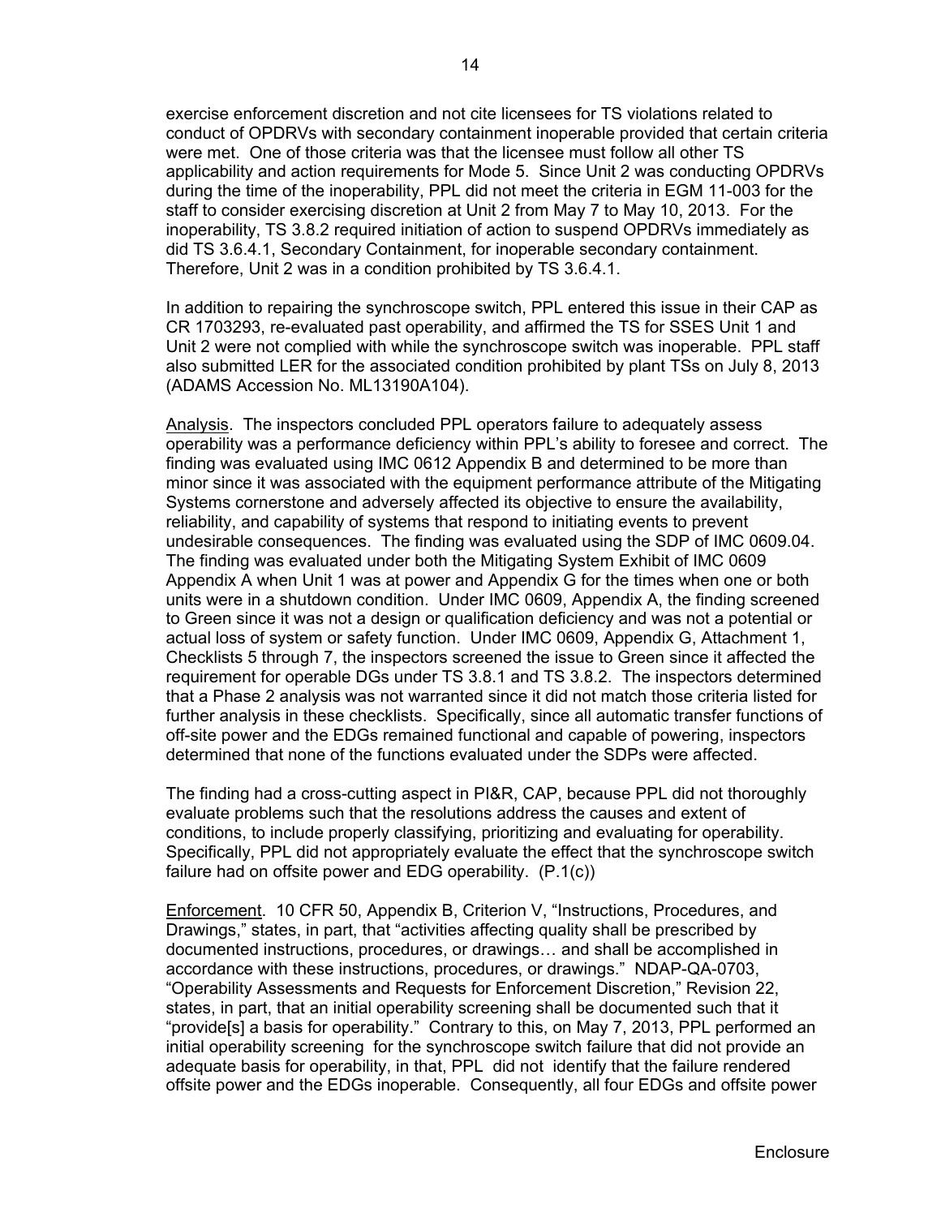exercise enforcement discretion and not cite licensees for TS violations related to conduct of OPDRVs with secondary containment inoperable provided that certain criteria were met. One of those criteria was that the licensee must follow all other TS applicability and action requirements for Mode 5. Since Unit 2 was conducting OPDRVs during the time of the inoperability, PPL did not meet the criteria in EGM 11-003 for the staff to consider exercising discretion at Unit 2 from May 7 to May 10, 2013. For the inoperability, TS 3.8.2 required initiation of action to suspend OPDRVs immediately as did TS 3.6.4.1, Secondary Containment, for inoperable secondary containment. Therefore, Unit 2 was in a condition prohibited by TS 3.6.4.1.

In addition to repairing the synchroscope switch, PPL entered this issue in their CAP as CR 1703293, re-evaluated past operability, and affirmed the TS for SSES Unit 1 and Unit 2 were not complied with while the synchroscope switch was inoperable. PPL staff also submitted LER for the associated condition prohibited by plant TSs on July 8, 2013 (ADAMS Accession No. ML13190A104).

Analysis. The inspectors concluded PPL operators failure to adequately assess operability was a performance deficiency within PPL's ability to foresee and correct. The finding was evaluated using IMC 0612 Appendix B and determined to be more than minor since it was associated with the equipment performance attribute of the Mitigating Systems cornerstone and adversely affected its objective to ensure the availability, reliability, and capability of systems that respond to initiating events to prevent undesirable consequences. The finding was evaluated using the SDP of IMC 0609.04. The finding was evaluated under both the Mitigating System Exhibit of IMC 0609 Appendix A when Unit 1 was at power and Appendix G for the times when one or both units were in a shutdown condition. Under IMC 0609, Appendix A, the finding screened to Green since it was not a design or qualification deficiency and was not a potential or actual loss of system or safety function. Under IMC 0609, Appendix G, Attachment 1, Checklists 5 through 7, the inspectors screened the issue to Green since it affected the requirement for operable DGs under TS 3.8.1 and TS 3.8.2. The inspectors determined that a Phase 2 analysis was not warranted since it did not match those criteria listed for further analysis in these checklists. Specifically, since all automatic transfer functions of off-site power and the EDGs remained functional and capable of powering, inspectors determined that none of the functions evaluated under the SDPs were affected.

The finding had a cross-cutting aspect in PI&R, CAP, because PPL did not thoroughly evaluate problems such that the resolutions address the causes and extent of conditions, to include properly classifying, prioritizing and evaluating for operability. Specifically, PPL did not appropriately evaluate the effect that the synchroscope switch failure had on offsite power and EDG operability. (P.1(c))

Enforcement. 10 CFR 50, Appendix B, Criterion V, "Instructions, Procedures, and Drawings," states, in part, that "activities affecting quality shall be prescribed by documented instructions, procedures, or drawings… and shall be accomplished in accordance with these instructions, procedures, or drawings." NDAP-QA-0703, "Operability Assessments and Requests for Enforcement Discretion," Revision 22, states, in part, that an initial operability screening shall be documented such that it "provide[s] a basis for operability." Contrary to this, on May 7, 2013, PPL performed an initial operability screening for the synchroscope switch failure that did not provide an adequate basis for operability, in that, PPL did not identify that the failure rendered offsite power and the EDGs inoperable. Consequently, all four EDGs and offsite power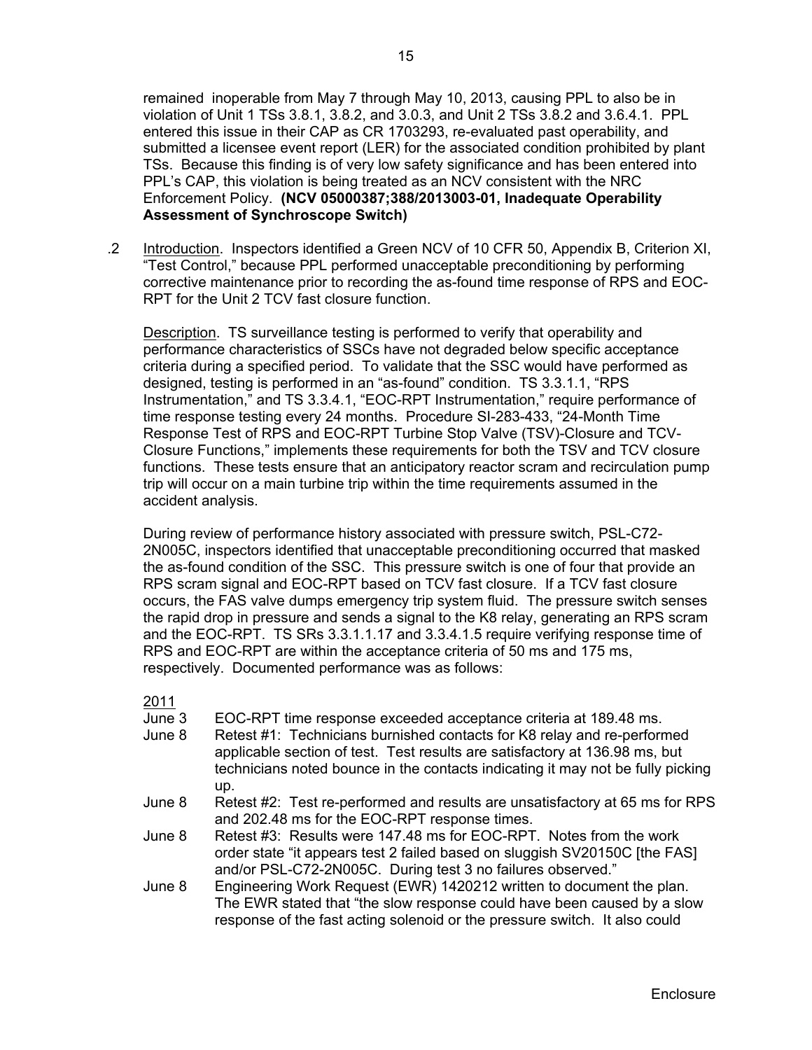remained inoperable from May 7 through May 10, 2013, causing PPL to also be in violation of Unit 1 TSs 3.8.1, 3.8.2, and 3.0.3, and Unit 2 TSs 3.8.2 and 3.6.4.1. PPL entered this issue in their CAP as CR 1703293, re-evaluated past operability, and submitted a licensee event report (LER) for the associated condition prohibited by plant TSs. Because this finding is of very low safety significance and has been entered into PPL's CAP, this violation is being treated as an NCV consistent with the NRC Enforcement Policy. **(NCV 05000387;388/2013003-01, Inadequate Operability Assessment of Synchroscope Switch)**

.2 Introduction. Inspectors identified a Green NCV of 10 CFR 50, Appendix B, Criterion XI, "Test Control," because PPL performed unacceptable preconditioning by performing corrective maintenance prior to recording the as-found time response of RPS and EOC-RPT for the Unit 2 TCV fast closure function.

Description. TS surveillance testing is performed to verify that operability and performance characteristics of SSCs have not degraded below specific acceptance criteria during a specified period. To validate that the SSC would have performed as designed, testing is performed in an "as-found" condition. TS 3.3.1.1, "RPS Instrumentation," and TS 3.3.4.1, "EOC-RPT Instrumentation," require performance of time response testing every 24 months. Procedure SI-283-433, "24-Month Time Response Test of RPS and EOC-RPT Turbine Stop Valve (TSV)-Closure and TCV-Closure Functions," implements these requirements for both the TSV and TCV closure functions. These tests ensure that an anticipatory reactor scram and recirculation pump trip will occur on a main turbine trip within the time requirements assumed in the accident analysis.

During review of performance history associated with pressure switch, PSL-C72-2N005C, inspectors identified that unacceptable preconditioning occurred that masked the as-found condition of the SSC. This pressure switch is one of four that provide an RPS scram signal and EOC-RPT based on TCV fast closure. If a TCV fast closure occurs, the FAS valve dumps emergency trip system fluid. The pressure switch senses the rapid drop in pressure and sends a signal to the K8 relay, generating an RPS scram and the EOC-RPT. TS SRs 3.3.1.1.17 and 3.3.4.1.5 require verifying response time of RPS and EOC-RPT are within the acceptance criteria of 50 ms and 175 ms, respectively. Documented performance was as follows:

2011

- June 3 EOC-RPT time response exceeded acceptance criteria at 189.48 ms.
- June 8 Retest #1: Technicians burnished contacts for K8 relay and re-performed applicable section of test. Test results are satisfactory at 136.98 ms, but technicians noted bounce in the contacts indicating it may not be fully picking up.
- June 8 Retest #2: Test re-performed and results are unsatisfactory at 65 ms for RPS and 202.48 ms for the EOC-RPT response times.
- June 8 Retest #3: Results were 147.48 ms for EOC-RPT. Notes from the work order state "it appears test 2 failed based on sluggish SV20150C [the FAS] and/or PSL-C72-2N005C. During test 3 no failures observed."
- June 8 Engineering Work Request (EWR) 1420212 written to document the plan. The EWR stated that "the slow response could have been caused by a slow response of the fast acting solenoid or the pressure switch. It also could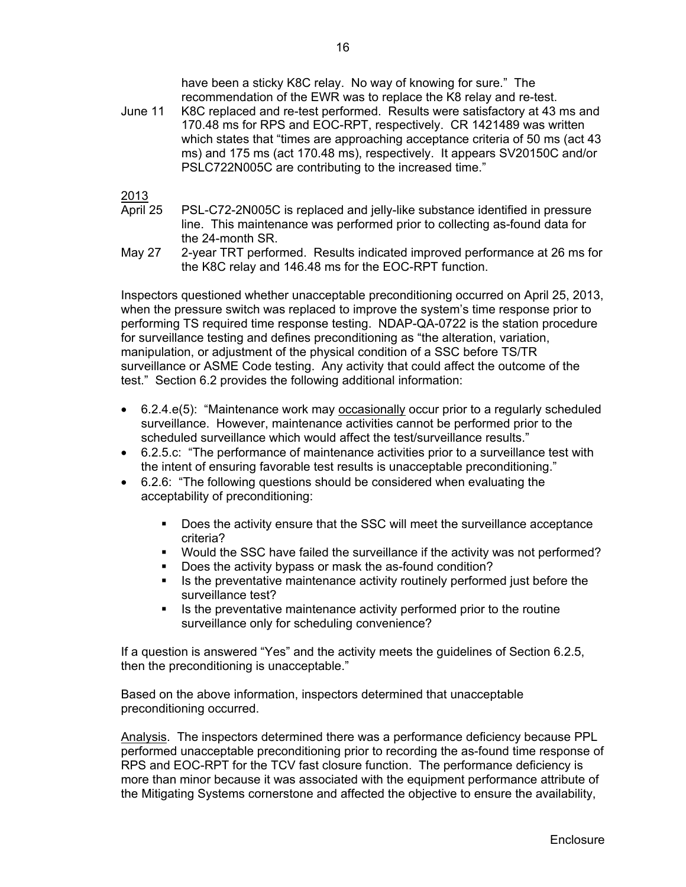have been a sticky K8C relay. No way of knowing for sure." The recommendation of the EWR was to replace the K8 relay and re-test.

June 11 K8C replaced and re-test performed. Results were satisfactory at 43 ms and 170.48 ms for RPS and EOC-RPT, respectively. CR 1421489 was written which states that "times are approaching acceptance criteria of 50 ms (act 43 ms) and 175 ms (act 170.48 ms), respectively. It appears SV20150C and/or PSLC722N005C are contributing to the increased time."

<u>2013</u>

April 25 PSL-C72-2N005C is replaced and jelly-like substance identified in pressure line. This maintenance was performed prior to collecting as-found data for the 24-month SR.

May 27 2-year TRT performed. Results indicated improved performance at 26 ms for the K8C relay and 146.48 ms for the EOC-RPT function.

Inspectors questioned whether unacceptable preconditioning occurred on April 25, 2013, when the pressure switch was replaced to improve the system's time response prior to performing TS required time response testing. NDAP-QA-0722 is the station procedure for surveillance testing and defines preconditioning as "the alteration, variation, manipulation, or adjustment of the physical condition of a SSC before TS/TR surveillance or ASME Code testing. Any activity that could affect the outcome of the test." Section 6.2 provides the following additional information:

- 6.2.4.e(5): "Maintenance work may <u>occasionally</u> occur prior to a regularly scheduled surveillance. However, maintenance activities cannot be performed prior to the scheduled surveillance which would affect the test/surveillance results."
- 6.2.5.c: "The performance of maintenance activities prior to a surveillance test with the intent of ensuring favorable test results is unacceptable preconditioning."
- 6.2.6: "The following questions should be considered when evaluating the acceptability of preconditioning:
  - Does the activity ensure that the SSC will meet the surveillance acceptance criteria?
  - Would the SSC have failed the surveillance if the activity was not performed?
  - Does the activity bypass or mask the as-found condition?
  - Is the preventative maintenance activity routinely performed just before the surveillance test?
  - Is the preventative maintenance activity performed prior to the routine surveillance only for scheduling convenience?

If a question is answered "Yes" and the activity meets the guidelines of Section 6.2.5, then the preconditioning is unacceptable."

Based on the above information, inspectors determined that unacceptable preconditioning occurred.

<u>Analysis</u>. The inspectors determined there was a performance deficiency because PPL performed unacceptable preconditioning prior to recording the as-found time response of RPS and EOC-RPT for the TCV fast closure function. The performance deficiency is more than minor because it was associated with the equipment performance attribute of the Mitigating Systems cornerstone and affected the objective to ensure the availability,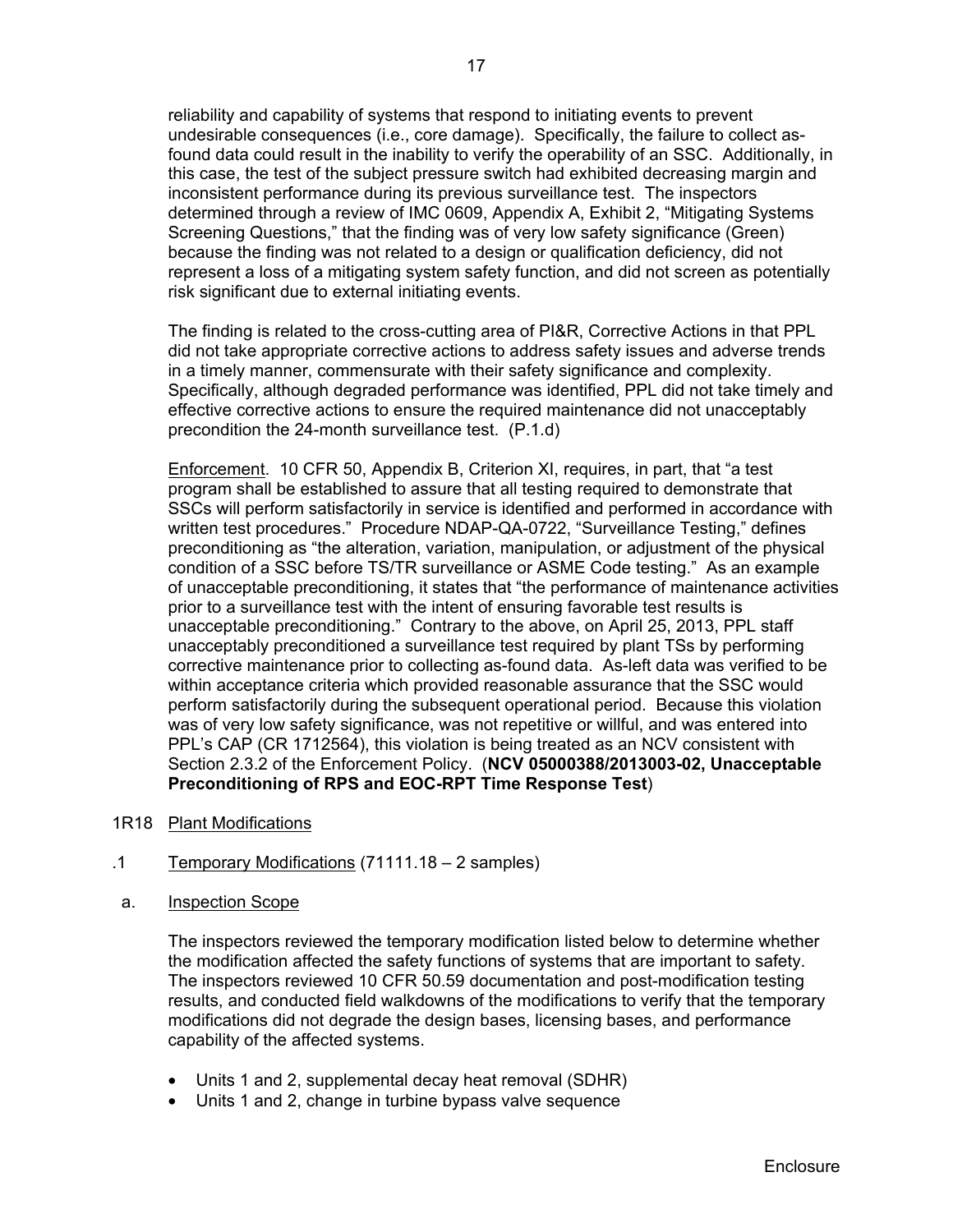reliability and capability of systems that respond to initiating events to prevent undesirable consequences (i.e., core damage). Specifically, the failure to collect as-found data could result in the inability to verify the operability of an SSC. Additionally, in this case, the test of the subject pressure switch had exhibited decreasing margin and inconsistent performance during its previous surveillance test. The inspectors determined through a review of IMC 0609, Appendix A, Exhibit 2, "Mitigating Systems Screening Questions," that the finding was of very low safety significance (Green) because the finding was not related to a design or qualification deficiency, did not represent a loss of a mitigating system safety function, and did not screen as potentially risk significant due to external initiating events.

The finding is related to the cross-cutting area of PI&R, Corrective Actions in that PPL did not take appropriate corrective actions to address safety issues and adverse trends in a timely manner, commensurate with their safety significance and complexity. Specifically, although degraded performance was identified, PPL did not take timely and effective corrective actions to ensure the required maintenance did not unacceptably precondition the 24-month surveillance test. (P.1.d)

Enforcement. 10 CFR 50, Appendix B, Criterion XI, requires, in part, that "a test program shall be established to assure that all testing required to demonstrate that SSCs will perform satisfactorily in service is identified and performed in accordance with written test procedures." Procedure NDAP-QA-0722, "Surveillance Testing," defines preconditioning as "the alteration, variation, manipulation, or adjustment of the physical condition of a SSC before TS/TR surveillance or ASME Code testing." As an example of unacceptable preconditioning, it states that "the performance of maintenance activities prior to a surveillance test with the intent of ensuring favorable test results is unacceptable preconditioning." Contrary to the above, on April 25, 2013, PPL staff unacceptably preconditioned a surveillance test required by plant TSs by performing corrective maintenance prior to collecting as-found data. As-left data was verified to be within acceptance criteria which provided reasonable assurance that the SSC would perform satisfactorily during the subsequent operational period. Because this violation was of very low safety significance, was not repetitive or willful, and was entered into PPL's CAP (CR 1712564), this violation is being treated as an NCV consistent with Section 2.3.2 of the Enforcement Policy. (**NCV 05000388/2013003-02, Unacceptable Preconditioning of RPS and EOC-RPT Time Response Test**)

1R18 Plant Modifications

.1 Temporary Modifications (71111.18 – 2 samples)

a. Inspection Scope

The inspectors reviewed the temporary modification listed below to determine whether the modification affected the safety functions of systems that are important to safety. The inspectors reviewed 10 CFR 50.59 documentation and post-modification testing results, and conducted field walkdowns of the modifications to verify that the temporary modifications did not degrade the design bases, licensing bases, and performance capability of the affected systems.

- Units 1 and 2, supplemental decay heat removal (SDHR)
- Units 1 and 2, change in turbine bypass valve sequence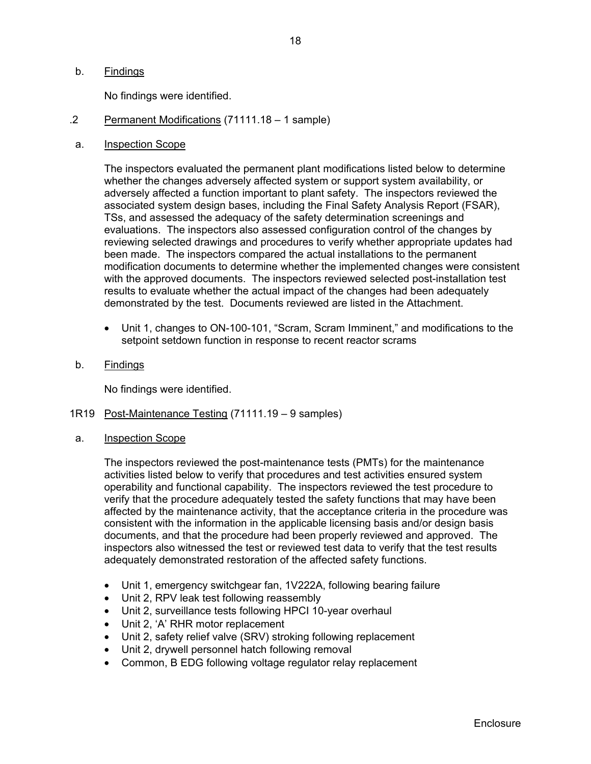b. Findings

No findings were identified.

.2 Permanent Modifications (71111.18 – 1 sample)

a. Inspection Scope

The inspectors evaluated the permanent plant modifications listed below to determine whether the changes adversely affected system or support system availability, or adversely affected a function important to plant safety. The inspectors reviewed the associated system design bases, including the Final Safety Analysis Report (FSAR), TSs, and assessed the adequacy of the safety determination screenings and evaluations. The inspectors also assessed configuration control of the changes by reviewing selected drawings and procedures to verify whether appropriate updates had been made. The inspectors compared the actual installations to the permanent modification documents to determine whether the implemented changes were consistent with the approved documents. The inspectors reviewed selected post-installation test results to evaluate whether the actual impact of the changes had been adequately demonstrated by the test. Documents reviewed are listed in the Attachment.

- Unit 1, changes to ON-100-101, "Scram, Scram Imminent," and modifications to the setpoint setdown function in response to recent reactor scrams

b. Findings

No findings were identified.

1R19 Post-Maintenance Testing (71111.19 – 9 samples)

a. Inspection Scope

The inspectors reviewed the post-maintenance tests (PMTs) for the maintenance activities listed below to verify that procedures and test activities ensured system operability and functional capability. The inspectors reviewed the test procedure to verify that the procedure adequately tested the safety functions that may have been affected by the maintenance activity, that the acceptance criteria in the procedure was consistent with the information in the applicable licensing basis and/or design basis documents, and that the procedure had been properly reviewed and approved. The inspectors also witnessed the test or reviewed test data to verify that the test results adequately demonstrated restoration of the affected safety functions.

- Unit 1, emergency switchgear fan, 1V222A, following bearing failure
- Unit 2, RPV leak test following reassembly
- Unit 2, surveillance tests following HPCI 10-year overhaul
- Unit 2, 'A' RHR motor replacement
- Unit 2, safety relief valve (SRV) stroking following replacement
- Unit 2, drywell personnel hatch following removal
- Common, B EDG following voltage regulator relay replacement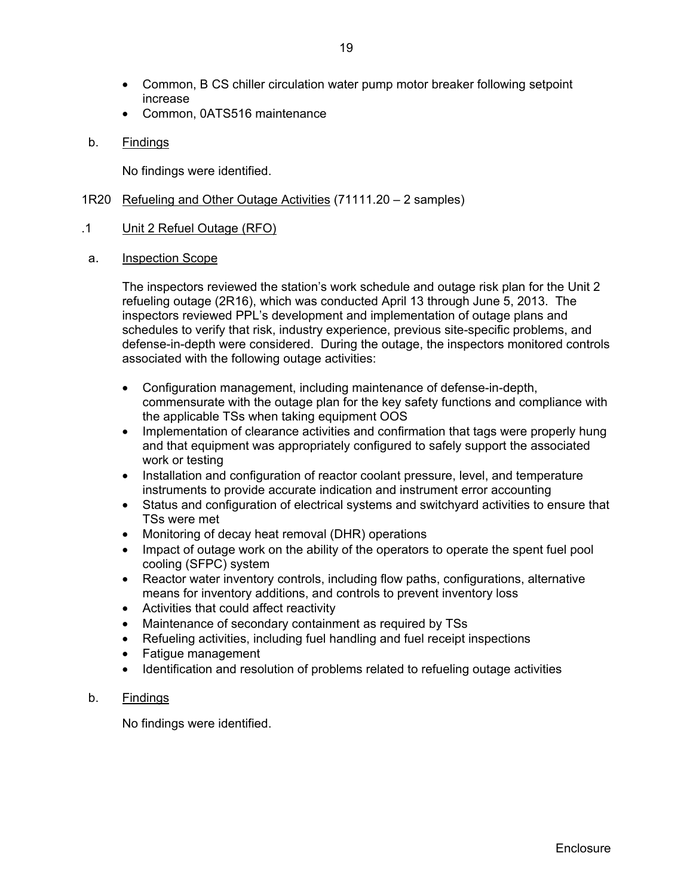- Common, B CS chiller circulation water pump motor breaker following setpoint increase
- Common, 0ATS516 maintenance

b. Findings

No findings were identified.

1R20 Refueling and Other Outage Activities (71111.20 – 2 samples)

.1 Unit 2 Refuel Outage (RFO)

a. Inspection Scope

The inspectors reviewed the station's work schedule and outage risk plan for the Unit 2 refueling outage (2R16), which was conducted April 13 through June 5, 2013. The inspectors reviewed PPL's development and implementation of outage plans and schedules to verify that risk, industry experience, previous site-specific problems, and defense-in-depth were considered. During the outage, the inspectors monitored controls associated with the following outage activities:

- Configuration management, including maintenance of defense-in-depth, commensurate with the outage plan for the key safety functions and compliance with the applicable TSs when taking equipment OOS
- Implementation of clearance activities and confirmation that tags were properly hung and that equipment was appropriately configured to safely support the associated work or testing
- Installation and configuration of reactor coolant pressure, level, and temperature instruments to provide accurate indication and instrument error accounting
- Status and configuration of electrical systems and switchyard activities to ensure that TSs were met
- Monitoring of decay heat removal (DHR) operations
- Impact of outage work on the ability of the operators to operate the spent fuel pool cooling (SFPC) system
- Reactor water inventory controls, including flow paths, configurations, alternative means for inventory additions, and controls to prevent inventory loss
- Activities that could affect reactivity
- Maintenance of secondary containment as required by TSs
- Refueling activities, including fuel handling and fuel receipt inspections
- Fatigue management
- Identification and resolution of problems related to refueling outage activities

b. Findings

No findings were identified.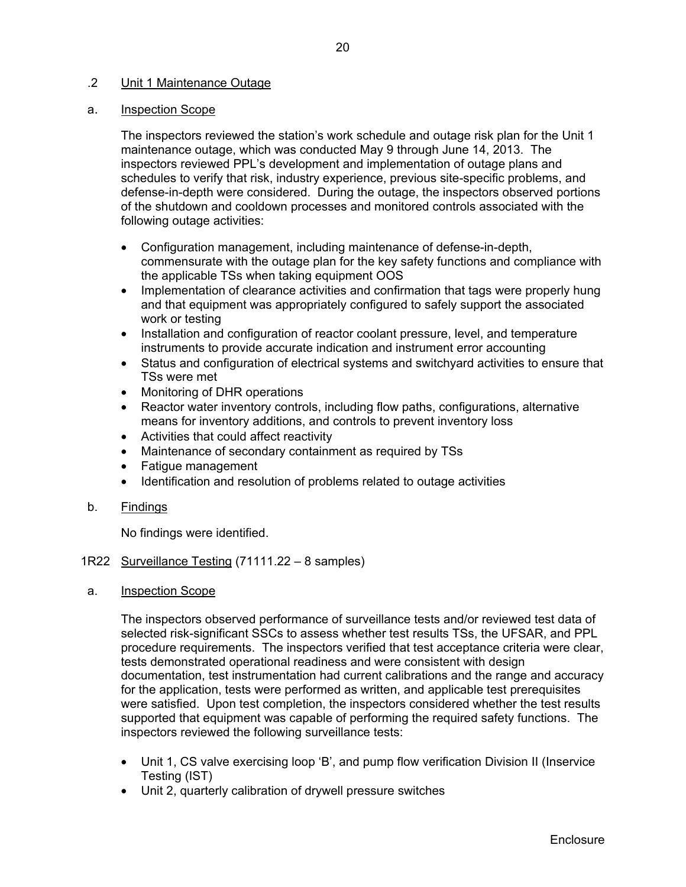### .2 Unit 1 Maintenance Outage

#### a. Inspection Scope

The inspectors reviewed the station's work schedule and outage risk plan for the Unit 1 maintenance outage, which was conducted May 9 through June 14, 2013. The inspectors reviewed PPL's development and implementation of outage plans and schedules to verify that risk, industry experience, previous site-specific problems, and defense-in-depth were considered. During the outage, the inspectors observed portions of the shutdown and cooldown processes and monitored controls associated with the following outage activities:

- Configuration management, including maintenance of defense-in-depth, commensurate with the outage plan for the key safety functions and compliance with the applicable TSs when taking equipment OOS
- Implementation of clearance activities and confirmation that tags were properly hung and that equipment was appropriately configured to safely support the associated work or testing
- Installation and configuration of reactor coolant pressure, level, and temperature instruments to provide accurate indication and instrument error accounting
- Status and configuration of electrical systems and switchyard activities to ensure that TSs were met
- Monitoring of DHR operations
- Reactor water inventory controls, including flow paths, configurations, alternative means for inventory additions, and controls to prevent inventory loss
- Activities that could affect reactivity
- Maintenance of secondary containment as required by TSs
- Fatigue management
- Identification and resolution of problems related to outage activities

#### b. Findings

No findings were identified.

## 1R22 Surveillance Testing (71111.22 – 8 samples)

#### a. Inspection Scope

The inspectors observed performance of surveillance tests and/or reviewed test data of selected risk-significant SSCs to assess whether test results TSs, the UFSAR, and PPL procedure requirements. The inspectors verified that test acceptance criteria were clear, tests demonstrated operational readiness and were consistent with design documentation, test instrumentation had current calibrations and the range and accuracy for the application, tests were performed as written, and applicable test prerequisites were satisfied. Upon test completion, the inspectors considered whether the test results supported that equipment was capable of performing the required safety functions. The inspectors reviewed the following surveillance tests:

- Unit 1, CS valve exercising loop 'B', and pump flow verification Division II (Inservice Testing (IST)
- Unit 2, quarterly calibration of drywell pressure switches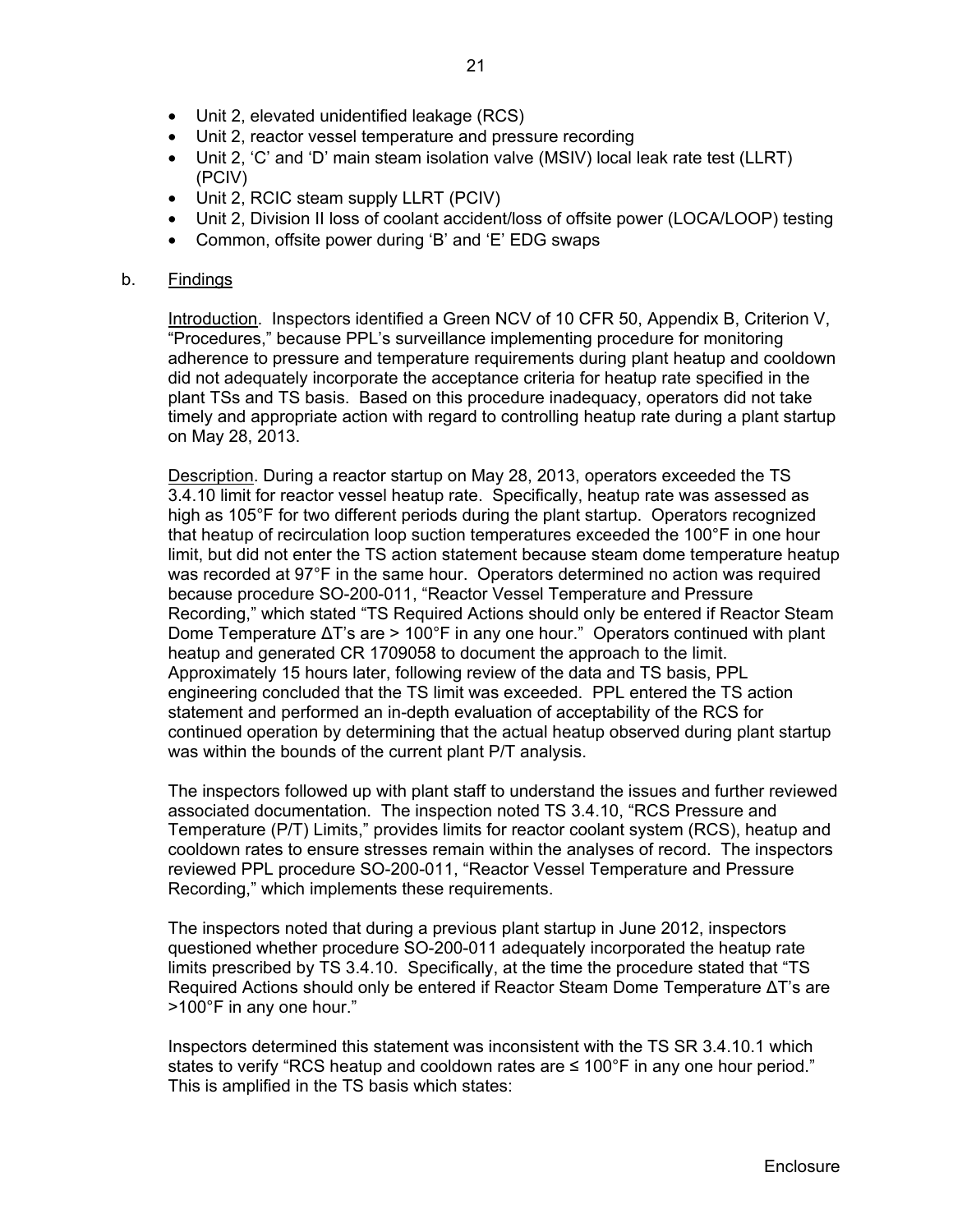- Unit 2, elevated unidentified leakage (RCS)
- Unit 2, reactor vessel temperature and pressure recording
- Unit 2, 'C' and 'D' main steam isolation valve (MSIV) local leak rate test (LLRT) (PCIV)
- Unit 2, RCIC steam supply LLRT (PCIV)
- Unit 2, Division II loss of coolant accident/loss of offsite power (LOCA/LOOP) testing
- Common, offsite power during 'B' and 'E' EDG swaps

b. Findings

Introduction. Inspectors identified a Green NCV of 10 CFR 50, Appendix B, Criterion V, "Procedures," because PPL's surveillance implementing procedure for monitoring adherence to pressure and temperature requirements during plant heatup and cooldown did not adequately incorporate the acceptance criteria for heatup rate specified in the plant TSs and TS basis. Based on this procedure inadequacy, operators did not take timely and appropriate action with regard to controlling heatup rate during a plant startup on May 28, 2013.

Description. During a reactor startup on May 28, 2013, operators exceeded the TS 3.4.10 limit for reactor vessel heatup rate. Specifically, heatup rate was assessed as high as 105°F for two different periods during the plant startup. Operators recognized that heatup of recirculation loop suction temperatures exceeded the 100°F in one hour limit, but did not enter the TS action statement because steam dome temperature heatup was recorded at 97°F in the same hour. Operators determined no action was required because procedure SO-200-011, "Reactor Vessel Temperature and Pressure Recording," which stated "TS Required Actions should only be entered if Reactor Steam Dome Temperature ΔT's are > 100°F in any one hour." Operators continued with plant heatup and generated CR 1709058 to document the approach to the limit. Approximately 15 hours later, following review of the data and TS basis, PPL engineering concluded that the TS limit was exceeded. PPL entered the TS action statement and performed an in-depth evaluation of acceptability of the RCS for continued operation by determining that the actual heatup observed during plant startup was within the bounds of the current plant P/T analysis.

The inspectors followed up with plant staff to understand the issues and further reviewed associated documentation. The inspection noted TS 3.4.10, "RCS Pressure and Temperature (P/T) Limits," provides limits for reactor coolant system (RCS), heatup and cooldown rates to ensure stresses remain within the analyses of record. The inspectors reviewed PPL procedure SO-200-011, "Reactor Vessel Temperature and Pressure Recording," which implements these requirements.

The inspectors noted that during a previous plant startup in June 2012, inspectors questioned whether procedure SO-200-011 adequately incorporated the heatup rate limits prescribed by TS 3.4.10. Specifically, at the time the procedure stated that "TS Required Actions should only be entered if Reactor Steam Dome Temperature ΔT's are >100°F in any one hour."

Inspectors determined this statement was inconsistent with the TS SR 3.4.10.1 which states to verify "RCS heatup and cooldown rates are ≤ 100°F in any one hour period." This is amplified in the TS basis which states: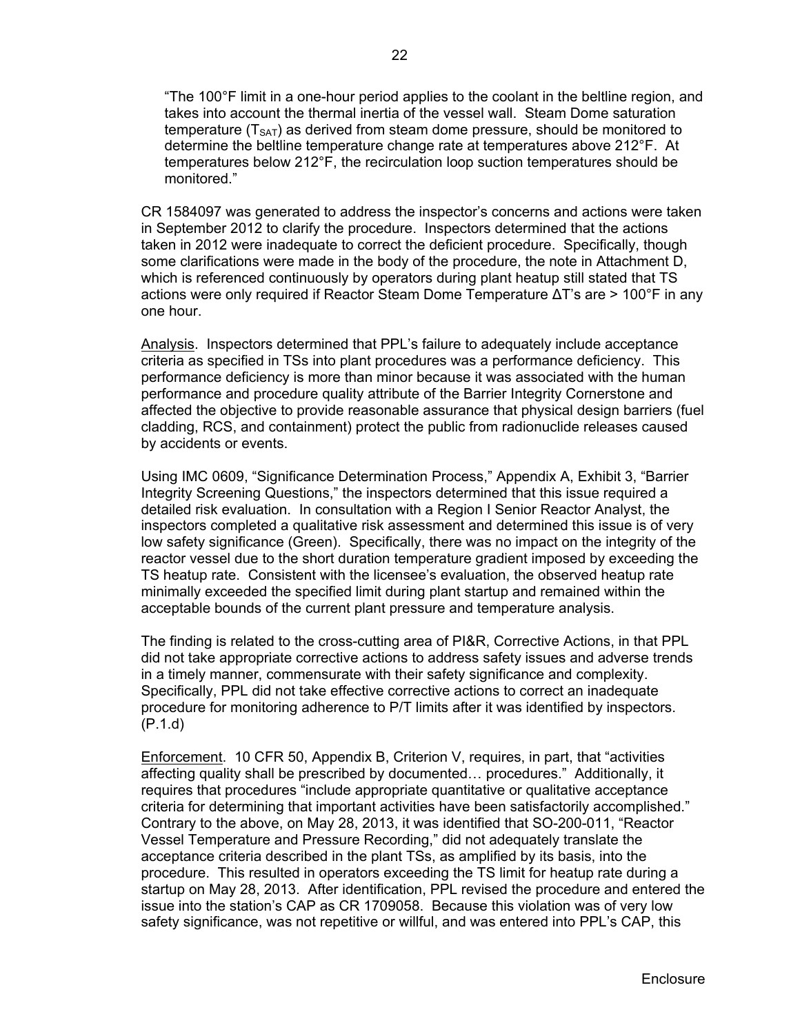"The 100°F limit in a one-hour period applies to the coolant in the beltline region, and takes into account the thermal inertia of the vessel wall. Steam Dome saturation temperature ($T_{SAT}$) as derived from steam dome pressure, should be monitored to determine the beltline temperature change rate at temperatures above 212°F. At temperatures below 212°F, the recirculation loop suction temperatures should be monitored."

CR 1584097 was generated to address the inspector's concerns and actions were taken in September 2012 to clarify the procedure. Inspectors determined that the actions taken in 2012 were inadequate to correct the deficient procedure. Specifically, though some clarifications were made in the body of the procedure, the note in Attachment D, which is referenced continuously by operators during plant heatup still stated that TS actions were only required if Reactor Steam Dome Temperature ΔT's are > 100°F in any one hour.

Analysis. Inspectors determined that PPL's failure to adequately include acceptance criteria as specified in TSs into plant procedures was a performance deficiency. This performance deficiency is more than minor because it was associated with the human performance and procedure quality attribute of the Barrier Integrity Cornerstone and affected the objective to provide reasonable assurance that physical design barriers (fuel cladding, RCS, and containment) protect the public from radionuclide releases caused by accidents or events.

Using IMC 0609, "Significance Determination Process," Appendix A, Exhibit 3, "Barrier Integrity Screening Questions," the inspectors determined that this issue required a detailed risk evaluation. In consultation with a Region I Senior Reactor Analyst, the inspectors completed a qualitative risk assessment and determined this issue is of very low safety significance (Green). Specifically, there was no impact on the integrity of the reactor vessel due to the short duration temperature gradient imposed by exceeding the TS heatup rate. Consistent with the licensee's evaluation, the observed heatup rate minimally exceeded the specified limit during plant startup and remained within the acceptable bounds of the current plant pressure and temperature analysis.

The finding is related to the cross-cutting area of PI&R, Corrective Actions, in that PPL did not take appropriate corrective actions to address safety issues and adverse trends in a timely manner, commensurate with their safety significance and complexity. Specifically, PPL did not take effective corrective actions to correct an inadequate procedure for monitoring adherence to P/T limits after it was identified by inspectors. (P.1.d)

Enforcement. 10 CFR 50, Appendix B, Criterion V, requires, in part, that "activities affecting quality shall be prescribed by documented… procedures." Additionally, it requires that procedures "include appropriate quantitative or qualitative acceptance criteria for determining that important activities have been satisfactorily accomplished." Contrary to the above, on May 28, 2013, it was identified that SO-200-011, "Reactor Vessel Temperature and Pressure Recording," did not adequately translate the acceptance criteria described in the plant TSs, as amplified by its basis, into the procedure. This resulted in operators exceeding the TS limit for heatup rate during a startup on May 28, 2013. After identification, PPL revised the procedure and entered the issue into the station's CAP as CR 1709058. Because this violation was of very low safety significance, was not repetitive or willful, and was entered into PPL's CAP, this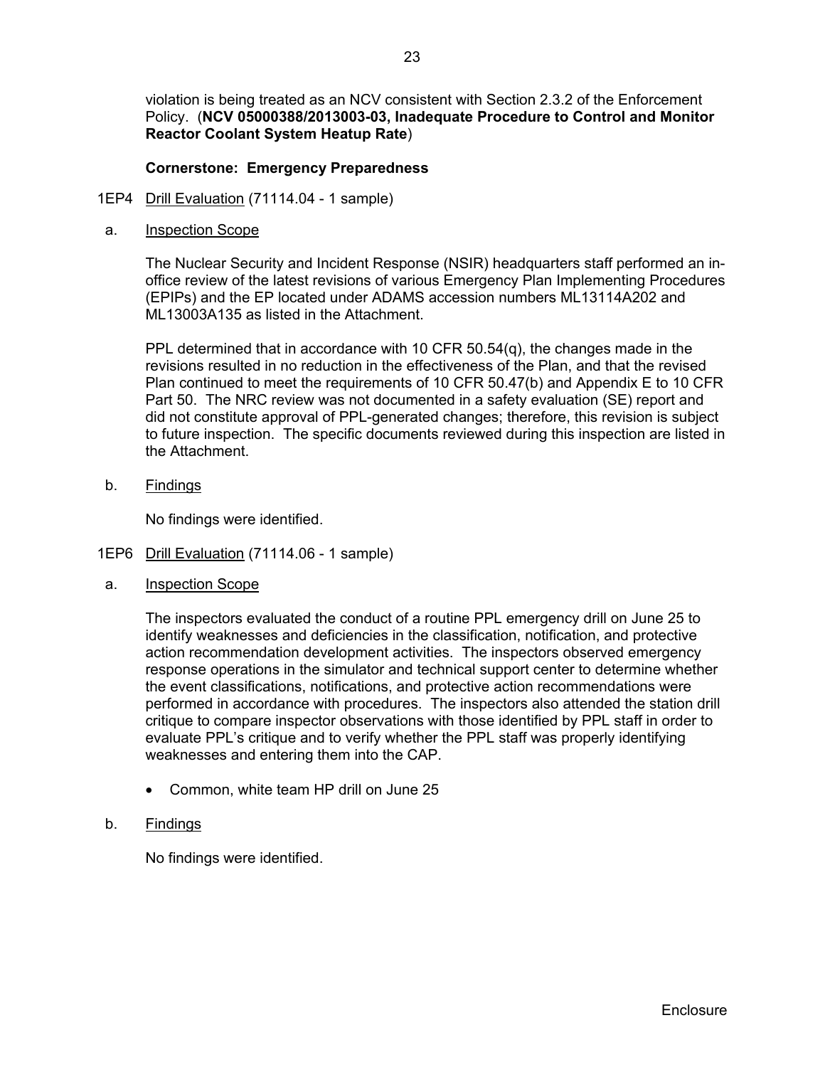violation is being treated as an NCV consistent with Section 2.3.2 of the Enforcement Policy. (**NCV 05000388/2013003-03, Inadequate Procedure to Control and Monitor Reactor Coolant System Heatup Rate**)

**Cornerstone: Emergency Preparedness**

1EP4 Drill Evaluation (71114.04 - 1 sample)

a. Inspection Scope

The Nuclear Security and Incident Response (NSIR) headquarters staff performed an in-office review of the latest revisions of various Emergency Plan Implementing Procedures (EPIPs) and the EP located under ADAMS accession numbers ML13114A202 and ML13003A135 as listed in the Attachment.

PPL determined that in accordance with 10 CFR 50.54(q), the changes made in the revisions resulted in no reduction in the effectiveness of the Plan, and that the revised Plan continued to meet the requirements of 10 CFR 50.47(b) and Appendix E to 10 CFR Part 50. The NRC review was not documented in a safety evaluation (SE) report and did not constitute approval of PPL-generated changes; therefore, this revision is subject to future inspection. The specific documents reviewed during this inspection are listed in the Attachment.

b. Findings

No findings were identified.

1EP6 Drill Evaluation (71114.06 - 1 sample)

a. Inspection Scope

The inspectors evaluated the conduct of a routine PPL emergency drill on June 25 to identify weaknesses and deficiencies in the classification, notification, and protective action recommendation development activities. The inspectors observed emergency response operations in the simulator and technical support center to determine whether the event classifications, notifications, and protective action recommendations were performed in accordance with procedures. The inspectors also attended the station drill critique to compare inspector observations with those identified by PPL staff in order to evaluate PPL's critique and to verify whether the PPL staff was properly identifying weaknesses and entering them into the CAP.

- Common, white team HP drill on June 25

b. Findings

No findings were identified.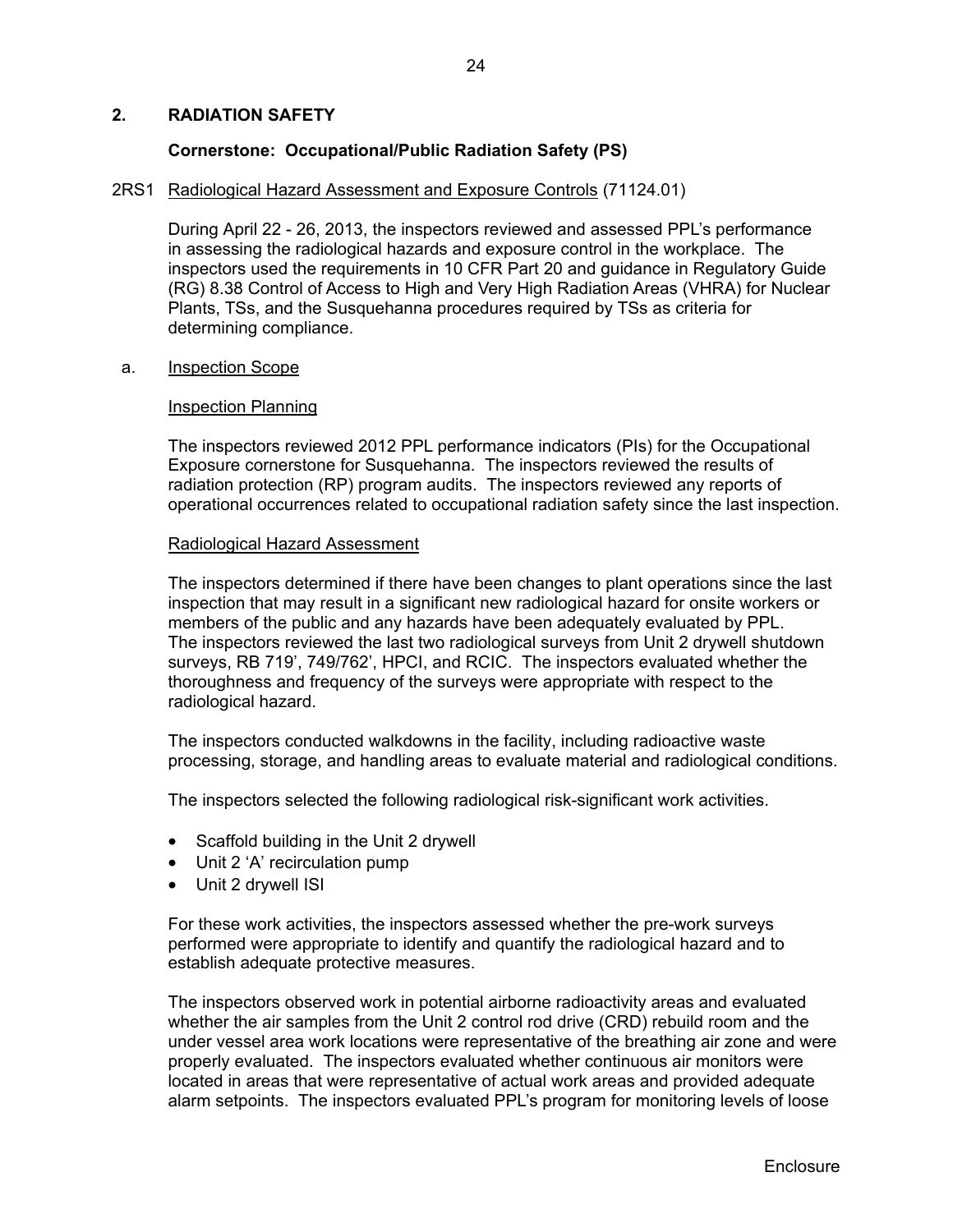## 2. RADIATION SAFETY

### Cornerstone: Occupational/Public Radiation Safety (PS)

2RS1 Radiological Hazard Assessment and Exposure Controls (71124.01)

During April 22 - 26, 2013, the inspectors reviewed and assessed PPL's performance in assessing the radiological hazards and exposure control in the workplace. The inspectors used the requirements in 10 CFR Part 20 and guidance in Regulatory Guide (RG) 8.38 Control of Access to High and Very High Radiation Areas (VHRA) for Nuclear Plants, TSs, and the Susquehanna procedures required by TSs as criteria for determining compliance.

a. Inspection Scope

Inspection Planning

The inspectors reviewed 2012 PPL performance indicators (PIs) for the Occupational Exposure cornerstone for Susquehanna. The inspectors reviewed the results of radiation protection (RP) program audits. The inspectors reviewed any reports of operational occurrences related to occupational radiation safety since the last inspection.

Radiological Hazard Assessment

The inspectors determined if there have been changes to plant operations since the last inspection that may result in a significant new radiological hazard for onsite workers or members of the public and any hazards have been adequately evaluated by PPL. The inspectors reviewed the last two radiological surveys from Unit 2 drywell shutdown surveys, RB 719', 749/762', HPCI, and RCIC. The inspectors evaluated whether the thoroughness and frequency of the surveys were appropriate with respect to the radiological hazard.

The inspectors conducted walkdowns in the facility, including radioactive waste processing, storage, and handling areas to evaluate material and radiological conditions.

The inspectors selected the following radiological risk-significant work activities.

- Scaffold building in the Unit 2 drywell
- Unit 2 'A' recirculation pump
- Unit 2 drywell ISI

For these work activities, the inspectors assessed whether the pre-work surveys performed were appropriate to identify and quantify the radiological hazard and to establish adequate protective measures.

The inspectors observed work in potential airborne radioactivity areas and evaluated whether the air samples from the Unit 2 control rod drive (CRD) rebuild room and the under vessel area work locations were representative of the breathing air zone and were properly evaluated. The inspectors evaluated whether continuous air monitors were located in areas that were representative of actual work areas and provided adequate alarm setpoints. The inspectors evaluated PPL's program for monitoring levels of loose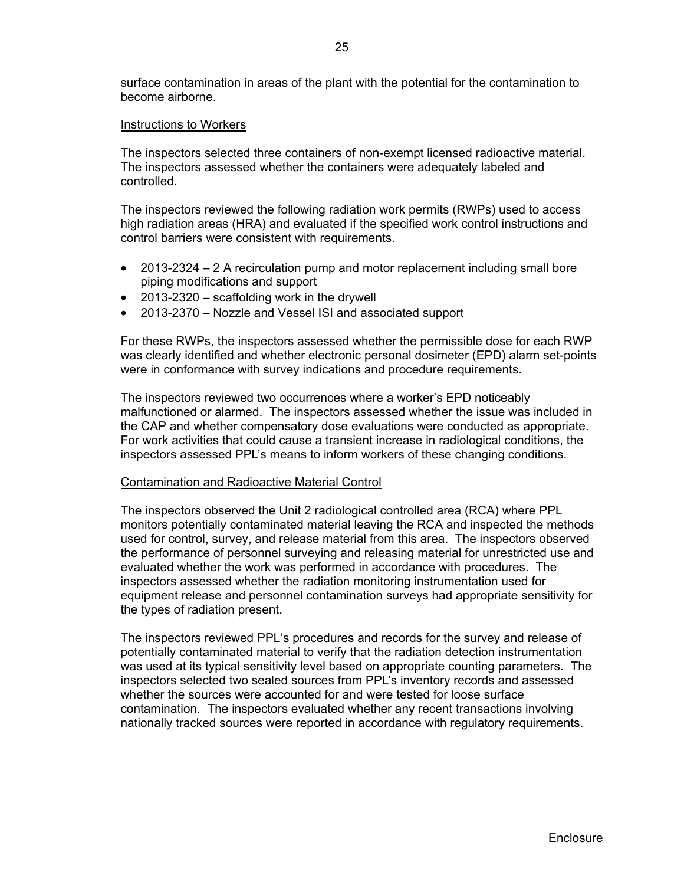surface contamination in areas of the plant with the potential for the contamination to become airborne.

Instructions to Workers

The inspectors selected three containers of non-exempt licensed radioactive material. The inspectors assessed whether the containers were adequately labeled and controlled.

The inspectors reviewed the following radiation work permits (RWPs) used to access high radiation areas (HRA) and evaluated if the specified work control instructions and control barriers were consistent with requirements.

- 2013-2324 – 2 A recirculation pump and motor replacement including small bore piping modifications and support
- 2013-2320 – scaffolding work in the drywell
- 2013-2370 – Nozzle and Vessel ISI and associated support

For these RWPs, the inspectors assessed whether the permissible dose for each RWP was clearly identified and whether electronic personal dosimeter (EPD) alarm set-points were in conformance with survey indications and procedure requirements.

The inspectors reviewed two occurrences where a worker's EPD noticeably malfunctioned or alarmed. The inspectors assessed whether the issue was included in the CAP and whether compensatory dose evaluations were conducted as appropriate. For work activities that could cause a transient increase in radiological conditions, the inspectors assessed PPL's means to inform workers of these changing conditions.

Contamination and Radioactive Material Control

The inspectors observed the Unit 2 radiological controlled area (RCA) where PPL monitors potentially contaminated material leaving the RCA and inspected the methods used for control, survey, and release material from this area. The inspectors observed the performance of personnel surveying and releasing material for unrestricted use and evaluated whether the work was performed in accordance with procedures. The inspectors assessed whether the radiation monitoring instrumentation used for equipment release and personnel contamination surveys had appropriate sensitivity for the types of radiation present.

The inspectors reviewed PPL's procedures and records for the survey and release of potentially contaminated material to verify that the radiation detection instrumentation was used at its typical sensitivity level based on appropriate counting parameters. The inspectors selected two sealed sources from PPL's inventory records and assessed whether the sources were accounted for and were tested for loose surface contamination. The inspectors evaluated whether any recent transactions involving nationally tracked sources were reported in accordance with regulatory requirements.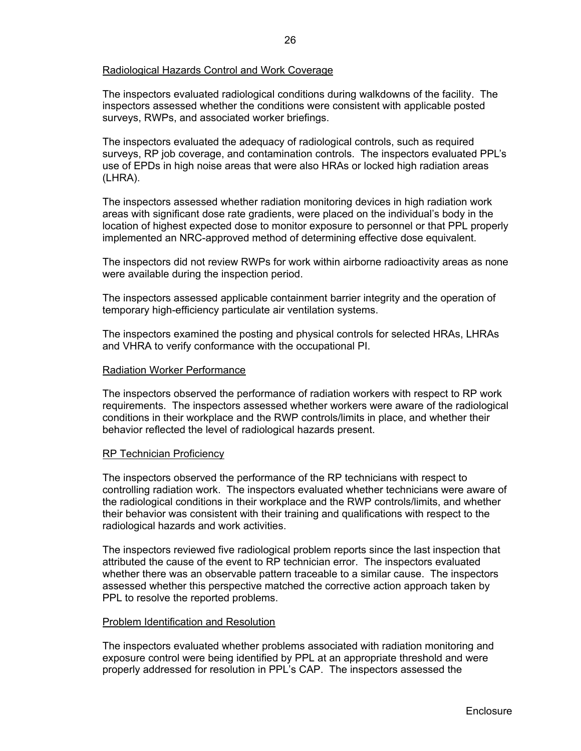Radiological Hazards Control and Work Coverage

The inspectors evaluated radiological conditions during walkdowns of the facility. The inspectors assessed whether the conditions were consistent with applicable posted surveys, RWPs, and associated worker briefings.

The inspectors evaluated the adequacy of radiological controls, such as required surveys, RP job coverage, and contamination controls. The inspectors evaluated PPL's use of EPDs in high noise areas that were also HRAs or locked high radiation areas (LHRA).

The inspectors assessed whether radiation monitoring devices in high radiation work areas with significant dose rate gradients, were placed on the individual's body in the location of highest expected dose to monitor exposure to personnel or that PPL properly implemented an NRC-approved method of determining effective dose equivalent.

The inspectors did not review RWPs for work within airborne radioactivity areas as none were available during the inspection period.

The inspectors assessed applicable containment barrier integrity and the operation of temporary high-efficiency particulate air ventilation systems.

The inspectors examined the posting and physical controls for selected HRAs, LHRAs and VHRA to verify conformance with the occupational PI.

Radiation Worker Performance

The inspectors observed the performance of radiation workers with respect to RP work requirements. The inspectors assessed whether workers were aware of the radiological conditions in their workplace and the RWP controls/limits in place, and whether their behavior reflected the level of radiological hazards present.

RP Technician Proficiency

The inspectors observed the performance of the RP technicians with respect to controlling radiation work. The inspectors evaluated whether technicians were aware of the radiological conditions in their workplace and the RWP controls/limits, and whether their behavior was consistent with their training and qualifications with respect to the radiological hazards and work activities.

The inspectors reviewed five radiological problem reports since the last inspection that attributed the cause of the event to RP technician error. The inspectors evaluated whether there was an observable pattern traceable to a similar cause. The inspectors assessed whether this perspective matched the corrective action approach taken by PPL to resolve the reported problems.

Problem Identification and Resolution

The inspectors evaluated whether problems associated with radiation monitoring and exposure control were being identified by PPL at an appropriate threshold and were properly addressed for resolution in PPL's CAP. The inspectors assessed the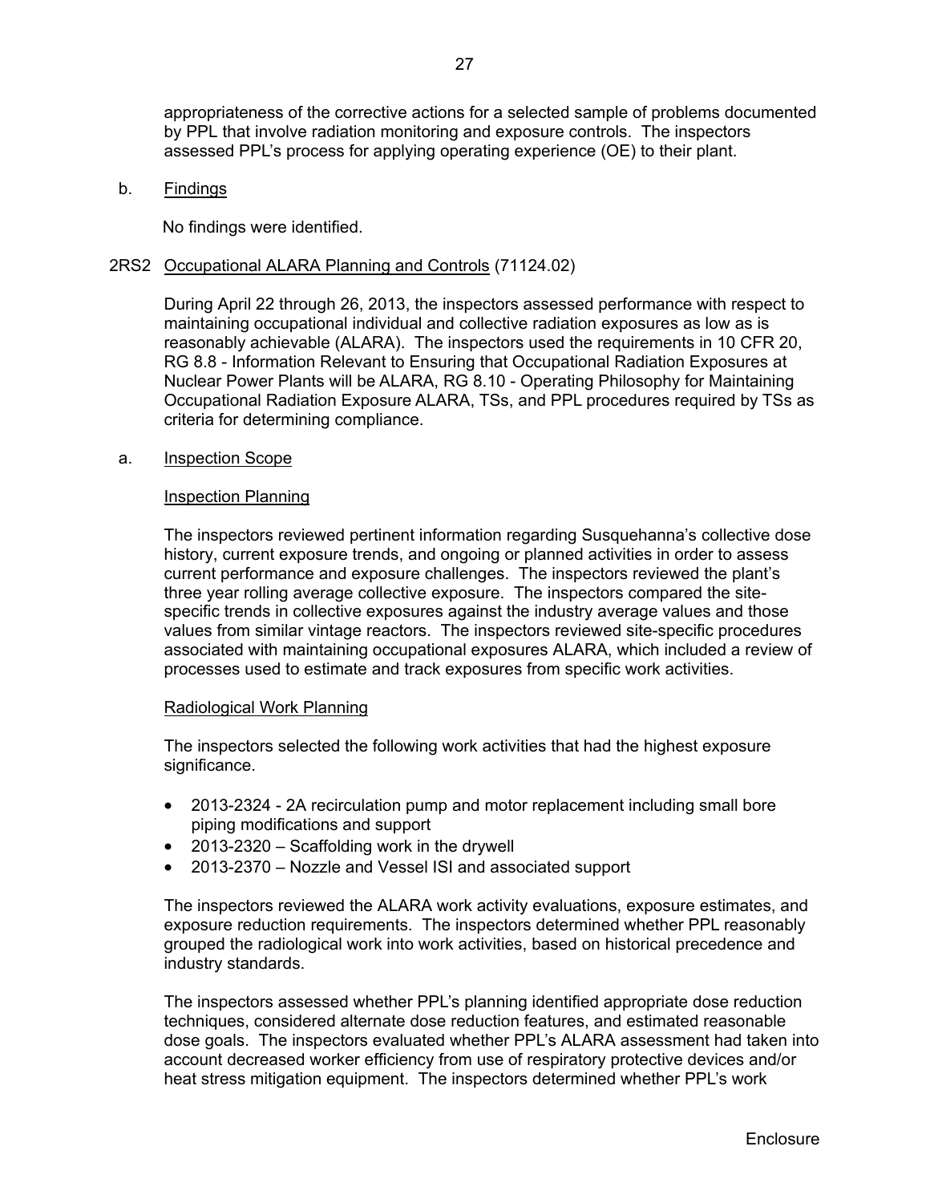appropriateness of the corrective actions for a selected sample of problems documented by PPL that involve radiation monitoring and exposure controls. The inspectors assessed PPL's process for applying operating experience (OE) to their plant.

b. Findings

No findings were identified.

2RS2 Occupational ALARA Planning and Controls (71124.02)

During April 22 through 26, 2013, the inspectors assessed performance with respect to maintaining occupational individual and collective radiation exposures as low as is reasonably achievable (ALARA). The inspectors used the requirements in 10 CFR 20, RG 8.8 - Information Relevant to Ensuring that Occupational Radiation Exposures at Nuclear Power Plants will be ALARA, RG 8.10 - Operating Philosophy for Maintaining Occupational Radiation Exposure ALARA, TSs, and PPL procedures required by TSs as criteria for determining compliance.

a. Inspection Scope

Inspection Planning

The inspectors reviewed pertinent information regarding Susquehanna's collective dose history, current exposure trends, and ongoing or planned activities in order to assess current performance and exposure challenges. The inspectors reviewed the plant's three year rolling average collective exposure. The inspectors compared the site-specific trends in collective exposures against the industry average values and those values from similar vintage reactors. The inspectors reviewed site-specific procedures associated with maintaining occupational exposures ALARA, which included a review of processes used to estimate and track exposures from specific work activities.

Radiological Work Planning

The inspectors selected the following work activities that had the highest exposure significance.

- 2013-2324 - 2A recirculation pump and motor replacement including small bore piping modifications and support
- 2013-2320 – Scaffolding work in the drywell
- 2013-2370 – Nozzle and Vessel ISI and associated support

The inspectors reviewed the ALARA work activity evaluations, exposure estimates, and exposure reduction requirements. The inspectors determined whether PPL reasonably grouped the radiological work into work activities, based on historical precedence and industry standards.

The inspectors assessed whether PPL's planning identified appropriate dose reduction techniques, considered alternate dose reduction features, and estimated reasonable dose goals. The inspectors evaluated whether PPL's ALARA assessment had taken into account decreased worker efficiency from use of respiratory protective devices and/or heat stress mitigation equipment. The inspectors determined whether PPL's work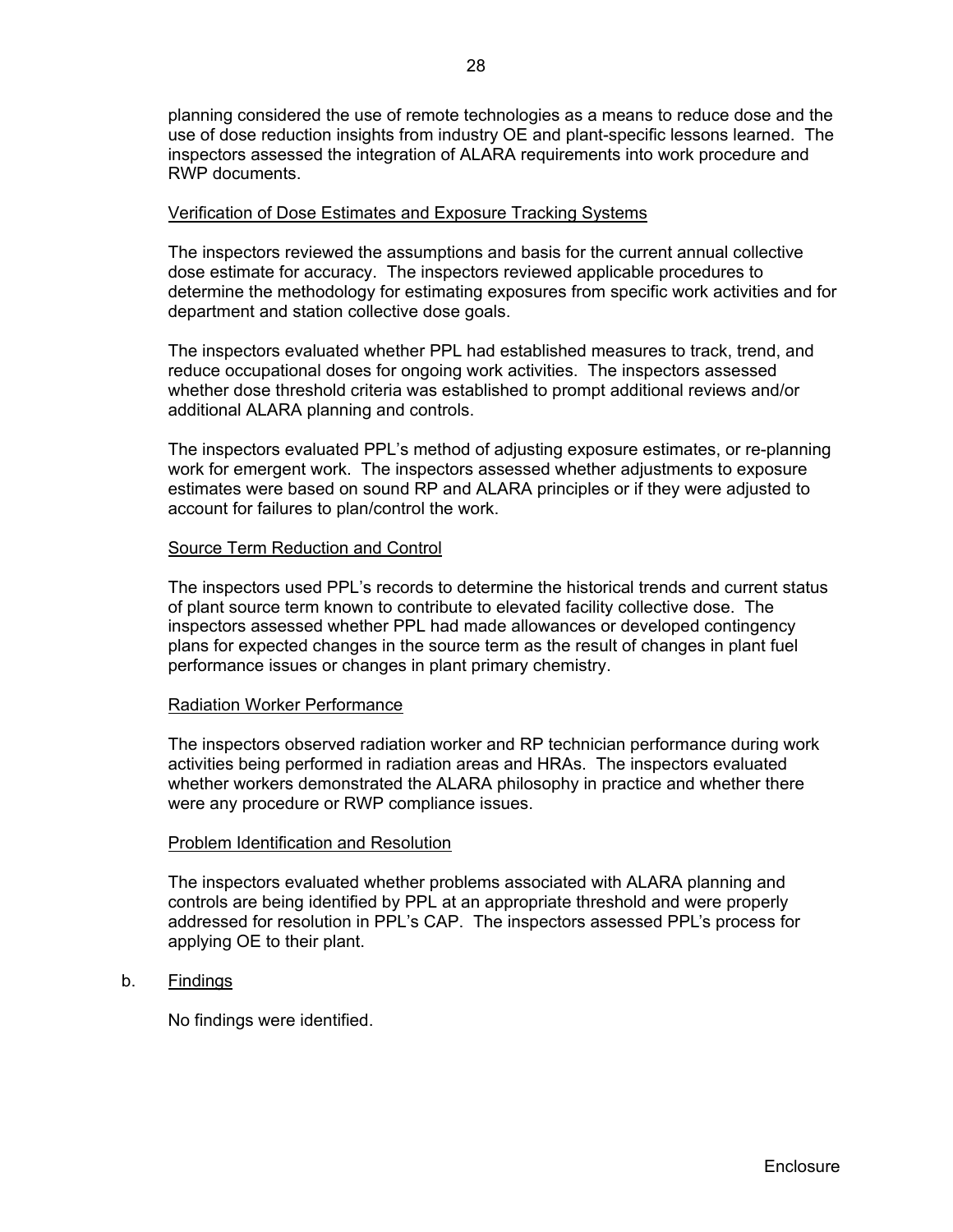planning considered the use of remote technologies as a means to reduce dose and the use of dose reduction insights from industry OE and plant-specific lessons learned. The inspectors assessed the integration of ALARA requirements into work procedure and RWP documents.

Verification of Dose Estimates and Exposure Tracking Systems

The inspectors reviewed the assumptions and basis for the current annual collective dose estimate for accuracy. The inspectors reviewed applicable procedures to determine the methodology for estimating exposures from specific work activities and for department and station collective dose goals.

The inspectors evaluated whether PPL had established measures to track, trend, and reduce occupational doses for ongoing work activities. The inspectors assessed whether dose threshold criteria was established to prompt additional reviews and/or additional ALARA planning and controls.

The inspectors evaluated PPL's method of adjusting exposure estimates, or re-planning work for emergent work. The inspectors assessed whether adjustments to exposure estimates were based on sound RP and ALARA principles or if they were adjusted to account for failures to plan/control the work.

Source Term Reduction and Control

The inspectors used PPL's records to determine the historical trends and current status of plant source term known to contribute to elevated facility collective dose. The inspectors assessed whether PPL had made allowances or developed contingency plans for expected changes in the source term as the result of changes in plant fuel performance issues or changes in plant primary chemistry.

Radiation Worker Performance

The inspectors observed radiation worker and RP technician performance during work activities being performed in radiation areas and HRAs. The inspectors evaluated whether workers demonstrated the ALARA philosophy in practice and whether there were any procedure or RWP compliance issues.

Problem Identification and Resolution

The inspectors evaluated whether problems associated with ALARA planning and controls are being identified by PPL at an appropriate threshold and were properly addressed for resolution in PPL's CAP. The inspectors assessed PPL's process for applying OE to their plant.

b. Findings

No findings were identified.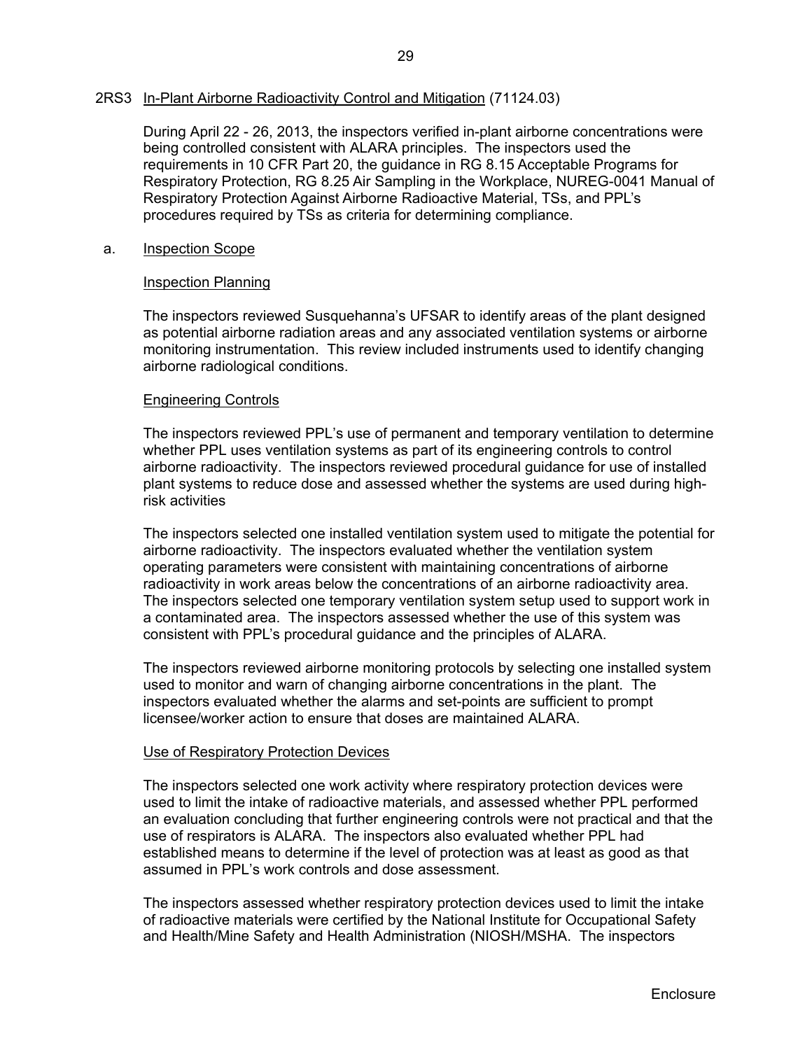## 2RS3 In-Plant Airborne Radioactivity Control and Mitigation (71124.03)

During April 22 - 26, 2013, the inspectors verified in-plant airborne concentrations were being controlled consistent with ALARA principles. The inspectors used the requirements in 10 CFR Part 20, the guidance in RG 8.15 Acceptable Programs for Respiratory Protection, RG 8.25 Air Sampling in the Workplace, NUREG-0041 Manual of Respiratory Protection Against Airborne Radioactive Material, TSs, and PPL's procedures required by TSs as criteria for determining compliance.

### a. Inspection Scope

#### Inspection Planning

The inspectors reviewed Susquehanna's UFSAR to identify areas of the plant designed as potential airborne radiation areas and any associated ventilation systems or airborne monitoring instrumentation. This review included instruments used to identify changing airborne radiological conditions.

#### Engineering Controls

The inspectors reviewed PPL's use of permanent and temporary ventilation to determine whether PPL uses ventilation systems as part of its engineering controls to control airborne radioactivity. The inspectors reviewed procedural guidance for use of installed plant systems to reduce dose and assessed whether the systems are used during high-risk activities

The inspectors selected one installed ventilation system used to mitigate the potential for airborne radioactivity. The inspectors evaluated whether the ventilation system operating parameters were consistent with maintaining concentrations of airborne radioactivity in work areas below the concentrations of an airborne radioactivity area. The inspectors selected one temporary ventilation system setup used to support work in a contaminated area. The inspectors assessed whether the use of this system was consistent with PPL's procedural guidance and the principles of ALARA.

The inspectors reviewed airborne monitoring protocols by selecting one installed system used to monitor and warn of changing airborne concentrations in the plant. The inspectors evaluated whether the alarms and set-points are sufficient to prompt licensee/worker action to ensure that doses are maintained ALARA.

#### Use of Respiratory Protection Devices

The inspectors selected one work activity where respiratory protection devices were used to limit the intake of radioactive materials, and assessed whether PPL performed an evaluation concluding that further engineering controls were not practical and that the use of respirators is ALARA. The inspectors also evaluated whether PPL had established means to determine if the level of protection was at least as good as that assumed in PPL's work controls and dose assessment.

The inspectors assessed whether respiratory protection devices used to limit the intake of radioactive materials were certified by the National Institute for Occupational Safety and Health/Mine Safety and Health Administration (NIOSH/MSHA. The inspectors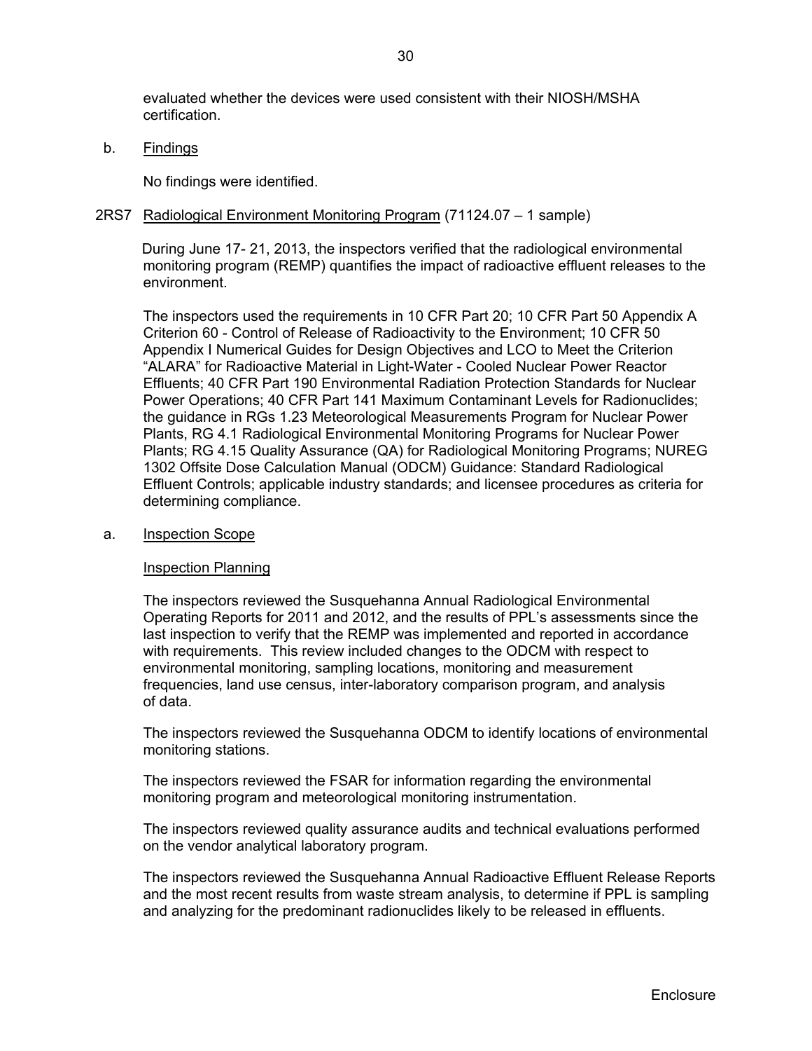evaluated whether the devices were used consistent with their NIOSH/MSHA certification.

b. Findings

No findings were identified.

2RS7 Radiological Environment Monitoring Program (71124.07 – 1 sample)

During June 17- 21, 2013, the inspectors verified that the radiological environmental monitoring program (REMP) quantifies the impact of radioactive effluent releases to the environment.

The inspectors used the requirements in 10 CFR Part 20; 10 CFR Part 50 Appendix A Criterion 60 - Control of Release of Radioactivity to the Environment; 10 CFR 50 Appendix I Numerical Guides for Design Objectives and LCO to Meet the Criterion "ALARA" for Radioactive Material in Light-Water - Cooled Nuclear Power Reactor Effluents; 40 CFR Part 190 Environmental Radiation Protection Standards for Nuclear Power Operations; 40 CFR Part 141 Maximum Contaminant Levels for Radionuclides; the guidance in RGs 1.23 Meteorological Measurements Program for Nuclear Power Plants, RG 4.1 Radiological Environmental Monitoring Programs for Nuclear Power Plants; RG 4.15 Quality Assurance (QA) for Radiological Monitoring Programs; NUREG 1302 Offsite Dose Calculation Manual (ODCM) Guidance: Standard Radiological Effluent Controls; applicable industry standards; and licensee procedures as criteria for determining compliance.

a. Inspection Scope

Inspection Planning

The inspectors reviewed the Susquehanna Annual Radiological Environmental Operating Reports for 2011 and 2012, and the results of PPL's assessments since the last inspection to verify that the REMP was implemented and reported in accordance with requirements. This review included changes to the ODCM with respect to environmental monitoring, sampling locations, monitoring and measurement frequencies, land use census, inter-laboratory comparison program, and analysis of data.

The inspectors reviewed the Susquehanna ODCM to identify locations of environmental monitoring stations.

The inspectors reviewed the FSAR for information regarding the environmental monitoring program and meteorological monitoring instrumentation.

The inspectors reviewed quality assurance audits and technical evaluations performed on the vendor analytical laboratory program.

The inspectors reviewed the Susquehanna Annual Radioactive Effluent Release Reports and the most recent results from waste stream analysis, to determine if PPL is sampling and analyzing for the predominant radionuclides likely to be released in effluents.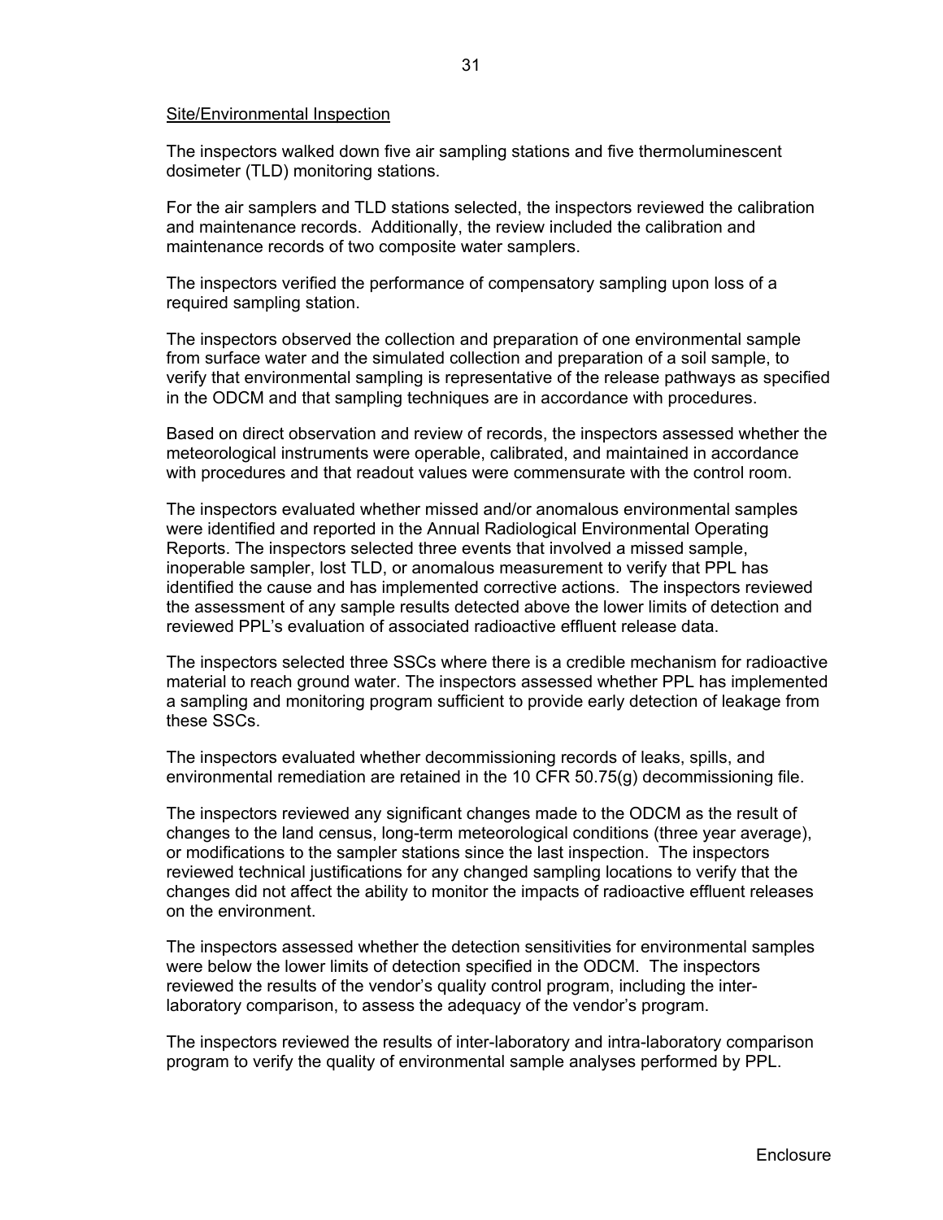Site/Environmental Inspection

The inspectors walked down five air sampling stations and five thermoluminescent dosimeter (TLD) monitoring stations.

For the air samplers and TLD stations selected, the inspectors reviewed the calibration and maintenance records. Additionally, the review included the calibration and maintenance records of two composite water samplers.

The inspectors verified the performance of compensatory sampling upon loss of a required sampling station.

The inspectors observed the collection and preparation of one environmental sample from surface water and the simulated collection and preparation of a soil sample, to verify that environmental sampling is representative of the release pathways as specified in the ODCM and that sampling techniques are in accordance with procedures.

Based on direct observation and review of records, the inspectors assessed whether the meteorological instruments were operable, calibrated, and maintained in accordance with procedures and that readout values were commensurate with the control room.

The inspectors evaluated whether missed and/or anomalous environmental samples were identified and reported in the Annual Radiological Environmental Operating Reports. The inspectors selected three events that involved a missed sample, inoperable sampler, lost TLD, or anomalous measurement to verify that PPL has identified the cause and has implemented corrective actions. The inspectors reviewed the assessment of any sample results detected above the lower limits of detection and reviewed PPL's evaluation of associated radioactive effluent release data.

The inspectors selected three SSCs where there is a credible mechanism for radioactive material to reach ground water. The inspectors assessed whether PPL has implemented a sampling and monitoring program sufficient to provide early detection of leakage from these SSCs.

The inspectors evaluated whether decommissioning records of leaks, spills, and environmental remediation are retained in the 10 CFR 50.75(g) decommissioning file.

The inspectors reviewed any significant changes made to the ODCM as the result of changes to the land census, long-term meteorological conditions (three year average), or modifications to the sampler stations since the last inspection. The inspectors reviewed technical justifications for any changed sampling locations to verify that the changes did not affect the ability to monitor the impacts of radioactive effluent releases on the environment.

The inspectors assessed whether the detection sensitivities for environmental samples were below the lower limits of detection specified in the ODCM. The inspectors reviewed the results of the vendor's quality control program, including the inter-laboratory comparison, to assess the adequacy of the vendor's program.

The inspectors reviewed the results of inter-laboratory and intra-laboratory comparison program to verify the quality of environmental sample analyses performed by PPL.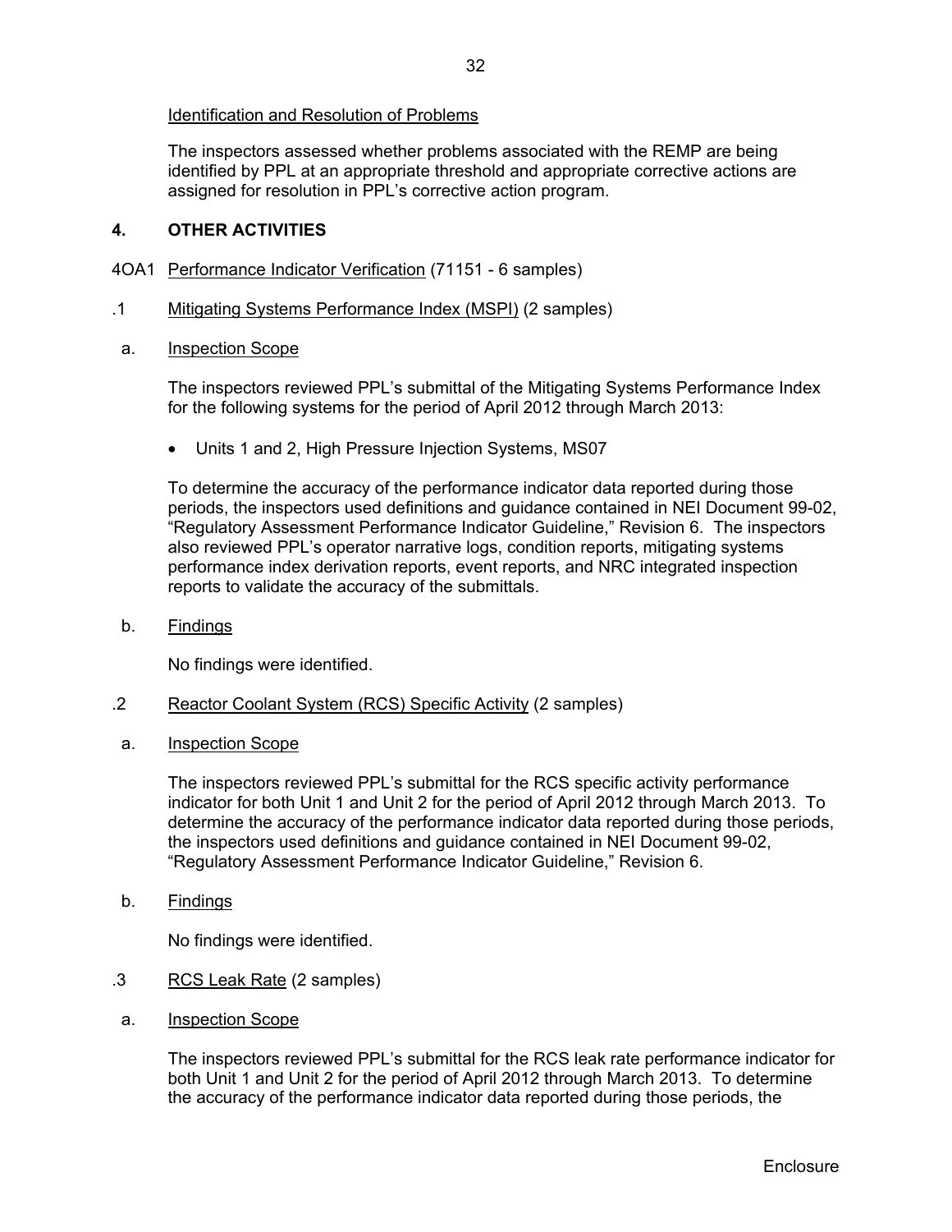Identification and Resolution of Problems

The inspectors assessed whether problems associated with the REMP are being identified by PPL at an appropriate threshold and appropriate corrective actions are assigned for resolution in PPL's corrective action program.

## 4. OTHER ACTIVITIES

4OA1 Performance Indicator Verification (71151 - 6 samples)

.1 Mitigating Systems Performance Index (MSPI) (2 samples)

a. Inspection Scope

The inspectors reviewed PPL's submittal of the Mitigating Systems Performance Index for the following systems for the period of April 2012 through March 2013:

- Units 1 and 2, High Pressure Injection Systems, MS07

To determine the accuracy of the performance indicator data reported during those periods, the inspectors used definitions and guidance contained in NEI Document 99-02, "Regulatory Assessment Performance Indicator Guideline," Revision 6. The inspectors also reviewed PPL's operator narrative logs, condition reports, mitigating systems performance index derivation reports, event reports, and NRC integrated inspection reports to validate the accuracy of the submittals.

b. Findings

No findings were identified.

.2 Reactor Coolant System (RCS) Specific Activity (2 samples)

a. Inspection Scope

The inspectors reviewed PPL's submittal for the RCS specific activity performance indicator for both Unit 1 and Unit 2 for the period of April 2012 through March 2013. To determine the accuracy of the performance indicator data reported during those periods, the inspectors used definitions and guidance contained in NEI Document 99-02, "Regulatory Assessment Performance Indicator Guideline," Revision 6.

b. Findings

No findings were identified.

.3 RCS Leak Rate (2 samples)

a. Inspection Scope

The inspectors reviewed PPL's submittal for the RCS leak rate performance indicator for both Unit 1 and Unit 2 for the period of April 2012 through March 2013. To determine the accuracy of the performance indicator data reported during those periods, the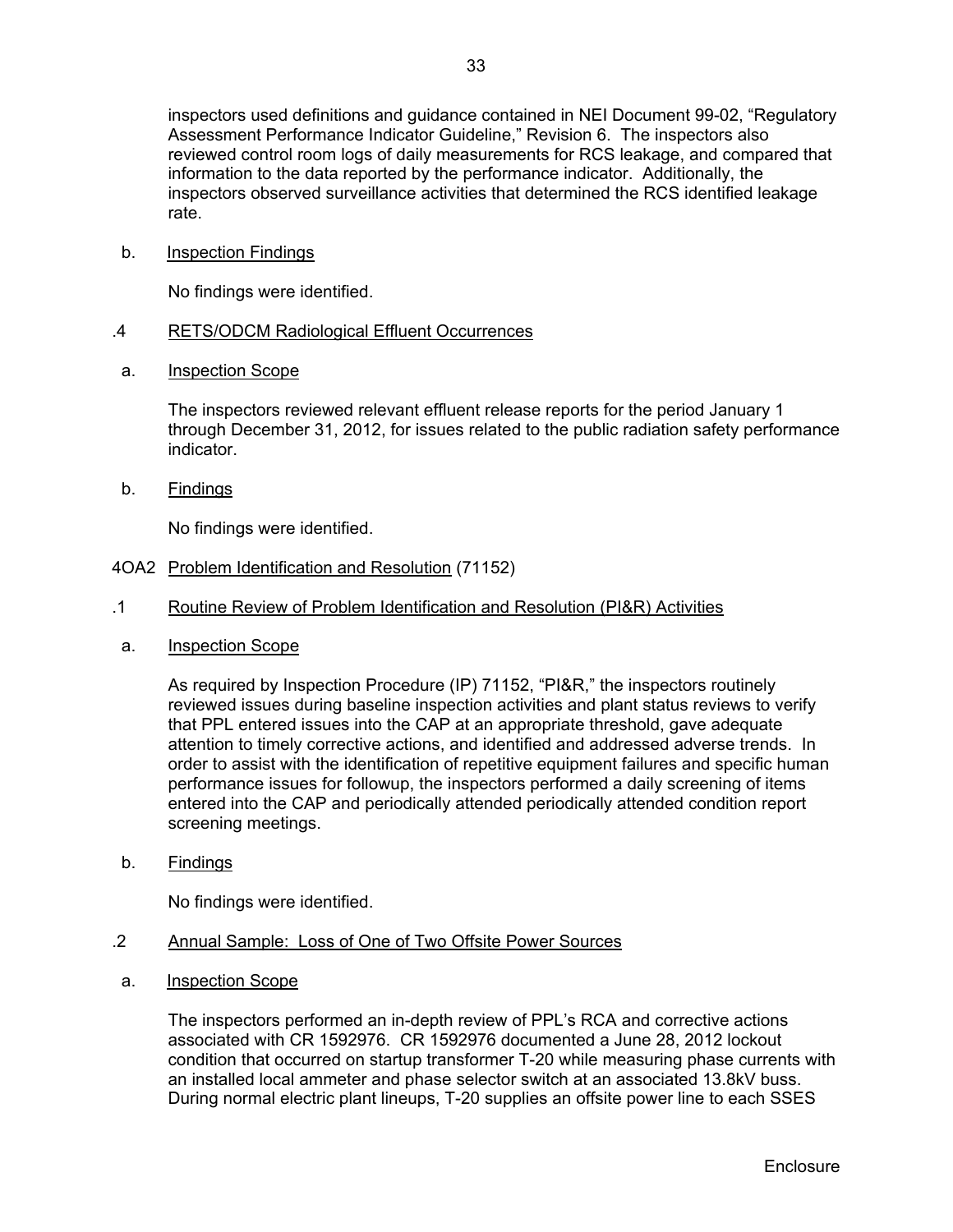inspectors used definitions and guidance contained in NEI Document 99-02, "Regulatory Assessment Performance Indicator Guideline," Revision 6. The inspectors also reviewed control room logs of daily measurements for RCS leakage, and compared that information to the data reported by the performance indicator. Additionally, the inspectors observed surveillance activities that determined the RCS identified leakage rate.

b. Inspection Findings

No findings were identified.

.4 RETS/ODCM Radiological Effluent Occurrences

a. Inspection Scope

The inspectors reviewed relevant effluent release reports for the period January 1 through December 31, 2012, for issues related to the public radiation safety performance indicator.

b. Findings

No findings were identified.

4OA2 Problem Identification and Resolution (71152)

.1 Routine Review of Problem Identification and Resolution (PI&R) Activities

a. Inspection Scope

As required by Inspection Procedure (IP) 71152, "PI&R," the inspectors routinely reviewed issues during baseline inspection activities and plant status reviews to verify that PPL entered issues into the CAP at an appropriate threshold, gave adequate attention to timely corrective actions, and identified and addressed adverse trends. In order to assist with the identification of repetitive equipment failures and specific human performance issues for followup, the inspectors performed a daily screening of items entered into the CAP and periodically attended periodically attended condition report screening meetings.

b. Findings

No findings were identified.

.2 Annual Sample: Loss of One of Two Offsite Power Sources

a. Inspection Scope

The inspectors performed an in-depth review of PPL's RCA and corrective actions associated with CR 1592976. CR 1592976 documented a June 28, 2012 lockout condition that occurred on startup transformer T-20 while measuring phase currents with an installed local ammeter and phase selector switch at an associated 13.8kV buss. During normal electric plant lineups, T-20 supplies an offsite power line to each SSES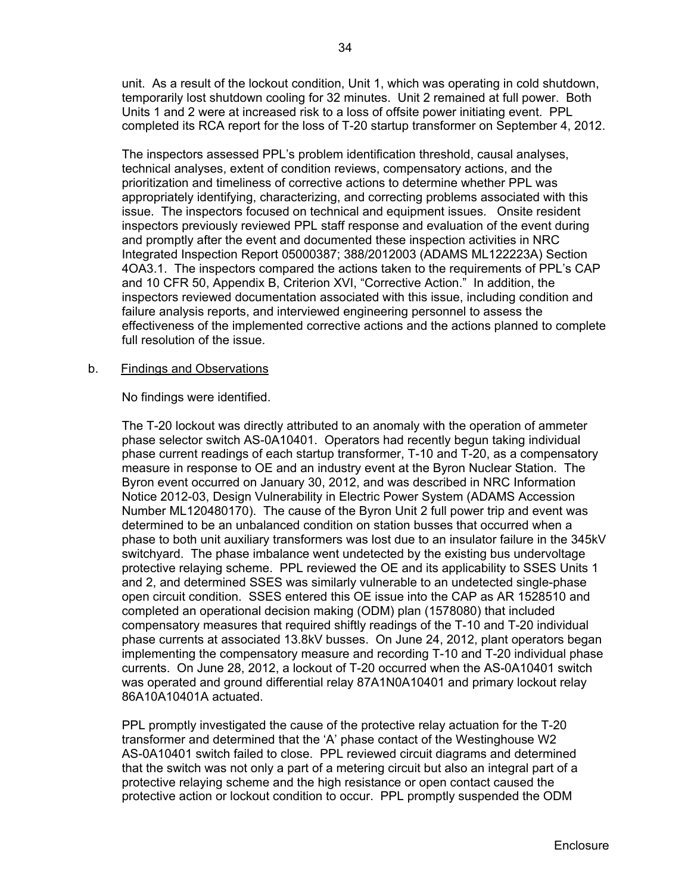unit. As a result of the lockout condition, Unit 1, which was operating in cold shutdown, temporarily lost shutdown cooling for 32 minutes. Unit 2 remained at full power. Both Units 1 and 2 were at increased risk to a loss of offsite power initiating event. PPL completed its RCA report for the loss of T-20 startup transformer on September 4, 2012.

The inspectors assessed PPL's problem identification threshold, causal analyses, technical analyses, extent of condition reviews, compensatory actions, and the prioritization and timeliness of corrective actions to determine whether PPL was appropriately identifying, characterizing, and correcting problems associated with this issue. The inspectors focused on technical and equipment issues. Onsite resident inspectors previously reviewed PPL staff response and evaluation of the event during and promptly after the event and documented these inspection activities in NRC Integrated Inspection Report 05000387; 388/2012003 (ADAMS ML122223A) Section 4OA3.1. The inspectors compared the actions taken to the requirements of PPL's CAP and 10 CFR 50, Appendix B, Criterion XVI, "Corrective Action." In addition, the inspectors reviewed documentation associated with this issue, including condition and failure analysis reports, and interviewed engineering personnel to assess the effectiveness of the implemented corrective actions and the actions planned to complete full resolution of the issue.

b. Findings and Observations

No findings were identified.

The T-20 lockout was directly attributed to an anomaly with the operation of ammeter phase selector switch AS-0A10401. Operators had recently begun taking individual phase current readings of each startup transformer, T-10 and T-20, as a compensatory measure in response to OE and an industry event at the Byron Nuclear Station. The Byron event occurred on January 30, 2012, and was described in NRC Information Notice 2012-03, Design Vulnerability in Electric Power System (ADAMS Accession Number ML120480170). The cause of the Byron Unit 2 full power trip and event was determined to be an unbalanced condition on station busses that occurred when a phase to both unit auxiliary transformers was lost due to an insulator failure in the 345kV switchyard. The phase imbalance went undetected by the existing bus undervoltage protective relaying scheme. PPL reviewed the OE and its applicability to SSES Units 1 and 2, and determined SSES was similarly vulnerable to an undetected single-phase open circuit condition. SSES entered this OE issue into the CAP as AR 1528510 and completed an operational decision making (ODM) plan (1578080) that included compensatory measures that required shiftly readings of the T-10 and T-20 individual phase currents at associated 13.8kV busses. On June 24, 2012, plant operators began implementing the compensatory measure and recording T-10 and T-20 individual phase currents. On June 28, 2012, a lockout of T-20 occurred when the AS-0A10401 switch was operated and ground differential relay 87A1N0A10401 and primary lockout relay 86A10A10401A actuated.

PPL promptly investigated the cause of the protective relay actuation for the T-20 transformer and determined that the 'A' phase contact of the Westinghouse W2 AS-0A10401 switch failed to close. PPL reviewed circuit diagrams and determined that the switch was not only a part of a metering circuit but also an integral part of a protective relaying scheme and the high resistance or open contact caused the protective action or lockout condition to occur. PPL promptly suspended the ODM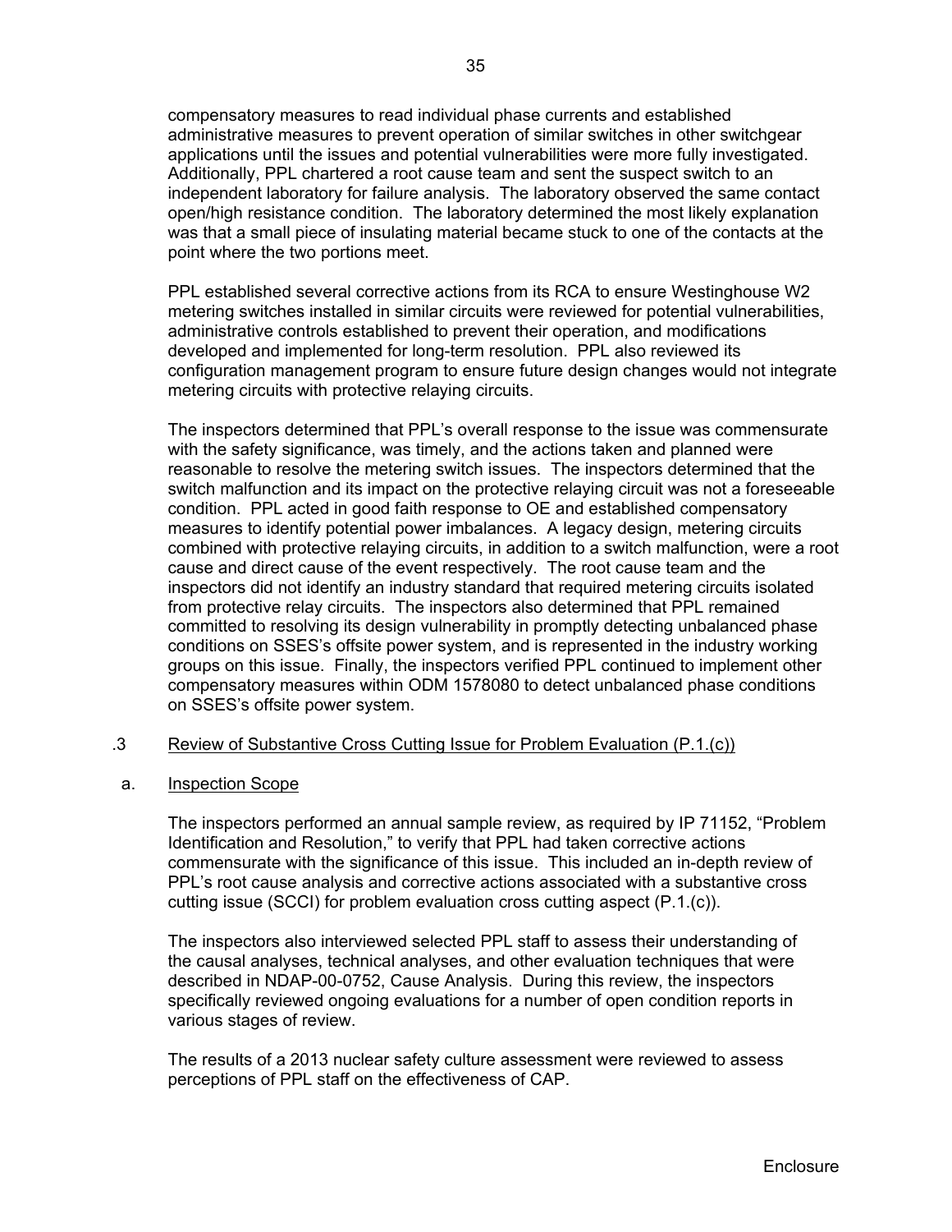compensatory measures to read individual phase currents and established administrative measures to prevent operation of similar switches in other switchgear applications until the issues and potential vulnerabilities were more fully investigated. Additionally, PPL chartered a root cause team and sent the suspect switch to an independent laboratory for failure analysis. The laboratory observed the same contact open/high resistance condition. The laboratory determined the most likely explanation was that a small piece of insulating material became stuck to one of the contacts at the point where the two portions meet.

PPL established several corrective actions from its RCA to ensure Westinghouse W2 metering switches installed in similar circuits were reviewed for potential vulnerabilities, administrative controls established to prevent their operation, and modifications developed and implemented for long-term resolution. PPL also reviewed its configuration management program to ensure future design changes would not integrate metering circuits with protective relaying circuits.

The inspectors determined that PPL's overall response to the issue was commensurate with the safety significance, was timely, and the actions taken and planned were reasonable to resolve the metering switch issues. The inspectors determined that the switch malfunction and its impact on the protective relaying circuit was not a foreseeable condition. PPL acted in good faith response to OE and established compensatory measures to identify potential power imbalances. A legacy design, metering circuits combined with protective relaying circuits, in addition to a switch malfunction, were a root cause and direct cause of the event respectively. The root cause team and the inspectors did not identify an industry standard that required metering circuits isolated from protective relay circuits. The inspectors also determined that PPL remained committed to resolving its design vulnerability in promptly detecting unbalanced phase conditions on SSES's offsite power system, and is represented in the industry working groups on this issue. Finally, the inspectors verified PPL continued to implement other compensatory measures within ODM 1578080 to detect unbalanced phase conditions on SSES's offsite power system.

.3 Review of Substantive Cross Cutting Issue for Problem Evaluation (P.1.(c))

a. Inspection Scope

The inspectors performed an annual sample review, as required by IP 71152, "Problem Identification and Resolution," to verify that PPL had taken corrective actions commensurate with the significance of this issue. This included an in-depth review of PPL's root cause analysis and corrective actions associated with a substantive cross cutting issue (SCCI) for problem evaluation cross cutting aspect (P.1.(c)).

The inspectors also interviewed selected PPL staff to assess their understanding of the causal analyses, technical analyses, and other evaluation techniques that were described in NDAP-00-0752, Cause Analysis. During this review, the inspectors specifically reviewed ongoing evaluations for a number of open condition reports in various stages of review.

The results of a 2013 nuclear safety culture assessment were reviewed to assess perceptions of PPL staff on the effectiveness of CAP.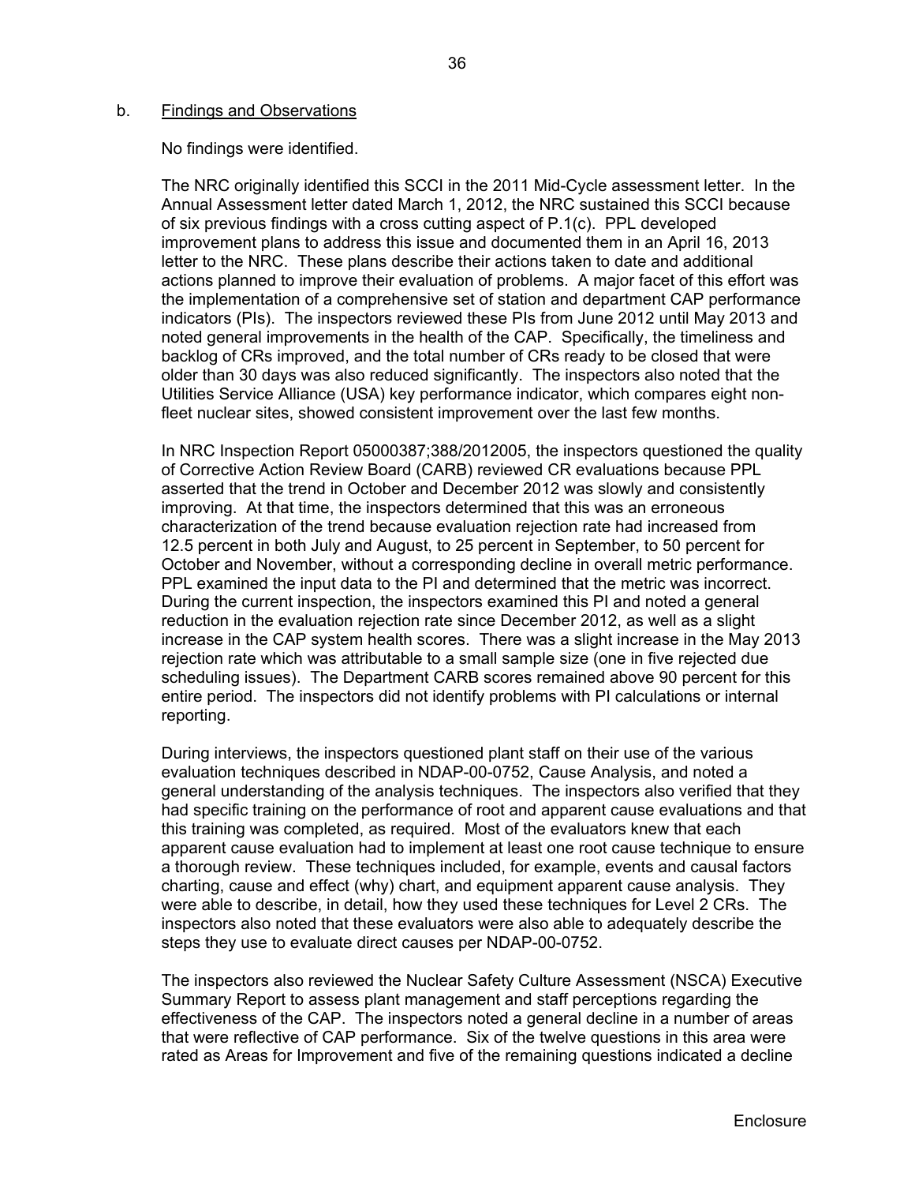b. Findings and Observations

No findings were identified.

The NRC originally identified this SCCI in the 2011 Mid-Cycle assessment letter. In the Annual Assessment letter dated March 1, 2012, the NRC sustained this SCCI because of six previous findings with a cross cutting aspect of P.1(c). PPL developed improvement plans to address this issue and documented them in an April 16, 2013 letter to the NRC. These plans describe their actions taken to date and additional actions planned to improve their evaluation of problems. A major facet of this effort was the implementation of a comprehensive set of station and department CAP performance indicators (PIs). The inspectors reviewed these PIs from June 2012 until May 2013 and noted general improvements in the health of the CAP. Specifically, the timeliness and backlog of CRs improved, and the total number of CRs ready to be closed that were older than 30 days was also reduced significantly. The inspectors also noted that the Utilities Service Alliance (USA) key performance indicator, which compares eight non-fleet nuclear sites, showed consistent improvement over the last few months.

In NRC Inspection Report 05000387;388/2012005, the inspectors questioned the quality of Corrective Action Review Board (CARB) reviewed CR evaluations because PPL asserted that the trend in October and December 2012 was slowly and consistently improving. At that time, the inspectors determined that this was an erroneous characterization of the trend because evaluation rejection rate had increased from 12.5 percent in both July and August, to 25 percent in September, to 50 percent for October and November, without a corresponding decline in overall metric performance. PPL examined the input data to the PI and determined that the metric was incorrect. During the current inspection, the inspectors examined this PI and noted a general reduction in the evaluation rejection rate since December 2012, as well as a slight increase in the CAP system health scores. There was a slight increase in the May 2013 rejection rate which was attributable to a small sample size (one in five rejected due scheduling issues). The Department CARB scores remained above 90 percent for this entire period. The inspectors did not identify problems with PI calculations or internal reporting.

During interviews, the inspectors questioned plant staff on their use of the various evaluation techniques described in NDAP-00-0752, Cause Analysis, and noted a general understanding of the analysis techniques. The inspectors also verified that they had specific training on the performance of root and apparent cause evaluations and that this training was completed, as required. Most of the evaluators knew that each apparent cause evaluation had to implement at least one root cause technique to ensure a thorough review. These techniques included, for example, events and causal factors charting, cause and effect (why) chart, and equipment apparent cause analysis. They were able to describe, in detail, how they used these techniques for Level 2 CRs. The inspectors also noted that these evaluators were also able to adequately describe the steps they use to evaluate direct causes per NDAP-00-0752.

The inspectors also reviewed the Nuclear Safety Culture Assessment (NSCA) Executive Summary Report to assess plant management and staff perceptions regarding the effectiveness of the CAP. The inspectors noted a general decline in a number of areas that were reflective of CAP performance. Six of the twelve questions in this area were rated as Areas for Improvement and five of the remaining questions indicated a decline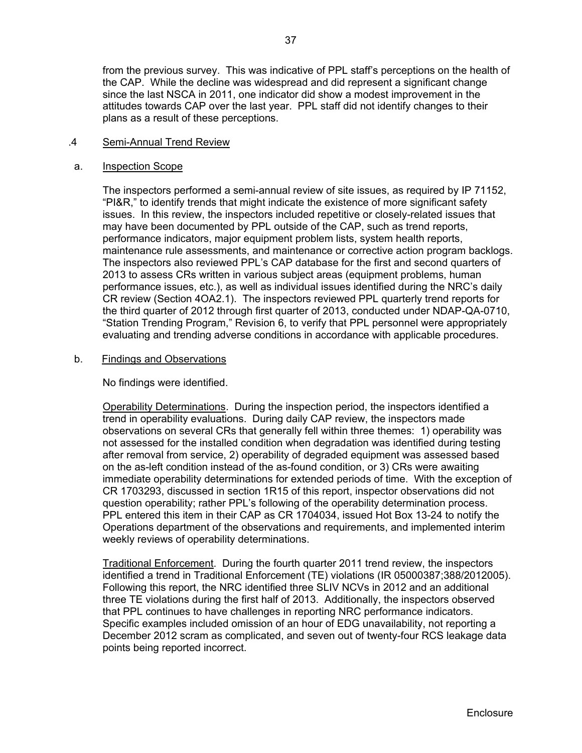from the previous survey. This was indicative of PPL staff's perceptions on the health of the CAP. While the decline was widespread and did represent a significant change since the last NSCA in 2011, one indicator did show a modest improvement in the attitudes towards CAP over the last year. PPL staff did not identify changes to their plans as a result of these perceptions.

### .4 Semi-Annual Trend Review

#### a. Inspection Scope

The inspectors performed a semi-annual review of site issues, as required by IP 71152, "PI&R," to identify trends that might indicate the existence of more significant safety issues. In this review, the inspectors included repetitive or closely-related issues that may have been documented by PPL outside of the CAP, such as trend reports, performance indicators, major equipment problem lists, system health reports, maintenance rule assessments, and maintenance or corrective action program backlogs. The inspectors also reviewed PPL's CAP database for the first and second quarters of 2013 to assess CRs written in various subject areas (equipment problems, human performance issues, etc.), as well as individual issues identified during the NRC's daily CR review (Section 4OA2.1). The inspectors reviewed PPL quarterly trend reports for the third quarter of 2012 through first quarter of 2013, conducted under NDAP-QA-0710, "Station Trending Program," Revision 6, to verify that PPL personnel were appropriately evaluating and trending adverse conditions in accordance with applicable procedures.

#### b. Findings and Observations

No findings were identified.

Operability Determinations. During the inspection period, the inspectors identified a trend in operability evaluations. During daily CAP review, the inspectors made observations on several CRs that generally fell within three themes: 1) operability was not assessed for the installed condition when degradation was identified during testing after removal from service, 2) operability of degraded equipment was assessed based on the as-left condition instead of the as-found condition, or 3) CRs were awaiting immediate operability determinations for extended periods of time. With the exception of CR 1703293, discussed in section 1R15 of this report, inspector observations did not question operability; rather PPL's following of the operability determination process. PPL entered this item in their CAP as CR 1704034, issued Hot Box 13-24 to notify the Operations department of the observations and requirements, and implemented interim weekly reviews of operability determinations.

Traditional Enforcement. During the fourth quarter 2011 trend review, the inspectors identified a trend in Traditional Enforcement (TE) violations (IR 05000387;388/2012005). Following this report, the NRC identified three SLIV NCVs in 2012 and an additional three TE violations during the first half of 2013. Additionally, the inspectors observed that PPL continues to have challenges in reporting NRC performance indicators. Specific examples included omission of an hour of EDG unavailability, not reporting a December 2012 scram as complicated, and seven out of twenty-four RCS leakage data points being reported incorrect.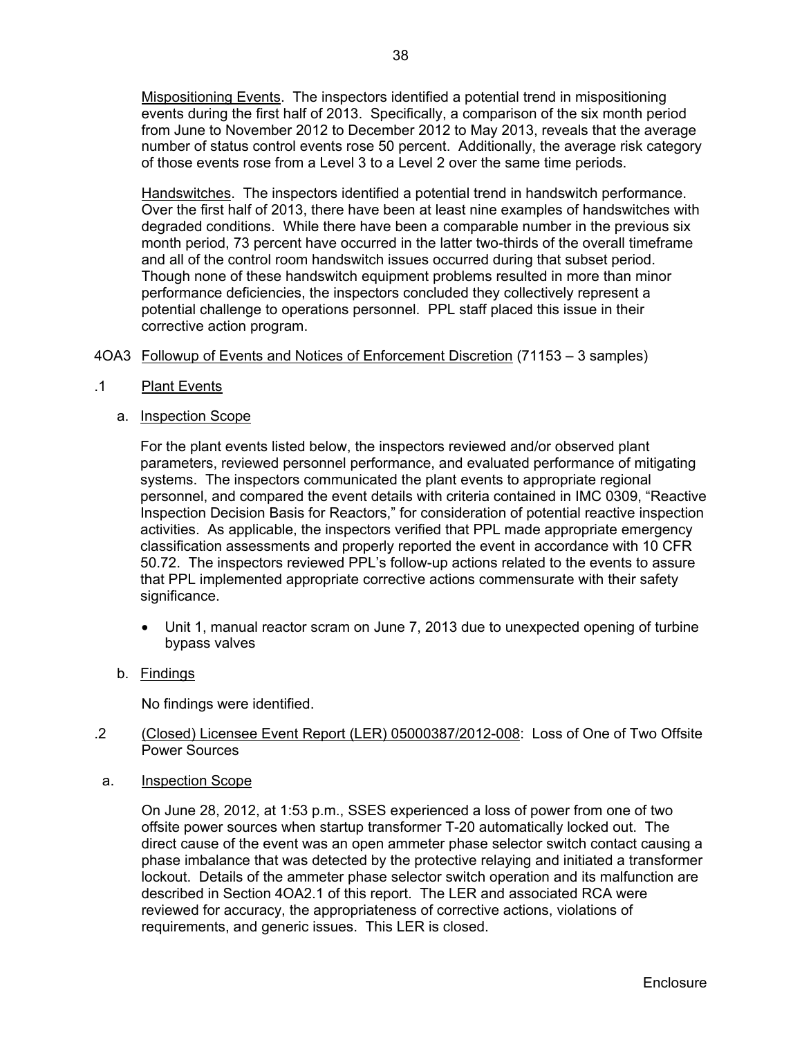Mispositioning Events. The inspectors identified a potential trend in mispositioning events during the first half of 2013. Specifically, a comparison of the six month period from June to November 2012 to December 2012 to May 2013, reveals that the average number of status control events rose 50 percent. Additionally, the average risk category of those events rose from a Level 3 to a Level 2 over the same time periods.

Handswitches. The inspectors identified a potential trend in handswitch performance. Over the first half of 2013, there have been at least nine examples of handswitches with degraded conditions. While there have been a comparable number in the previous six month period, 73 percent have occurred in the latter two-thirds of the overall timeframe and all of the control room handswitch issues occurred during that subset period. Though none of these handswitch equipment problems resulted in more than minor performance deficiencies, the inspectors concluded they collectively represent a potential challenge to operations personnel. PPL staff placed this issue in their corrective action program.

## 4OA3 Followup of Events and Notices of Enforcement Discretion (71153 – 3 samples)

### .1 Plant Events

a. Inspection Scope

For the plant events listed below, the inspectors reviewed and/or observed plant parameters, reviewed personnel performance, and evaluated performance of mitigating systems. The inspectors communicated the plant events to appropriate regional personnel, and compared the event details with criteria contained in IMC 0309, "Reactive Inspection Decision Basis for Reactors," for consideration of potential reactive inspection activities. As applicable, the inspectors verified that PPL made appropriate emergency classification assessments and properly reported the event in accordance with 10 CFR 50.72. The inspectors reviewed PPL's follow-up actions related to the events to assure that PPL implemented appropriate corrective actions commensurate with their safety significance.

- Unit 1, manual reactor scram on June 7, 2013 due to unexpected opening of turbine bypass valves

b. Findings

No findings were identified.

### .2 (Closed) Licensee Event Report (LER) 05000387/2012-008: Loss of One of Two Offsite Power Sources

a. Inspection Scope

On June 28, 2012, at 1:53 p.m., SSES experienced a loss of power from one of two offsite power sources when startup transformer T-20 automatically locked out. The direct cause of the event was an open ammeter phase selector switch contact causing a phase imbalance that was detected by the protective relaying and initiated a transformer lockout. Details of the ammeter phase selector switch operation and its malfunction are described in Section 4OA2.1 of this report. The LER and associated RCA were reviewed for accuracy, the appropriateness of corrective actions, violations of requirements, and generic issues. This LER is closed.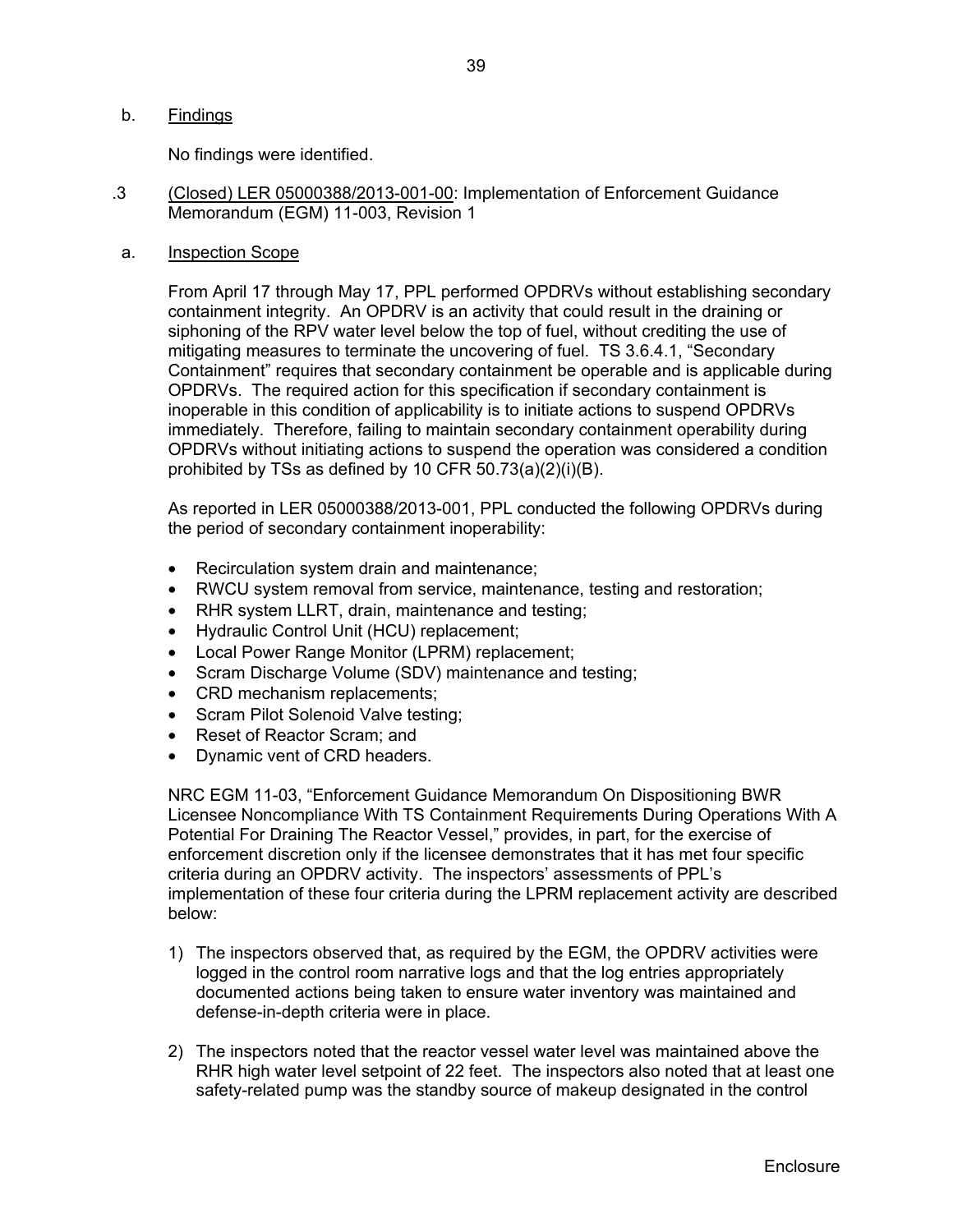b. Findings

No findings were identified.

.3 (Closed) LER 05000388/2013-001-00: Implementation of Enforcement Guidance Memorandum (EGM) 11-003, Revision 1

a. Inspection Scope

From April 17 through May 17, PPL performed OPDRVs without establishing secondary containment integrity. An OPDRV is an activity that could result in the draining or siphoning of the RPV water level below the top of fuel, without crediting the use of mitigating measures to terminate the uncovering of fuel. TS 3.6.4.1, "Secondary Containment" requires that secondary containment be operable and is applicable during OPDRVs. The required action for this specification if secondary containment is inoperable in this condition of applicability is to initiate actions to suspend OPDRVs immediately. Therefore, failing to maintain secondary containment operability during OPDRVs without initiating actions to suspend the operation was considered a condition prohibited by TSs as defined by 10 CFR 50.73(a)(2)(i)(B).

As reported in LER 05000388/2013-001, PPL conducted the following OPDRVs during the period of secondary containment inoperability:

- Recirculation system drain and maintenance;
- RWCU system removal from service, maintenance, testing and restoration;
- RHR system LLRT, drain, maintenance and testing;
- Hydraulic Control Unit (HCU) replacement;
- Local Power Range Monitor (LPRM) replacement;
- Scram Discharge Volume (SDV) maintenance and testing;
- CRD mechanism replacements;
- Scram Pilot Solenoid Valve testing;
- Reset of Reactor Scram; and
- Dynamic vent of CRD headers.

NRC EGM 11-03, "Enforcement Guidance Memorandum On Dispositioning BWR Licensee Noncompliance With TS Containment Requirements During Operations With A Potential For Draining The Reactor Vessel," provides, in part, for the exercise of enforcement discretion only if the licensee demonstrates that it has met four specific criteria during an OPDRV activity. The inspectors' assessments of PPL's implementation of these four criteria during the LPRM replacement activity are described below:

1) The inspectors observed that, as required by the EGM, the OPDRV activities were logged in the control room narrative logs and that the log entries appropriately documented actions being taken to ensure water inventory was maintained and defense-in-depth criteria were in place.

2) The inspectors noted that the reactor vessel water level was maintained above the RHR high water level setpoint of 22 feet. The inspectors also noted that at least one safety-related pump was the standby source of makeup designated in the control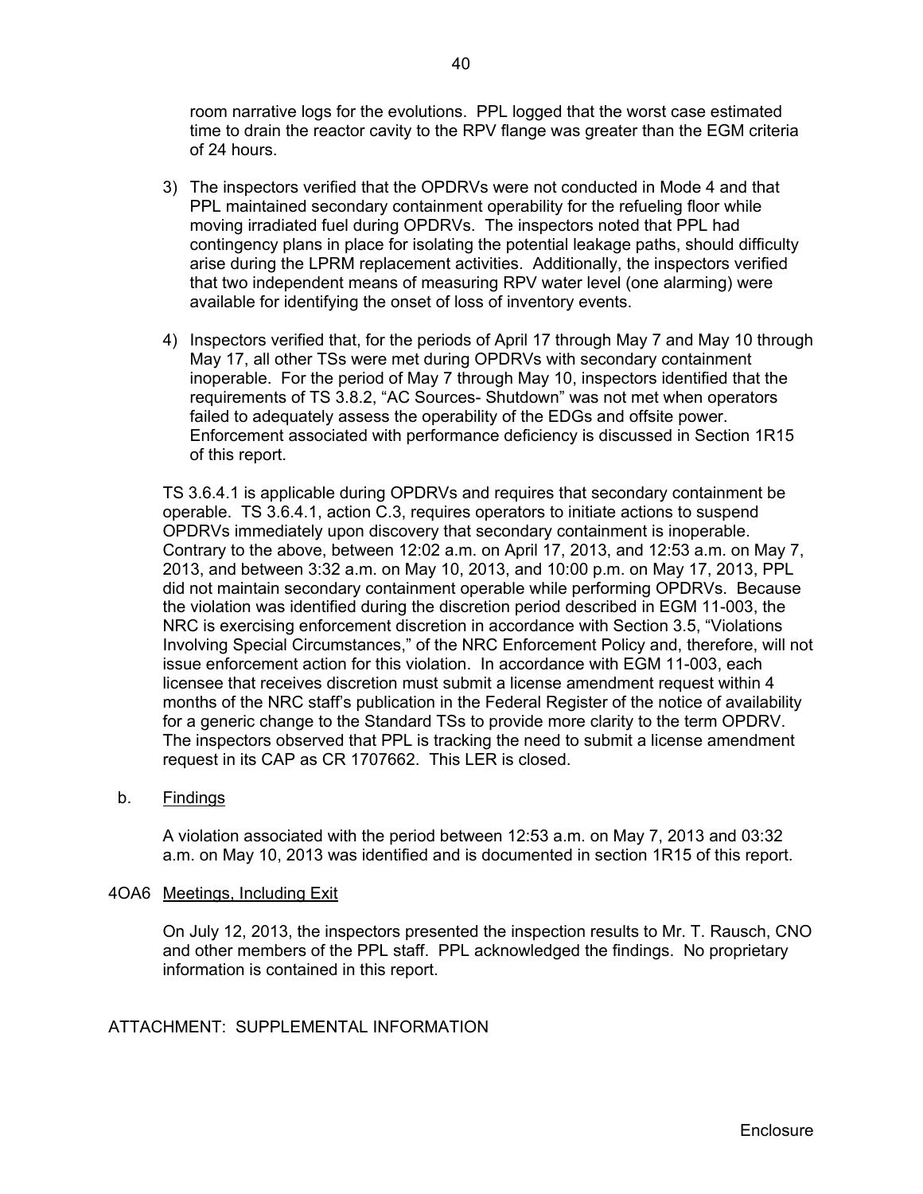room narrative logs for the evolutions. PPL logged that the worst case estimated time to drain the reactor cavity to the RPV flange was greater than the EGM criteria of 24 hours.

3) The inspectors verified that the OPDRVs were not conducted in Mode 4 and that PPL maintained secondary containment operability for the refueling floor while moving irradiated fuel during OPDRVs. The inspectors noted that PPL had contingency plans in place for isolating the potential leakage paths, should difficulty arise during the LPRM replacement activities. Additionally, the inspectors verified that two independent means of measuring RPV water level (one alarming) were available for identifying the onset of loss of inventory events.

4) Inspectors verified that, for the periods of April 17 through May 7 and May 10 through May 17, all other TSs were met during OPDRVs with secondary containment inoperable. For the period of May 7 through May 10, inspectors identified that the requirements of TS 3.8.2, "AC Sources- Shutdown" was not met when operators failed to adequately assess the operability of the EDGs and offsite power. Enforcement associated with performance deficiency is discussed in Section 1R15 of this report.

TS 3.6.4.1 is applicable during OPDRVs and requires that secondary containment be operable. TS 3.6.4.1, action C.3, requires operators to initiate actions to suspend OPDRVs immediately upon discovery that secondary containment is inoperable. Contrary to the above, between 12:02 a.m. on April 17, 2013, and 12:53 a.m. on May 7, 2013, and between 3:32 a.m. on May 10, 2013, and 10:00 p.m. on May 17, 2013, PPL did not maintain secondary containment operable while performing OPDRVs. Because the violation was identified during the discretion period described in EGM 11-003, the NRC is exercising enforcement discretion in accordance with Section 3.5, "Violations Involving Special Circumstances," of the NRC Enforcement Policy and, therefore, will not issue enforcement action for this violation. In accordance with EGM 11-003, each licensee that receives discretion must submit a license amendment request within 4 months of the NRC staff's publication in the Federal Register of the notice of availability for a generic change to the Standard TSs to provide more clarity to the term OPDRV. The inspectors observed that PPL is tracking the need to submit a license amendment request in its CAP as CR 1707662. This LER is closed.

b. Findings

A violation associated with the period between 12:53 a.m. on May 7, 2013 and 03:32 a.m. on May 10, 2013 was identified and is documented in section 1R15 of this report.

4OA6 Meetings, Including Exit

On July 12, 2013, the inspectors presented the inspection results to Mr. T. Rausch, CNO and other members of the PPL staff. PPL acknowledged the findings. No proprietary information is contained in this report.

ATTACHMENT: SUPPLEMENTAL INFORMATION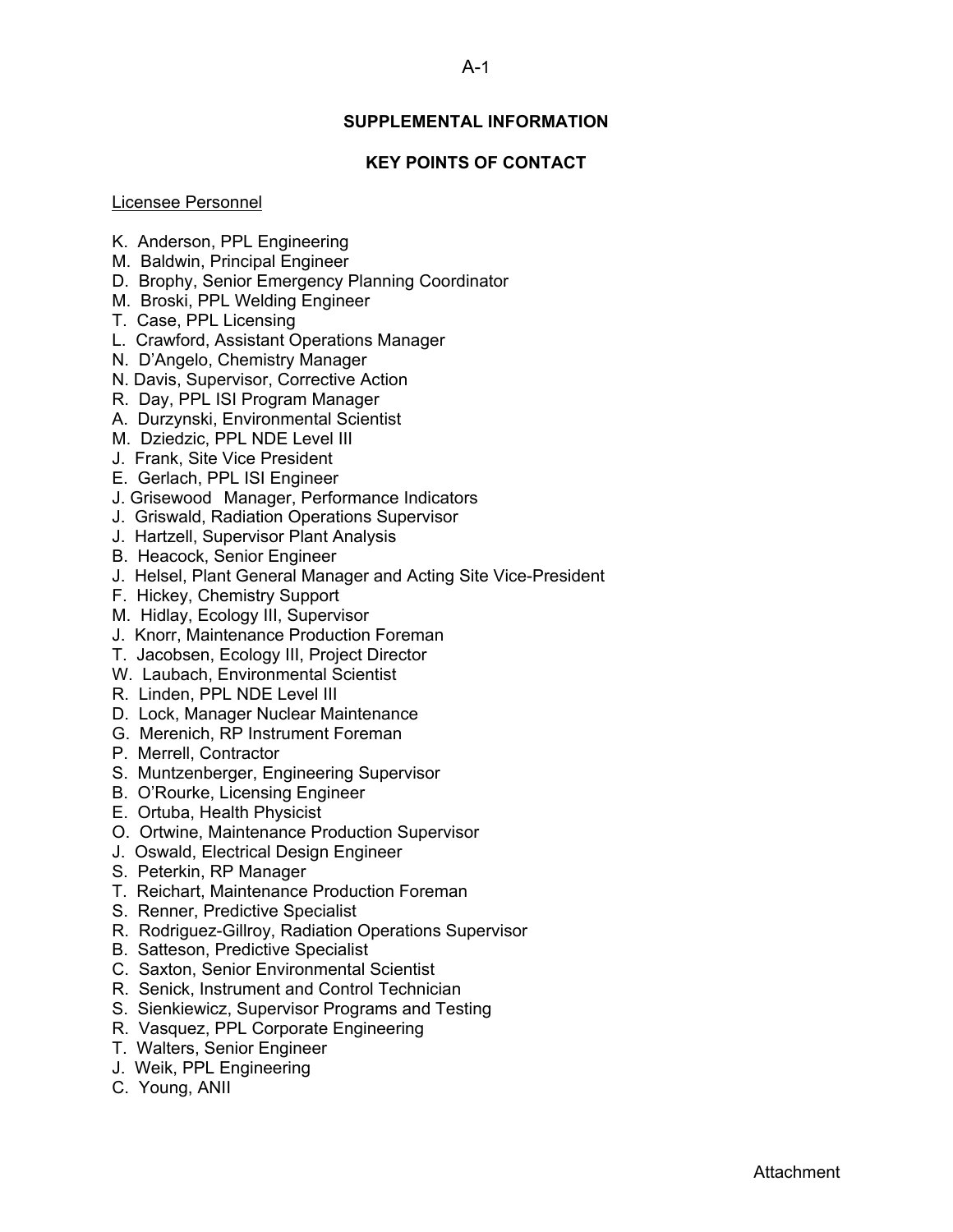## SUPPLEMENTAL INFORMATION

## KEY POINTS OF CONTACT

Licensee Personnel

K. Anderson, PPL Engineering
M. Baldwin, Principal Engineer
D. Brophy, Senior Emergency Planning Coordinator
M. Broski, PPL Welding Engineer
T. Case, PPL Licensing
L. Crawford, Assistant Operations Manager
N. D'Angelo, Chemistry Manager
N. Davis, Supervisor, Corrective Action
R. Day, PPL ISI Program Manager
A. Durzynski, Environmental Scientist
M. Dziedzic, PPL NDE Level III
J. Frank, Site Vice President
E. Gerlach, PPL ISI Engineer
J. Grisewood Manager, Performance Indicators
J. Griswald, Radiation Operations Supervisor
J. Hartzell, Supervisor Plant Analysis
B. Heacock, Senior Engineer
J. Helsel, Plant General Manager and Acting Site Vice-President
F. Hickey, Chemistry Support
M. Hidlay, Ecology III, Supervisor
J. Knorr, Maintenance Production Foreman
T. Jacobsen, Ecology III, Project Director
W. Laubach, Environmental Scientist
R. Linden, PPL NDE Level III
D. Lock, Manager Nuclear Maintenance
G. Merenich, RP Instrument Foreman
P. Merrell, Contractor
S. Muntzenberger, Engineering Supervisor
B. O'Rourke, Licensing Engineer
E. Ortuba, Health Physicist
O. Ortwine, Maintenance Production Supervisor
J. Oswald, Electrical Design Engineer
S. Peterkin, RP Manager
T. Reichart, Maintenance Production Foreman
S. Renner, Predictive Specialist
R. Rodriguez-Gillroy, Radiation Operations Supervisor
B. Satteson, Predictive Specialist
C. Saxton, Senior Environmental Scientist
R. Senick, Instrument and Control Technician
S. Sienkiewicz, Supervisor Programs and Testing
R. Vasquez, PPL Corporate Engineering
T. Walters, Senior Engineer
J. Weik, PPL Engineering
C. Young, ANII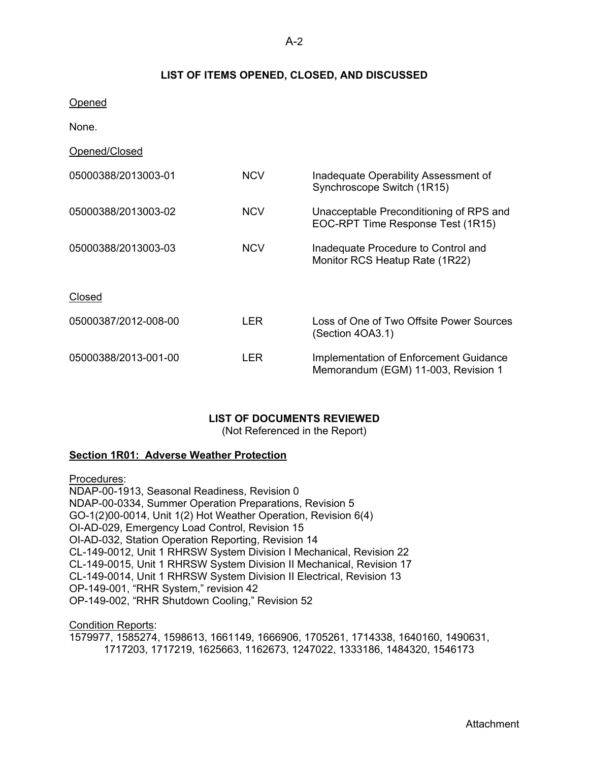## LIST OF ITEMS OPENED, CLOSED, AND DISCUSSED

Opened

None.

Opened/Closed

| | | |
|---|---|---|
| 05000388/2013003-01 | NCV | Inadequate Operability Assessment of Synchroscope Switch (1R15) |
| 05000388/2013003-02 | NCV | Unacceptable Preconditioning of RPS and EOC-RPT Time Response Test (1R15) |
| 05000388/2013003-03 | NCV | Inadequate Procedure to Control and Monitor RCS Heatup Rate (1R22) |

Closed

| | | |
|---|---|---|
| 05000387/2012-008-00 | LER | Loss of One of Two Offsite Power Sources (Section 4OA3.1) |
| 05000388/2013-001-00 | LER | Implementation of Enforcement Guidance Memorandum (EGM) 11-003, Revision 1 |

## LIST OF DOCUMENTS REVIEWED

(Not Referenced in the Report)

### Section 1R01: Adverse Weather Protection

Procedures:

NDAP-00-1913, Seasonal Readiness, Revision 0
NDAP-00-0334, Summer Operation Preparations, Revision 5
GO-1(2)00-0014, Unit 1(2) Hot Weather Operation, Revision 6(4)
OI-AD-029, Emergency Load Control, Revision 15
OI-AD-032, Station Operation Reporting, Revision 14
CL-149-0012, Unit 1 RHRSW System Division I Mechanical, Revision 22
CL-149-0015, Unit 1 RHRSW System Division II Mechanical, Revision 17
CL-149-0014, Unit 1 RHRSW System Division II Electrical, Revision 13
OP-149-001, "RHR System," revision 42
OP-149-002, "RHR Shutdown Cooling," Revision 52

Condition Reports:

1579977, 1585274, 1598613, 1661149, 1666906, 1705261, 1714338, 1640160, 1490631, 1717203, 1717219, 1625663, 1162673, 1247022, 1333186, 1484320, 1546173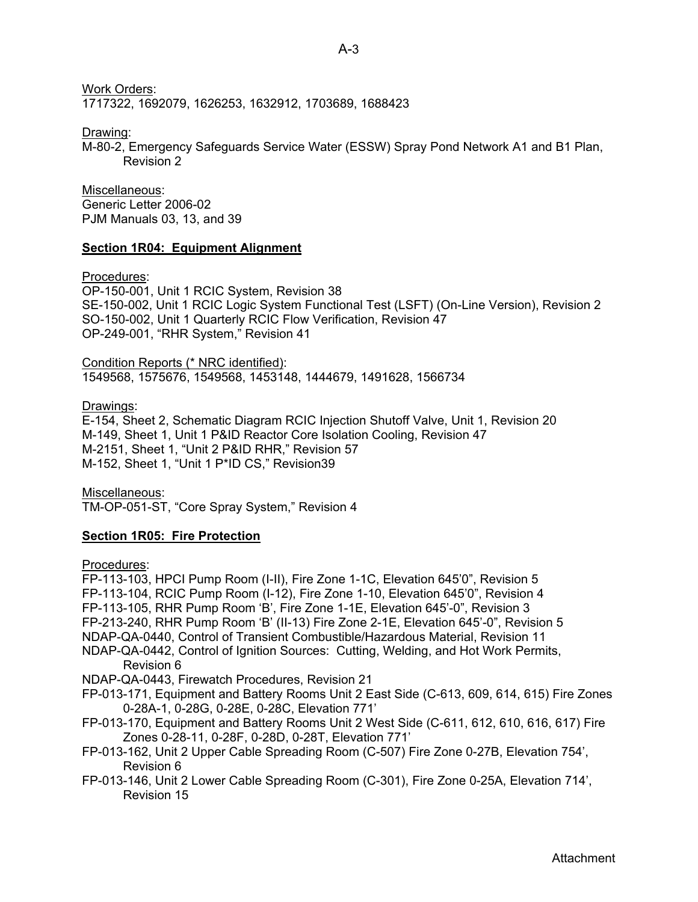Work Orders:
1717322, 1692079, 1626253, 1632912, 1703689, 1688423

Drawing:
M-80-2, Emergency Safeguards Service Water (ESSW) Spray Pond Network A1 and B1 Plan, Revision 2

Miscellaneous:
Generic Letter 2006-02
PJM Manuals 03, 13, and 39

**Section 1R04: Equipment Alignment**

Procedures:
OP-150-001, Unit 1 RCIC System, Revision 38
SE-150-002, Unit 1 RCIC Logic System Functional Test (LSFT) (On-Line Version), Revision 2
SO-150-002, Unit 1 Quarterly RCIC Flow Verification, Revision 47
OP-249-001, "RHR System," Revision 41

Condition Reports (* NRC identified):
1549568, 1575676, 1549568, 1453148, 1444679, 1491628, 1566734

Drawings:
E-154, Sheet 2, Schematic Diagram RCIC Injection Shutoff Valve, Unit 1, Revision 20
M-149, Sheet 1, Unit 1 P&ID Reactor Core Isolation Cooling, Revision 47
M-2151, Sheet 1, "Unit 2 P&ID RHR," Revision 57
M-152, Sheet 1, "Unit 1 P*ID CS," Revision39

Miscellaneous:
TM-OP-051-ST, "Core Spray System," Revision 4

**Section 1R05: Fire Protection**

Procedures:
FP-113-103, HPCI Pump Room (I-II), Fire Zone 1-1C, Elevation 645'0", Revision 5
FP-113-104, RCIC Pump Room (I-12), Fire Zone 1-10, Elevation 645'0", Revision 4
FP-113-105, RHR Pump Room 'B', Fire Zone 1-1E, Elevation 645'-0", Revision 3
FP-213-240, RHR Pump Room 'B' (II-13) Fire Zone 2-1E, Elevation 645'-0", Revision 5
NDAP-QA-0440, Control of Transient Combustible/Hazardous Material, Revision 11
NDAP-QA-0442, Control of Ignition Sources: Cutting, Welding, and Hot Work Permits, Revision 6
NDAP-QA-0443, Firewatch Procedures, Revision 21
FP-013-171, Equipment and Battery Rooms Unit 2 East Side (C-613, 609, 614, 615) Fire Zones 0-28A-1, 0-28G, 0-28E, 0-28C, Elevation 771'
FP-013-170, Equipment and Battery Rooms Unit 2 West Side (C-611, 612, 610, 616, 617) Fire Zones 0-28-11, 0-28F, 0-28D, 0-28T, Elevation 771'
FP-013-162, Unit 2 Upper Cable Spreading Room (C-507) Fire Zone 0-27B, Elevation 754', Revision 6
FP-013-146, Unit 2 Lower Cable Spreading Room (C-301), Fire Zone 0-25A, Elevation 714', Revision 15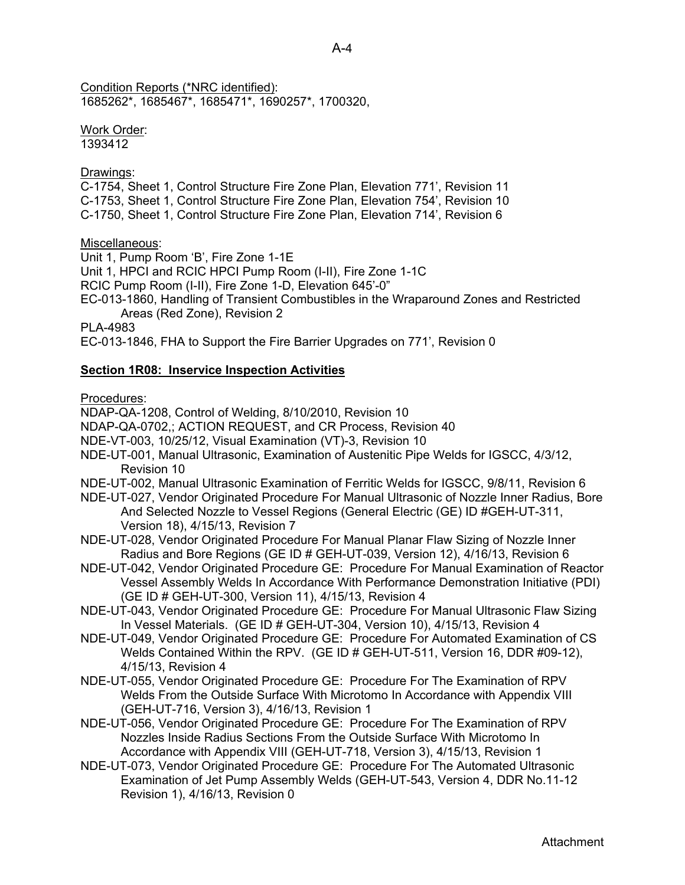Condition Reports (*NRC identified):
1685262*, 1685467*, 1685471*, 1690257*, 1700320,

Work Order:
1393412

Drawings:
C-1754, Sheet 1, Control Structure Fire Zone Plan, Elevation 771', Revision 11
C-1753, Sheet 1, Control Structure Fire Zone Plan, Elevation 754', Revision 10
C-1750, Sheet 1, Control Structure Fire Zone Plan, Elevation 714', Revision 6

Miscellaneous:
Unit 1, Pump Room 'B', Fire Zone 1-1E
Unit 1, HPCI and RCIC HPCI Pump Room (I-II), Fire Zone 1-1C
RCIC Pump Room (I-II), Fire Zone 1-D, Elevation 645'-0"
EC-013-1860, Handling of Transient Combustibles in the Wraparound Zones and Restricted Areas (Red Zone), Revision 2
PLA-4983
EC-013-1846, FHA to Support the Fire Barrier Upgrades on 771', Revision 0

**Section 1R08: Inservice Inspection Activities**

Procedures:
NDAP-QA-1208, Control of Welding, 8/10/2010, Revision 10
NDAP-QA-0702,; ACTION REQUEST, and CR Process, Revision 40
NDE-VT-003, 10/25/12, Visual Examination (VT)-3, Revision 10
NDE-UT-001, Manual Ultrasonic, Examination of Austenitic Pipe Welds for IGSCC, 4/3/12, Revision 10
NDE-UT-002, Manual Ultrasonic Examination of Ferritic Welds for IGSCC, 9/8/11, Revision 6
NDE-UT-027, Vendor Originated Procedure For Manual Ultrasonic of Nozzle Inner Radius, Bore And Selected Nozzle to Vessel Regions (General Electric (GE) ID #GEH-UT-311, Version 18), 4/15/13, Revision 7
NDE-UT-028, Vendor Originated Procedure For Manual Planar Flaw Sizing of Nozzle Inner Radius and Bore Regions (GE ID # GEH-UT-039, Version 12), 4/16/13, Revision 6
NDE-UT-042, Vendor Originated Procedure GE: Procedure For Manual Examination of Reactor Vessel Assembly Welds In Accordance With Performance Demonstration Initiative (PDI) (GE ID # GEH-UT-300, Version 11), 4/15/13, Revision 4
NDE-UT-043, Vendor Originated Procedure GE: Procedure For Manual Ultrasonic Flaw Sizing In Vessel Materials. (GE ID # GEH-UT-304, Version 10), 4/15/13, Revision 4
NDE-UT-049, Vendor Originated Procedure GE: Procedure For Automated Examination of CS Welds Contained Within the RPV. (GE ID # GEH-UT-511, Version 16, DDR #09-12), 4/15/13, Revision 4
NDE-UT-055, Vendor Originated Procedure GE: Procedure For The Examination of RPV Welds From the Outside Surface With Microtomo In Accordance with Appendix VIII (GEH-UT-716, Version 3), 4/16/13, Revision 1
NDE-UT-056, Vendor Originated Procedure GE: Procedure For The Examination of RPV Nozzles Inside Radius Sections From the Outside Surface With Microtomo In Accordance with Appendix VIII (GEH-UT-718, Version 3), 4/15/13, Revision 1
NDE-UT-073, Vendor Originated Procedure GE: Procedure For The Automated Ultrasonic Examination of Jet Pump Assembly Welds (GEH-UT-543, Version 4, DDR No.11-12 Revision 1), 4/16/13, Revision 0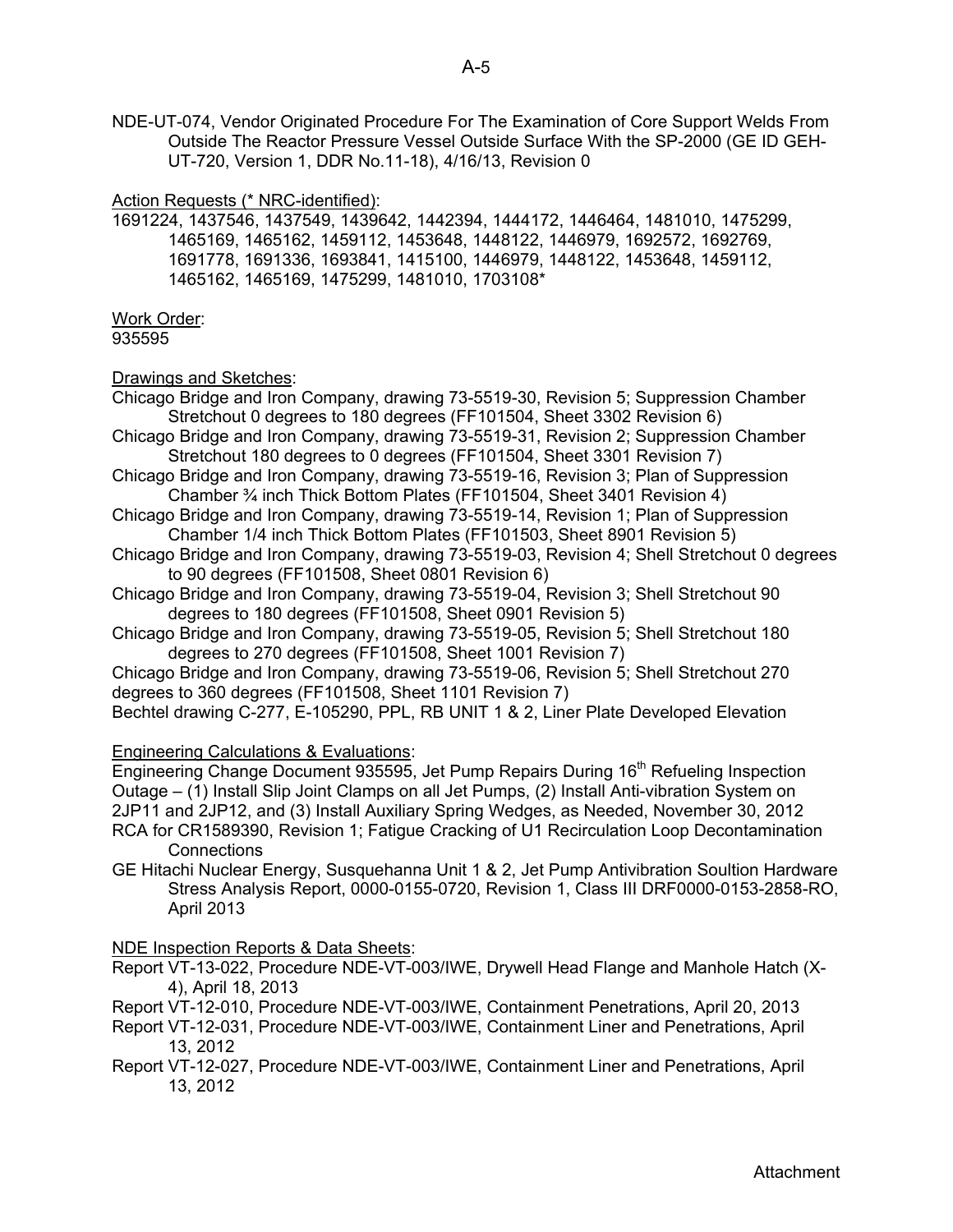NDE-UT-074, Vendor Originated Procedure For The Examination of Core Support Welds From Outside The Reactor Pressure Vessel Outside Surface With the SP-2000 (GE ID GEH-UT-720, Version 1, DDR No.11-18), 4/16/13, Revision 0

Action Requests (* NRC-identified):

1691224, 1437546, 1437549, 1439642, 1442394, 1444172, 1446464, 1481010, 1475299, 1465169, 1465162, 1459112, 1453648, 1448122, 1446979, 1692572, 1692769, 1691778, 1691336, 1693841, 1415100, 1446979, 1448122, 1453648, 1459112, 1465162, 1465169, 1475299, 1481010, 1703108*

Work Order:

935595

Drawings and Sketches:

Chicago Bridge and Iron Company, drawing 73-5519-30, Revision 5; Suppression Chamber Stretchout 0 degrees to 180 degrees (FF101504, Sheet 3302 Revision 6)

Chicago Bridge and Iron Company, drawing 73-5519-31, Revision 2; Suppression Chamber Stretchout 180 degrees to 0 degrees (FF101504, Sheet 3301 Revision 7)

Chicago Bridge and Iron Company, drawing 73-5519-16, Revision 3; Plan of Suppression Chamber ¾ inch Thick Bottom Plates (FF101504, Sheet 3401 Revision 4)

Chicago Bridge and Iron Company, drawing 73-5519-14, Revision 1; Plan of Suppression Chamber 1/4 inch Thick Bottom Plates (FF101503, Sheet 8901 Revision 5)

Chicago Bridge and Iron Company, drawing 73-5519-03, Revision 4; Shell Stretchout 0 degrees to 90 degrees (FF101508, Sheet 0801 Revision 6)

Chicago Bridge and Iron Company, drawing 73-5519-04, Revision 3; Shell Stretchout 90 degrees to 180 degrees (FF101508, Sheet 0901 Revision 5)

Chicago Bridge and Iron Company, drawing 73-5519-05, Revision 5; Shell Stretchout 180 degrees to 270 degrees (FF101508, Sheet 1001 Revision 7)

Chicago Bridge and Iron Company, drawing 73-5519-06, Revision 5; Shell Stretchout 270 degrees to 360 degrees (FF101508, Sheet 1101 Revision 7)

Bechtel drawing C-277, E-105290, PPL, RB UNIT 1 & 2, Liner Plate Developed Elevation

Engineering Calculations & Evaluations:

Engineering Change Document 935595, Jet Pump Repairs During 16th Refueling Inspection Outage – (1) Install Slip Joint Clamps on all Jet Pumps, (2) Install Anti-vibration System on 2JP11 and 2JP12, and (3) Install Auxiliary Spring Wedges, as Needed, November 30, 2012

RCA for CR1589390, Revision 1; Fatigue Cracking of U1 Recirculation Loop Decontamination Connections

GE Hitachi Nuclear Energy, Susquehanna Unit 1 & 2, Jet Pump Antivibration Soultion Hardware Stress Analysis Report, 0000-0155-0720, Revision 1, Class III DRF0000-0153-2858-RO, April 2013

NDE Inspection Reports & Data Sheets:

Report VT-13-022, Procedure NDE-VT-003/IWE, Drywell Head Flange and Manhole Hatch (X-4), April 18, 2013

Report VT-12-010, Procedure NDE-VT-003/IWE, Containment Penetrations, April 20, 2013

Report VT-12-031, Procedure NDE-VT-003/IWE, Containment Liner and Penetrations, April 13, 2012

Report VT-12-027, Procedure NDE-VT-003/IWE, Containment Liner and Penetrations, April 13, 2012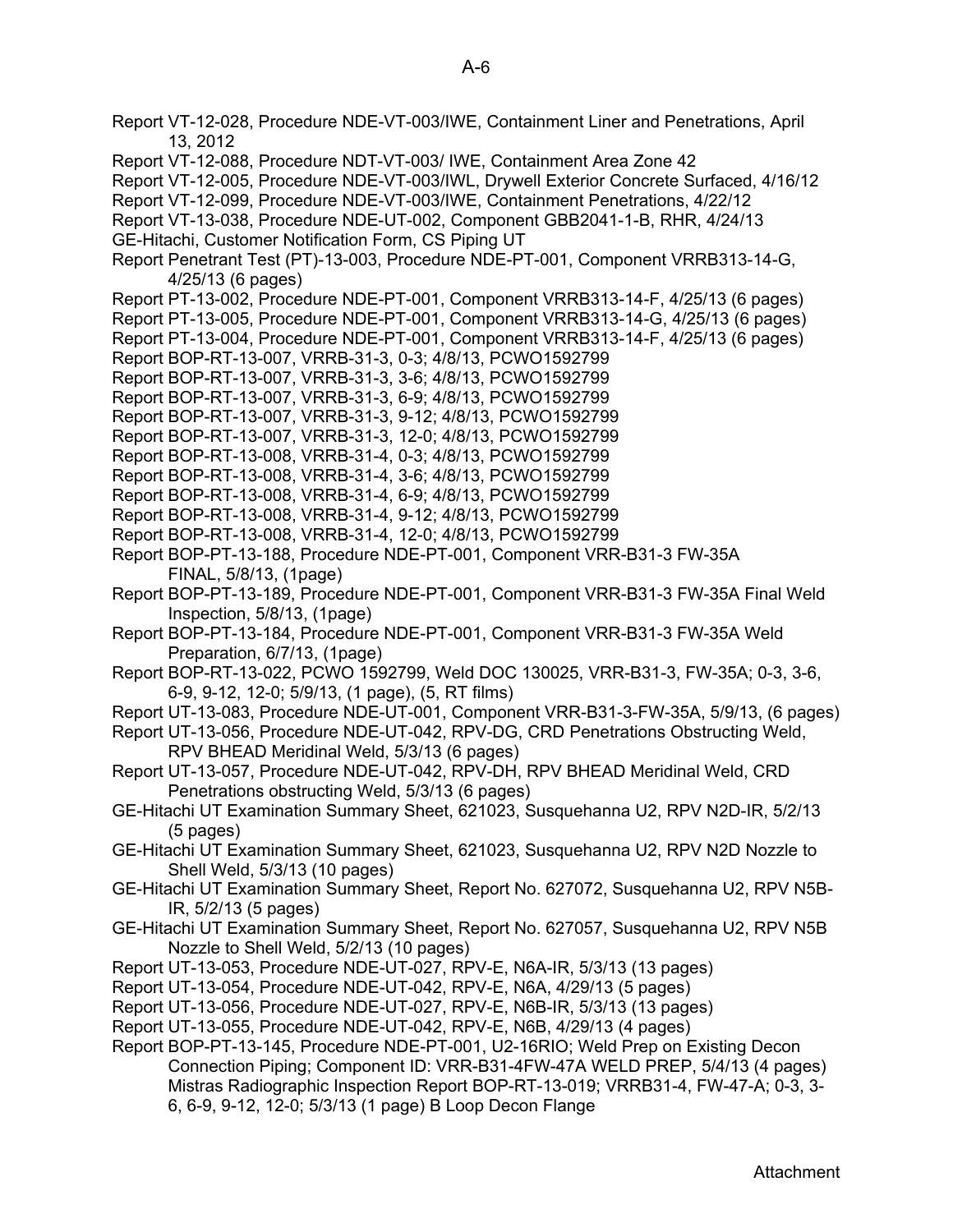Report VT-12-028, Procedure NDE-VT-003/IWE, Containment Liner and Penetrations, April 13, 2012

Report VT-12-088, Procedure NDT-VT-003/ IWE, Containment Area Zone 42

Report VT-12-005, Procedure NDE-VT-003/IWL, Drywell Exterior Concrete Surfaced, 4/16/12

Report VT-12-099, Procedure NDE-VT-003/IWE, Containment Penetrations, 4/22/12

Report VT-13-038, Procedure NDE-UT-002, Component GBB2041-1-B, RHR, 4/24/13

GE-Hitachi, Customer Notification Form, CS Piping UT

Report Penetrant Test (PT)-13-003, Procedure NDE-PT-001, Component VRRB313-14-G, 4/25/13 (6 pages)

Report PT-13-002, Procedure NDE-PT-001, Component VRRB313-14-F, 4/25/13 (6 pages)

Report PT-13-005, Procedure NDE-PT-001, Component VRRB313-14-G, 4/25/13 (6 pages)

Report PT-13-004, Procedure NDE-PT-001, Component VRRB313-14-F, 4/25/13 (6 pages)

Report BOP-RT-13-007, VRRB-31-3, 0-3; 4/8/13, PCWO1592799

Report BOP-RT-13-007, VRRB-31-3, 3-6; 4/8/13, PCWO1592799

Report BOP-RT-13-007, VRRB-31-3, 6-9; 4/8/13, PCWO1592799

Report BOP-RT-13-007, VRRB-31-3, 9-12; 4/8/13, PCWO1592799

Report BOP-RT-13-007, VRRB-31-3, 12-0; 4/8/13, PCWO1592799

Report BOP-RT-13-008, VRRB-31-4, 0-3; 4/8/13, PCWO1592799

Report BOP-RT-13-008, VRRB-31-4, 3-6; 4/8/13, PCWO1592799

Report BOP-RT-13-008, VRRB-31-4, 6-9; 4/8/13, PCWO1592799

Report BOP-RT-13-008, VRRB-31-4, 9-12; 4/8/13, PCWO1592799

Report BOP-RT-13-008, VRRB-31-4, 12-0; 4/8/13, PCWO1592799

Report BOP-PT-13-188, Procedure NDE-PT-001, Component VRR-B31-3 FW-35A FINAL, 5/8/13, (1page)

Report BOP-PT-13-189, Procedure NDE-PT-001, Component VRR-B31-3 FW-35A Final Weld Inspection, 5/8/13, (1page)

Report BOP-PT-13-184, Procedure NDE-PT-001, Component VRR-B31-3 FW-35A Weld Preparation, 6/7/13, (1page)

Report BOP-RT-13-022, PCWO 1592799, Weld DOC 130025, VRR-B31-3, FW-35A; 0-3, 3-6, 6-9, 9-12, 12-0; 5/9/13, (1 page), (5, RT films)

Report UT-13-083, Procedure NDE-UT-001, Component VRR-B31-3-FW-35A, 5/9/13, (6 pages)

Report UT-13-056, Procedure NDE-UT-042, RPV-DG, CRD Penetrations Obstructing Weld, RPV BHEAD Meridinal Weld, 5/3/13 (6 pages)

Report UT-13-057, Procedure NDE-UT-042, RPV-DH, RPV BHEAD Meridinal Weld, CRD Penetrations obstructing Weld, 5/3/13 (6 pages)

GE-Hitachi UT Examination Summary Sheet, 621023, Susquehanna U2, RPV N2D-IR, 5/2/13 (5 pages)

GE-Hitachi UT Examination Summary Sheet, 621023, Susquehanna U2, RPV N2D Nozzle to Shell Weld, 5/3/13 (10 pages)

GE-Hitachi UT Examination Summary Sheet, Report No. 627072, Susquehanna U2, RPV N5B-IR, 5/2/13 (5 pages)

GE-Hitachi UT Examination Summary Sheet, Report No. 627057, Susquehanna U2, RPV N5B Nozzle to Shell Weld, 5/2/13 (10 pages)

Report UT-13-053, Procedure NDE-UT-027, RPV-E, N6A-IR, 5/3/13 (13 pages)

Report UT-13-054, Procedure NDE-UT-042, RPV-E, N6A, 4/29/13 (5 pages)

Report UT-13-056, Procedure NDE-UT-027, RPV-E, N6B-IR, 5/3/13 (13 pages)

Report UT-13-055, Procedure NDE-UT-042, RPV-E, N6B, 4/29/13 (4 pages)

Report BOP-PT-13-145, Procedure NDE-PT-001, U2-16RIO; Weld Prep on Existing Decon Connection Piping; Component ID: VRR-B31-4FW-47A WELD PREP, 5/4/13 (4 pages) Mistras Radiographic Inspection Report BOP-RT-13-019; VRRB31-4, FW-47-A; 0-3, 3-6, 6-9, 9-12, 12-0; 5/3/13 (1 page) B Loop Decon Flange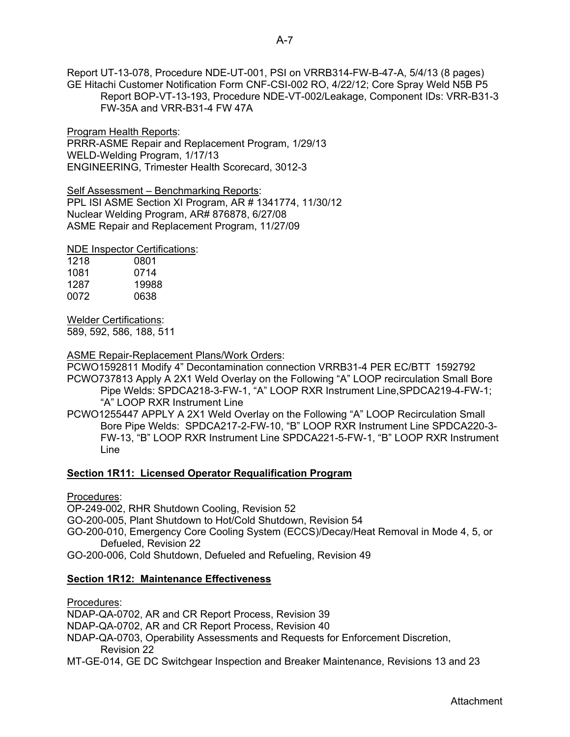Report UT-13-078, Procedure NDE-UT-001, PSI on VRRB314-FW-B-47-A, 5/4/13 (8 pages)
GE Hitachi Customer Notification Form CNF-CSI-002 RO, 4/22/12; Core Spray Weld N5B P5
Report BOP-VT-13-193, Procedure NDE-VT-002/Leakage, Component IDs: VRR-B31-3 FW-35A and VRR-B31-4 FW 47A

Program Health Reports:
PRRR-ASME Repair and Replacement Program, 1/29/13
WELD-Welding Program, 1/17/13
ENGINEERING, Trimester Health Scorecard, 3012-3

Self Assessment – Benchmarking Reports:
PPL ISI ASME Section XI Program, AR # 1341774, 11/30/12
Nuclear Welding Program, AR# 876878, 6/27/08
ASME Repair and Replacement Program, 11/27/09

NDE Inspector Certifications:

| | |
|---|---|
| 1218 | 0801 |
| 1081 | 0714 |
| 1287 | 19988 |
| 0072 | 0638 |

Welder Certifications:
589, 592, 586, 188, 511

ASME Repair-Replacement Plans/Work Orders:
PCWO1592811 Modify 4" Decontamination connection VRRB31-4 PER EC/BTT 1592792
PCWO737813 Apply A 2X1 Weld Overlay on the Following "A" LOOP recirculation Small Bore Pipe Welds: SPDCA218-3-FW-1, "A" LOOP RXR Instrument Line,SPDCA219-4-FW-1; "A" LOOP RXR Instrument Line
PCWO1255447 APPLY A 2X1 Weld Overlay on the Following "A" LOOP Recirculation Small Bore Pipe Welds: SPDCA217-2-FW-10, "B" LOOP RXR Instrument Line SPDCA220-3-FW-13, "B" LOOP RXR Instrument Line SPDCA221-5-FW-1, "B" LOOP RXR Instrument Line

**Section 1R11: Licensed Operator Requalification Program**

Procedures:
OP-249-002, RHR Shutdown Cooling, Revision 52
GO-200-005, Plant Shutdown to Hot/Cold Shutdown, Revision 54
GO-200-010, Emergency Core Cooling System (ECCS)/Decay/Heat Removal in Mode 4, 5, or Defueled, Revision 22
GO-200-006, Cold Shutdown, Defueled and Refueling, Revision 49

**Section 1R12: Maintenance Effectiveness**

Procedures:
NDAP-QA-0702, AR and CR Report Process, Revision 39
NDAP-QA-0702, AR and CR Report Process, Revision 40
NDAP-QA-0703, Operability Assessments and Requests for Enforcement Discretion, Revision 22
MT-GE-014, GE DC Switchgear Inspection and Breaker Maintenance, Revisions 13 and 23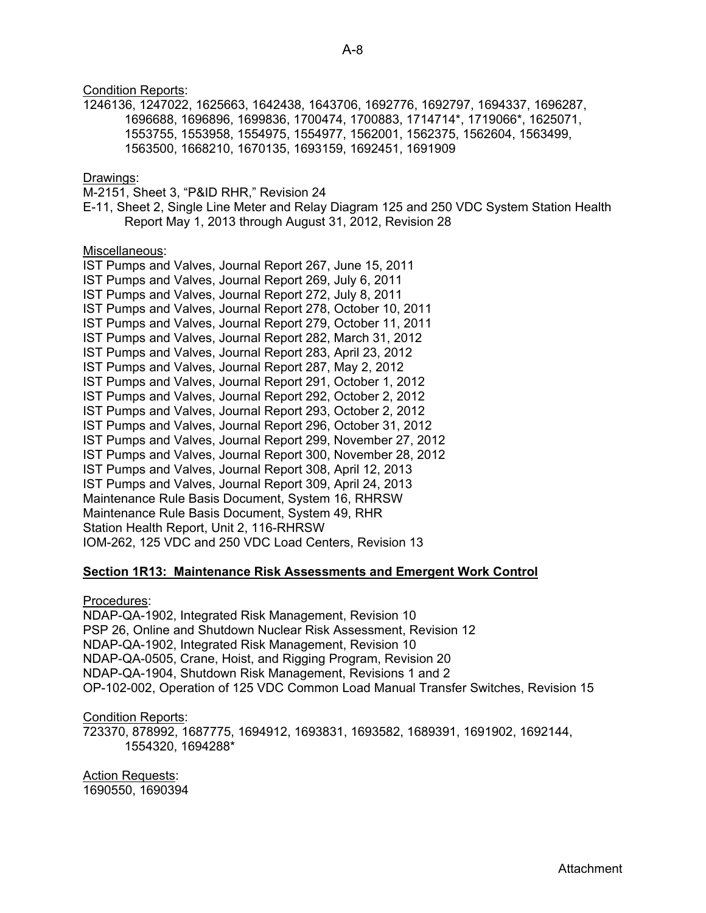Condition Reports:
1246136, 1247022, 1625663, 1642438, 1643706, 1692776, 1692797, 1694337, 1696287, 1696688, 1696896, 1699836, 1700474, 1700883, 1714714*, 1719066*, 1625071, 1553755, 1553958, 1554975, 1554977, 1562001, 1562375, 1562604, 1563499, 1563500, 1668210, 1670135, 1693159, 1692451, 1691909

Drawings:
M-2151, Sheet 3, "P&ID RHR," Revision 24
E-11, Sheet 2, Single Line Meter and Relay Diagram 125 and 250 VDC System Station Health Report May 1, 2013 through August 31, 2012, Revision 28

Miscellaneous:
IST Pumps and Valves, Journal Report 267, June 15, 2011
IST Pumps and Valves, Journal Report 269, July 6, 2011
IST Pumps and Valves, Journal Report 272, July 8, 2011
IST Pumps and Valves, Journal Report 278, October 10, 2011
IST Pumps and Valves, Journal Report 279, October 11, 2011
IST Pumps and Valves, Journal Report 282, March 31, 2012
IST Pumps and Valves, Journal Report 283, April 23, 2012
IST Pumps and Valves, Journal Report 287, May 2, 2012
IST Pumps and Valves, Journal Report 291, October 1, 2012
IST Pumps and Valves, Journal Report 292, October 2, 2012
IST Pumps and Valves, Journal Report 293, October 2, 2012
IST Pumps and Valves, Journal Report 296, October 31, 2012
IST Pumps and Valves, Journal Report 299, November 27, 2012
IST Pumps and Valves, Journal Report 300, November 28, 2012
IST Pumps and Valves, Journal Report 308, April 12, 2013
IST Pumps and Valves, Journal Report 309, April 24, 2013
Maintenance Rule Basis Document, System 16, RHRSW
Maintenance Rule Basis Document, System 49, RHR
Station Health Report, Unit 2, 116-RHRSW
IOM-262, 125 VDC and 250 VDC Load Centers, Revision 13

## Section 1R13: Maintenance Risk Assessments and Emergent Work Control

Procedures:
NDAP-QA-1902, Integrated Risk Management, Revision 10
PSP 26, Online and Shutdown Nuclear Risk Assessment, Revision 12
NDAP-QA-1902, Integrated Risk Management, Revision 10
NDAP-QA-0505, Crane, Hoist, and Rigging Program, Revision 20
NDAP-QA-1904, Shutdown Risk Management, Revisions 1 and 2
OP-102-002, Operation of 125 VDC Common Load Manual Transfer Switches, Revision 15

Condition Reports:
723370, 878992, 1687775, 1694912, 1693831, 1693582, 1689391, 1691902, 1692144, 1554320, 1694288*

Action Requests:
1690550, 1690394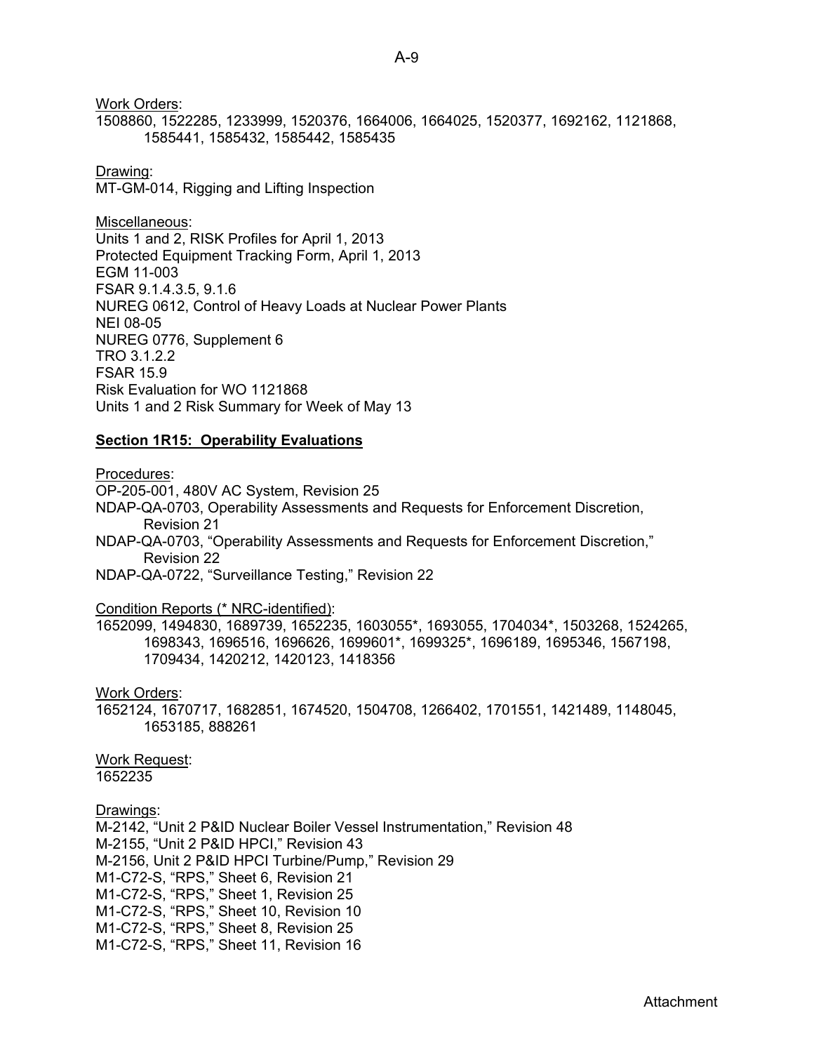Work Orders:
1508860, 1522285, 1233999, 1520376, 1664006, 1664025, 1520377, 1692162, 1121868, 1585441, 1585432, 1585442, 1585435

Drawing:
MT-GM-014, Rigging and Lifting Inspection

Miscellaneous:
Units 1 and 2, RISK Profiles for April 1, 2013
Protected Equipment Tracking Form, April 1, 2013
EGM 11-003
FSAR 9.1.4.3.5, 9.1.6
NUREG 0612, Control of Heavy Loads at Nuclear Power Plants
NEI 08-05
NUREG 0776, Supplement 6
TRO 3.1.2.2
FSAR 15.9
Risk Evaluation for WO 1121868
Units 1 and 2 Risk Summary for Week of May 13

**Section 1R15: Operability Evaluations**

Procedures:
OP-205-001, 480V AC System, Revision 25
NDAP-QA-0703, Operability Assessments and Requests for Enforcement Discretion, Revision 21
NDAP-QA-0703, "Operability Assessments and Requests for Enforcement Discretion," Revision 22
NDAP-QA-0722, "Surveillance Testing," Revision 22

Condition Reports (* NRC-identified):
1652099, 1494830, 1689739, 1652235, 1603055*, 1693055, 1704034*, 1503268, 1524265, 1698343, 1696516, 1696626, 1699601*, 1699325*, 1696189, 1695346, 1567198, 1709434, 1420212, 1420123, 1418356

Work Orders:
1652124, 1670717, 1682851, 1674520, 1504708, 1266402, 1701551, 1421489, 1148045, 1653185, 888261

Work Request:
1652235

Drawings:
M-2142, "Unit 2 P&ID Nuclear Boiler Vessel Instrumentation," Revision 48
M-2155, "Unit 2 P&ID HPCI," Revision 43
M-2156, Unit 2 P&ID HPCI Turbine/Pump," Revision 29
M1-C72-S, "RPS," Sheet 6, Revision 21
M1-C72-S, "RPS," Sheet 1, Revision 25
M1-C72-S, "RPS," Sheet 10, Revision 10
M1-C72-S, "RPS," Sheet 8, Revision 25
M1-C72-S, "RPS," Sheet 11, Revision 16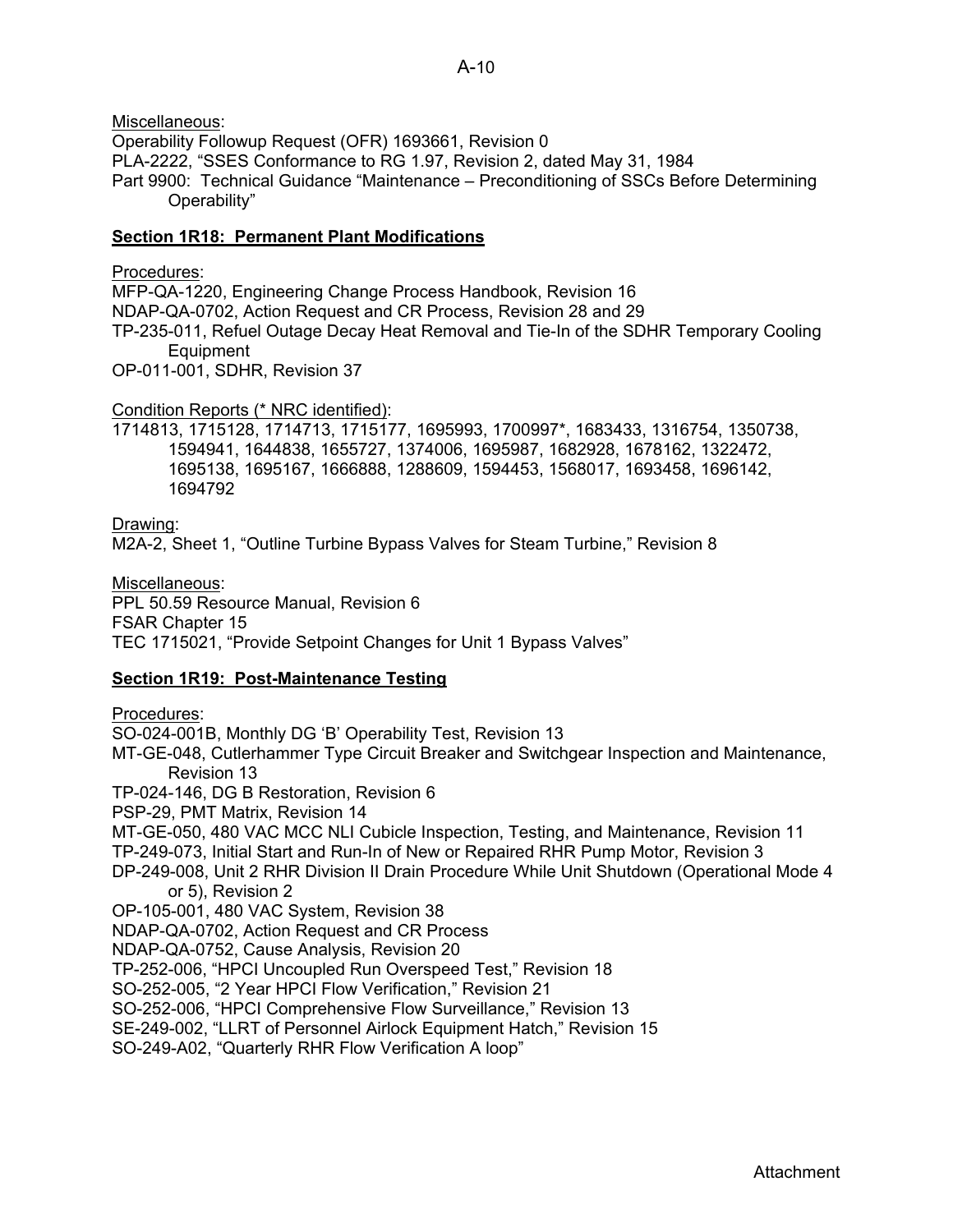Miscellaneous:

Operability Followup Request (OFR) 1693661, Revision 0

PLA-2222, "SSES Conformance to RG 1.97, Revision 2, dated May 31, 1984

Part 9900: Technical Guidance "Maintenance – Preconditioning of SSCs Before Determining Operability"

**Section 1R18: Permanent Plant Modifications**

Procedures:

MFP-QA-1220, Engineering Change Process Handbook, Revision 16

NDAP-QA-0702, Action Request and CR Process, Revision 28 and 29

TP-235-011, Refuel Outage Decay Heat Removal and Tie-In of the SDHR Temporary Cooling Equipment

OP-011-001, SDHR, Revision 37

Condition Reports (* NRC identified):

1714813, 1715128, 1714713, 1715177, 1695993, 1700997*, 1683433, 1316754, 1350738, 1594941, 1644838, 1655727, 1374006, 1695987, 1682928, 1678162, 1322472, 1695138, 1695167, 1666888, 1288609, 1594453, 1568017, 1693458, 1696142, 1694792

Drawing:

M2A-2, Sheet 1, "Outline Turbine Bypass Valves for Steam Turbine," Revision 8

Miscellaneous:

PPL 50.59 Resource Manual, Revision 6

FSAR Chapter 15

TEC 1715021, "Provide Setpoint Changes for Unit 1 Bypass Valves"

**Section 1R19: Post-Maintenance Testing**

Procedures:

SO-024-001B, Monthly DG 'B' Operability Test, Revision 13

MT-GE-048, Cutlerhammer Type Circuit Breaker and Switchgear Inspection and Maintenance, Revision 13

TP-024-146, DG B Restoration, Revision 6

PSP-29, PMT Matrix, Revision 14

MT-GE-050, 480 VAC MCC NLI Cubicle Inspection, Testing, and Maintenance, Revision 11

TP-249-073, Initial Start and Run-In of New or Repaired RHR Pump Motor, Revision 3

DP-249-008, Unit 2 RHR Division II Drain Procedure While Unit Shutdown (Operational Mode 4 or 5), Revision 2

OP-105-001, 480 VAC System, Revision 38

NDAP-QA-0702, Action Request and CR Process

NDAP-QA-0752, Cause Analysis, Revision 20

TP-252-006, "HPCI Uncoupled Run Overspeed Test," Revision 18

SO-252-005, "2 Year HPCI Flow Verification," Revision 21

SO-252-006, "HPCI Comprehensive Flow Surveillance," Revision 13

SE-249-002, "LLRT of Personnel Airlock Equipment Hatch," Revision 15

SO-249-A02, "Quarterly RHR Flow Verification A loop"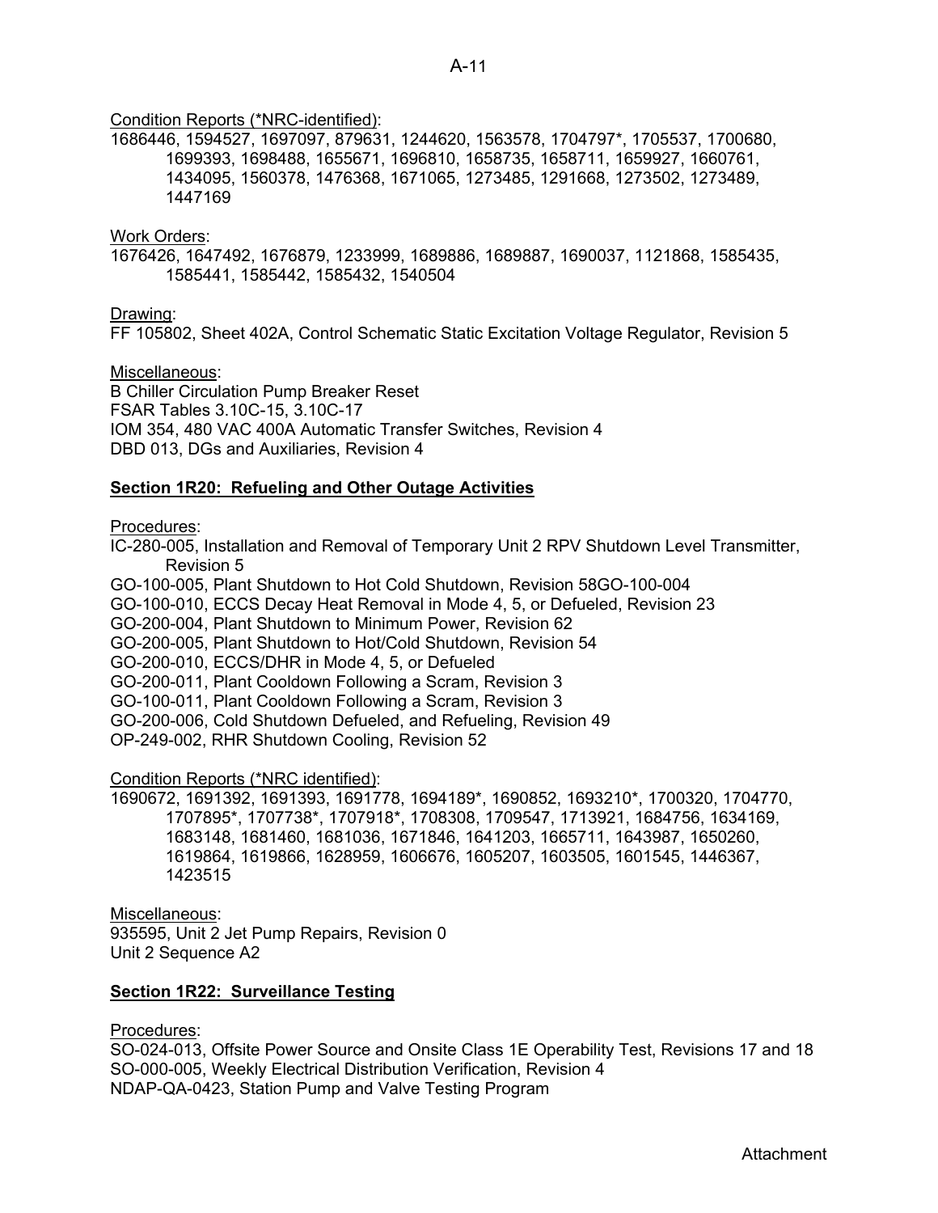Condition Reports (*NRC-identified):

1686446, 1594527, 1697097, 879631, 1244620, 1563578, 1704797*, 1705537, 1700680, 1699393, 1698488, 1655671, 1696810, 1658735, 1658711, 1659927, 1660761, 1434095, 1560378, 1476368, 1671065, 1273485, 1291668, 1273502, 1273489, 1447169

Work Orders:

1676426, 1647492, 1676879, 1233999, 1689886, 1689887, 1690037, 1121868, 1585435, 1585441, 1585442, 1585432, 1540504

Drawing:

FF 105802, Sheet 402A, Control Schematic Static Excitation Voltage Regulator, Revision 5

Miscellaneous:

B Chiller Circulation Pump Breaker Reset
FSAR Tables 3.10C-15, 3.10C-17
IOM 354, 480 VAC 400A Automatic Transfer Switches, Revision 4
DBD 013, DGs and Auxiliaries, Revision 4

**Section 1R20: Refueling and Other Outage Activities**

Procedures:

IC-280-005, Installation and Removal of Temporary Unit 2 RPV Shutdown Level Transmitter, Revision 5
GO-100-005, Plant Shutdown to Hot Cold Shutdown, Revision 58GO-100-004
GO-100-010, ECCS Decay Heat Removal in Mode 4, 5, or Defueled, Revision 23
GO-200-004, Plant Shutdown to Minimum Power, Revision 62
GO-200-005, Plant Shutdown to Hot/Cold Shutdown, Revision 54
GO-200-010, ECCS/DHR in Mode 4, 5, or Defueled
GO-200-011, Plant Cooldown Following a Scram, Revision 3
GO-100-011, Plant Cooldown Following a Scram, Revision 3
GO-200-006, Cold Shutdown Defueled, and Refueling, Revision 49
OP-249-002, RHR Shutdown Cooling, Revision 52

Condition Reports (*NRC identified):

1690672, 1691392, 1691393, 1691778, 1694189*, 1690852, 1693210*, 1700320, 1704770, 1707895*, 1707738*, 1707918*, 1708308, 1709547, 1713921, 1684756, 1634169, 1683148, 1681460, 1681036, 1671846, 1641203, 1665711, 1643987, 1650260, 1619864, 1619866, 1628959, 1606676, 1605207, 1603505, 1601545, 1446367, 1423515

Miscellaneous:

935595, Unit 2 Jet Pump Repairs, Revision 0
Unit 2 Sequence A2

**Section 1R22: Surveillance Testing**

Procedures:

SO-024-013, Offsite Power Source and Onsite Class 1E Operability Test, Revisions 17 and 18
SO-000-005, Weekly Electrical Distribution Verification, Revision 4
NDAP-QA-0423, Station Pump and Valve Testing Program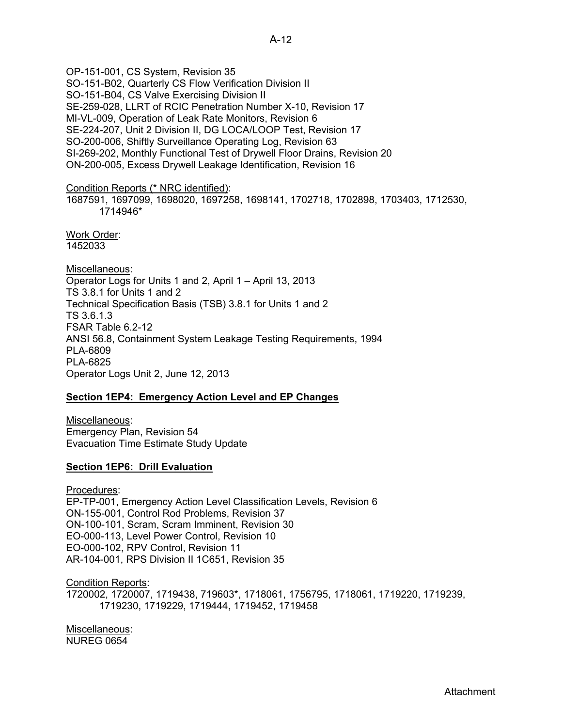OP-151-001, CS System, Revision 35
SO-151-B02, Quarterly CS Flow Verification Division II
SO-151-B04, CS Valve Exercising Division II
SE-259-028, LLRT of RCIC Penetration Number X-10, Revision 17
MI-VL-009, Operation of Leak Rate Monitors, Revision 6
SE-224-207, Unit 2 Division II, DG LOCA/LOOP Test, Revision 17
SO-200-006, Shiftly Surveillance Operating Log, Revision 63
SI-269-202, Monthly Functional Test of Drywell Floor Drains, Revision 20
ON-200-005, Excess Drywell Leakage Identification, Revision 16

Condition Reports (* NRC identified):
1687591, 1697099, 1698020, 1697258, 1698141, 1702718, 1702898, 1703403, 1712530, 1714946*

Work Order:
1452033

Miscellaneous:
Operator Logs for Units 1 and 2, April 1 – April 13, 2013
TS 3.8.1 for Units 1 and 2
Technical Specification Basis (TSB) 3.8.1 for Units 1 and 2
TS 3.6.1.3
FSAR Table 6.2-12
ANSI 56.8, Containment System Leakage Testing Requirements, 1994
PLA-6809
PLA-6825
Operator Logs Unit 2, June 12, 2013

**Section 1EP4: Emergency Action Level and EP Changes**

Miscellaneous:
Emergency Plan, Revision 54
Evacuation Time Estimate Study Update

**Section 1EP6: Drill Evaluation**

Procedures:
EP-TP-001, Emergency Action Level Classification Levels, Revision 6
ON-155-001, Control Rod Problems, Revision 37
ON-100-101, Scram, Scram Imminent, Revision 30
EO-000-113, Level Power Control, Revision 10
EO-000-102, RPV Control, Revision 11
AR-104-001, RPS Division II 1C651, Revision 35

Condition Reports:
1720002, 1720007, 1719438, 719603*, 1718061, 1756795, 1718061, 1719220, 1719239, 1719230, 1719229, 1719444, 1719452, 1719458

Miscellaneous:
NUREG 0654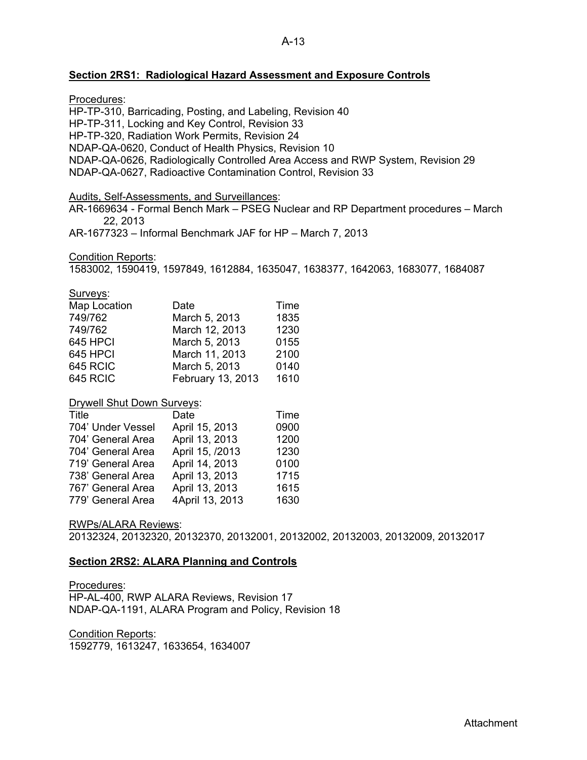**Section 2RS1: Radiological Hazard Assessment and Exposure Controls**

Procedures:
HP-TP-310, Barricading, Posting, and Labeling, Revision 40
HP-TP-311, Locking and Key Control, Revision 33
HP-TP-320, Radiation Work Permits, Revision 24
NDAP-QA-0620, Conduct of Health Physics, Revision 10
NDAP-QA-0626, Radiologically Controlled Area Access and RWP System, Revision 29
NDAP-QA-0627, Radioactive Contamination Control, Revision 33

Audits, Self-Assessments, and Surveillances:
AR-1669634 - Formal Bench Mark – PSEG Nuclear and RP Department procedures – March 22, 2013
AR-1677323 – Informal Benchmark JAF for HP – March 7, 2013

Condition Reports:
1583002, 1590419, 1597849, 1612884, 1635047, 1638377, 1642063, 1683077, 1684087

Surveys:

| Map Location | Date | Time |
|---|---|---|
| 749/762 | March 5, 2013 | 1835 |
| 749/762 | March 12, 2013 | 1230 |
| 645 HPCI | March 5, 2013 | 0155 |
| 645 HPCI | March 11, 2013 | 2100 |
| 645 RCIC | March 5, 2013 | 0140 |
| 645 RCIC | February 13, 2013 | 1610 |

Drywell Shut Down Surveys:

| Title | Date | Time |
|---|---|---|
| 704' Under Vessel | April 15, 2013 | 0900 |
| 704' General Area | April 13, 2013 | 1200 |
| 704' General Area | April 15, /2013 | 1230 |
| 719' General Area | April 14, 2013 | 0100 |
| 738' General Area | April 13, 2013 | 1715 |
| 767' General Area | April 13, 2013 | 1615 |
| 779' General Area | 4April 13, 2013 | 1630 |

RWPs/ALARA Reviews:
20132324, 20132320, 20132370, 20132001, 20132002, 20132003, 20132009, 20132017

**Section 2RS2: ALARA Planning and Controls**

Procedures:
HP-AL-400, RWP ALARA Reviews, Revision 17
NDAP-QA-1191, ALARA Program and Policy, Revision 18

Condition Reports:
1592779, 1613247, 1633654, 1634007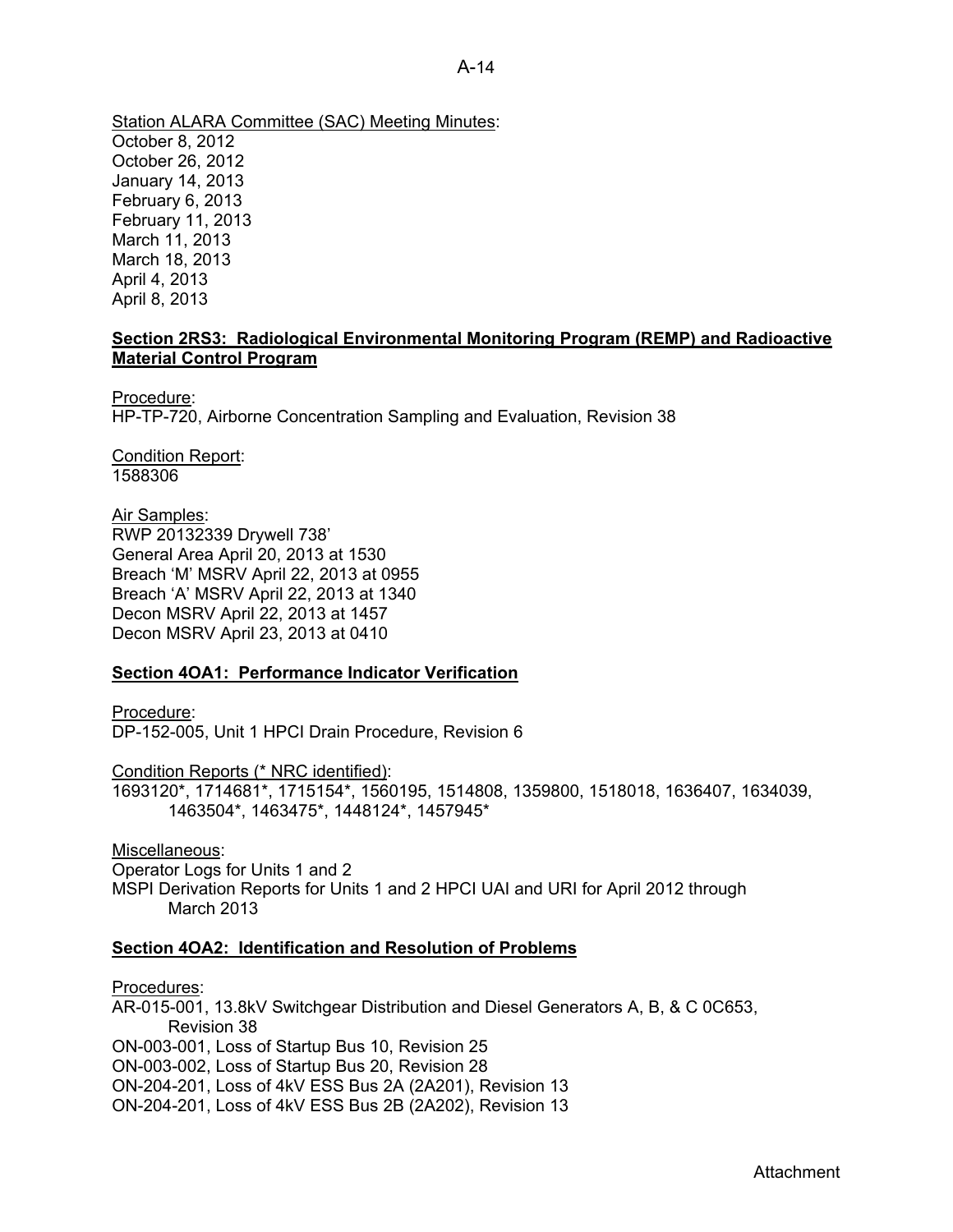Station ALARA Committee (SAC) Meeting Minutes:
October 8, 2012
October 26, 2012
January 14, 2013
February 6, 2013
February 11, 2013
March 11, 2013
March 18, 2013
April 4, 2013
April 8, 2013

**Section 2RS3: Radiological Environmental Monitoring Program (REMP) and Radioactive Material Control Program**

Procedure:
HP-TP-720, Airborne Concentration Sampling and Evaluation, Revision 38

Condition Report:
1588306

Air Samples:
RWP 20132339 Drywell 738'
General Area April 20, 2013 at 1530
Breach 'M' MSRV April 22, 2013 at 0955
Breach 'A' MSRV April 22, 2013 at 1340
Decon MSRV April 22, 2013 at 1457
Decon MSRV April 23, 2013 at 0410

**Section 4OA1: Performance Indicator Verification**

Procedure:
DP-152-005, Unit 1 HPCI Drain Procedure, Revision 6

Condition Reports (* NRC identified):
1693120*, 1714681*, 1715154*, 1560195, 1514808, 1359800, 1518018, 1636407, 1634039, 1463504*, 1463475*, 1448124*, 1457945*

Miscellaneous:
Operator Logs for Units 1 and 2
MSPI Derivation Reports for Units 1 and 2 HPCI UAI and URI for April 2012 through March 2013

**Section 4OA2: Identification and Resolution of Problems**

Procedures:
AR-015-001, 13.8kV Switchgear Distribution and Diesel Generators A, B, & C 0C653, Revision 38
ON-003-001, Loss of Startup Bus 10, Revision 25
ON-003-002, Loss of Startup Bus 20, Revision 28
ON-204-201, Loss of 4kV ESS Bus 2A (2A201), Revision 13
ON-204-201, Loss of 4kV ESS Bus 2B (2A202), Revision 13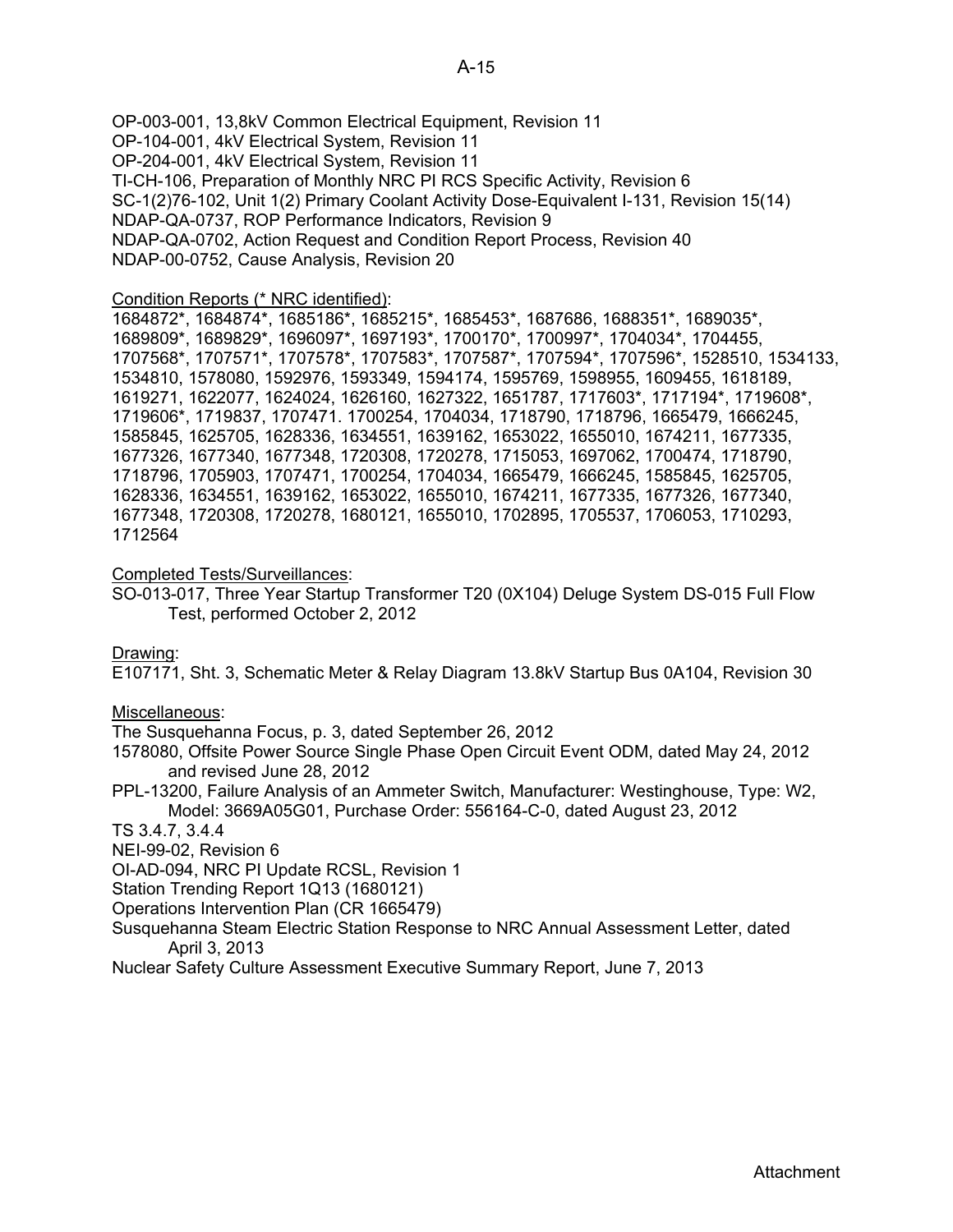OP-003-001, 13,8kV Common Electrical Equipment, Revision 11
OP-104-001, 4kV Electrical System, Revision 11
OP-204-001, 4kV Electrical System, Revision 11
TI-CH-106, Preparation of Monthly NRC PI RCS Specific Activity, Revision 6
SC-1(2)76-102, Unit 1(2) Primary Coolant Activity Dose-Equivalent I-131, Revision 15(14)
NDAP-QA-0737, ROP Performance Indicators, Revision 9
NDAP-QA-0702, Action Request and Condition Report Process, Revision 40
NDAP-00-0752, Cause Analysis, Revision 20

<u>Condition Reports (* NRC identified)</u>:
1684872*, 1684874*, 1685186*, 1685215*, 1685453*, 1687686, 1688351*, 1689035*, 1689809*, 1689829*, 1696097*, 1697193*, 1700170*, 1700997*, 1704034*, 1704455, 1707568*, 1707571*, 1707578*, 1707583*, 1707587*, 1707594*, 1707596*, 1528510, 1534133, 1534810, 1578080, 1592976, 1593349, 1594174, 1595769, 1598955, 1609455, 1618189, 1619271, 1622077, 1624024, 1626160, 1627322, 1651787, 1717603*, 1717194*, 1719608*, 1719606*, 1719837, 1707471. 1700254, 1704034, 1718790, 1718796, 1665479, 1666245, 1585845, 1625705, 1628336, 1634551, 1639162, 1653022, 1655010, 1674211, 1677335, 1677326, 1677340, 1677348, 1720308, 1720278, 1715053, 1697062, 1700474, 1718790, 1718796, 1705903, 1707471, 1700254, 1704034, 1665479, 1666245, 1585845, 1625705, 1628336, 1634551, 1639162, 1653022, 1655010, 1674211, 1677335, 1677326, 1677340, 1677348, 1720308, 1720278, 1680121, 1655010, 1702895, 1705537, 1706053, 1710293, 1712564

<u>Completed Tests/Surveillances</u>:
SO-013-017, Three Year Startup Transformer T20 (0X104) Deluge System DS-015 Full Flow Test, performed October 2, 2012

<u>Drawing</u>:
E107171, Sht. 3, Schematic Meter & Relay Diagram 13.8kV Startup Bus 0A104, Revision 30

<u>Miscellaneous</u>:
The Susquehanna Focus, p. 3, dated September 26, 2012
1578080, Offsite Power Source Single Phase Open Circuit Event ODM, dated May 24, 2012 and revised June 28, 2012
PPL-13200, Failure Analysis of an Ammeter Switch, Manufacturer: Westinghouse, Type: W2, Model: 3669A05G01, Purchase Order: 556164-C-0, dated August 23, 2012
TS 3.4.7, 3.4.4
NEI-99-02, Revision 6
OI-AD-094, NRC PI Update RCSL, Revision 1
Station Trending Report 1Q13 (1680121)
Operations Intervention Plan (CR 1665479)
Susquehanna Steam Electric Station Response to NRC Annual Assessment Letter, dated April 3, 2013
Nuclear Safety Culture Assessment Executive Summary Report, June 7, 2013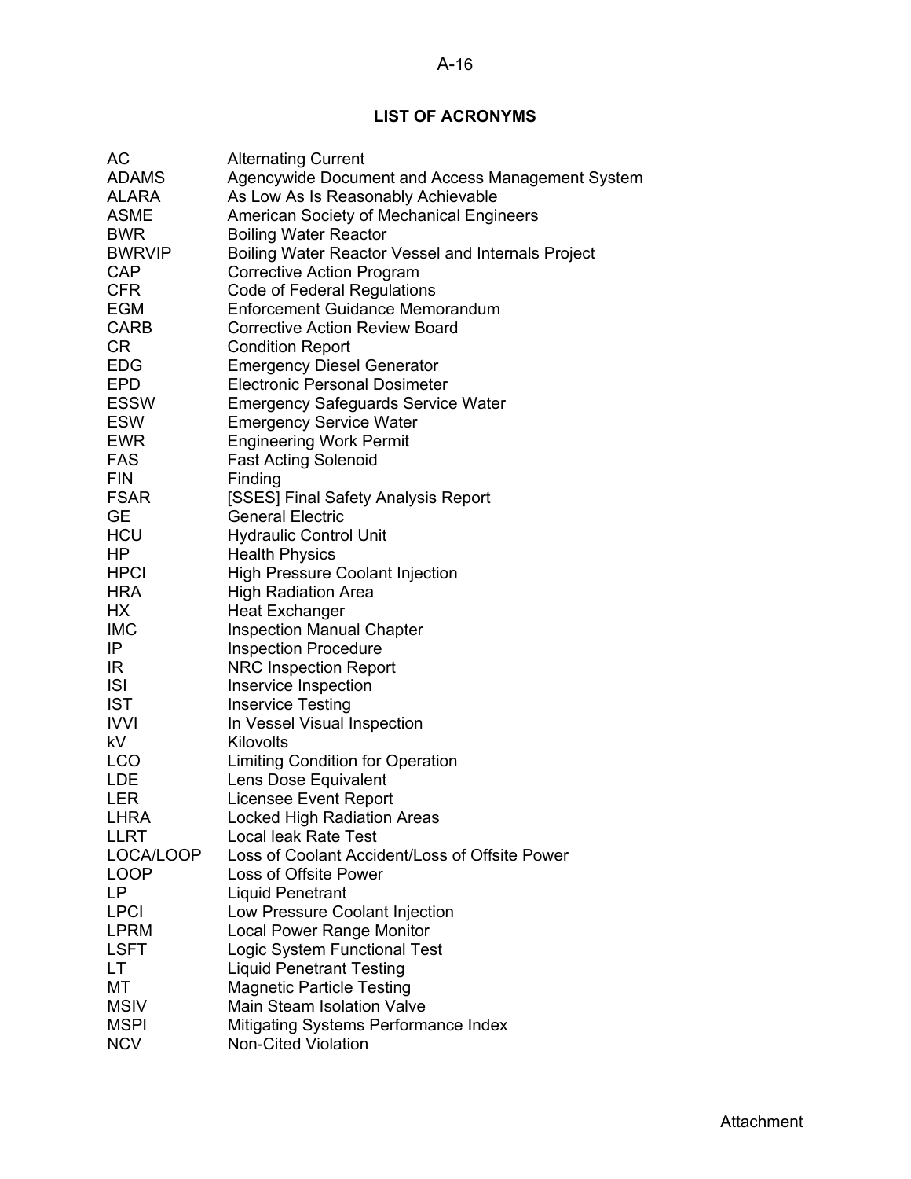## LIST OF ACRONYMS

| | |
|---|---|
| AC | Alternating Current |
| ADAMS | Agencywide Document and Access Management System |
| ALARA | As Low As Is Reasonably Achievable |
| ASME | American Society of Mechanical Engineers |
| BWR | Boiling Water Reactor |
| BWRVIP | Boiling Water Reactor Vessel and Internals Project |
| CAP | Corrective Action Program |
| CFR | Code of Federal Regulations |
| EGM | Enforcement Guidance Memorandum |
| CARB | Corrective Action Review Board |
| CR | Condition Report |
| EDG | Emergency Diesel Generator |
| EPD | Electronic Personal Dosimeter |
| ESSW | Emergency Safeguards Service Water |
| ESW | Emergency Service Water |
| EWR | Engineering Work Permit |
| FAS | Fast Acting Solenoid |
| FIN | Finding |
| FSAR | [SSES] Final Safety Analysis Report |
| GE | General Electric |
| HCU | Hydraulic Control Unit |
| HP | Health Physics |
| HPCI | High Pressure Coolant Injection |
| HRA | High Radiation Area |
| HX | Heat Exchanger |
| IMC | Inspection Manual Chapter |
| IP | Inspection Procedure |
| IR | NRC Inspection Report |
| ISI | Inservice Inspection |
| IST | Inservice Testing |
| IVVI | In Vessel Visual Inspection |
| kV | Kilovolts |
| LCO | Limiting Condition for Operation |
| LDE | Lens Dose Equivalent |
| LER | Licensee Event Report |
| LHRA | Locked High Radiation Areas |
| LLRT | Local leak Rate Test |
| LOCA/LOOP | Loss of Coolant Accident/Loss of Offsite Power |
| LOOP | Loss of Offsite Power |
| LP | Liquid Penetrant |
| LPCI | Low Pressure Coolant Injection |
| LPRM | Local Power Range Monitor |
| LSFT | Logic System Functional Test |
| LT | Liquid Penetrant Testing |
| MT | Magnetic Particle Testing |
| MSIV | Main Steam Isolation Valve |
| MSPI | Mitigating Systems Performance Index |
| NCV | Non-Cited Violation |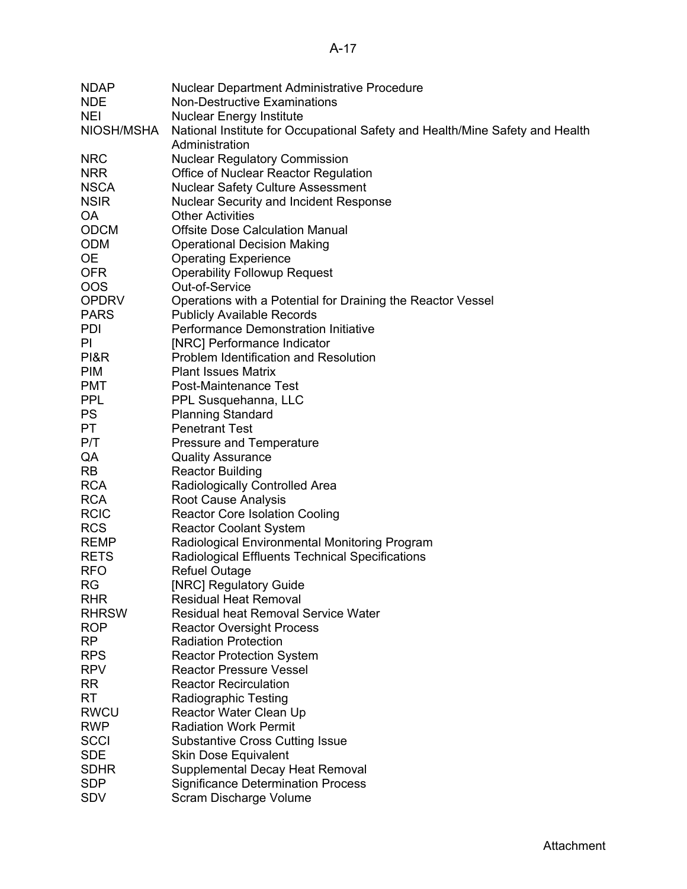| | |
|---|---|
| NDAP | Nuclear Department Administrative Procedure |
| NDE | Non-Destructive Examinations |
| NEI | Nuclear Energy Institute |
| NIOSH/MSHA | National Institute for Occupational Safety and Health/Mine Safety and Health Administration |
| NRC | Nuclear Regulatory Commission |
| NRR | Office of Nuclear Reactor Regulation |
| NSCA | Nuclear Safety Culture Assessment |
| NSIR | Nuclear Security and Incident Response |
| OA | Other Activities |
| ODCM | Offsite Dose Calculation Manual |
| ODM | Operational Decision Making |
| OE | Operating Experience |
| OFR | Operability Followup Request |
| OOS | Out-of-Service |
| OPDRV | Operations with a Potential for Draining the Reactor Vessel |
| PARS | Publicly Available Records |
| PDI | Performance Demonstration Initiative |
| PI | [NRC] Performance Indicator |
| PI&R | Problem Identification and Resolution |
| PIM | Plant Issues Matrix |
| PMT | Post-Maintenance Test |
| PPL | PPL Susquehanna, LLC |
| PS | Planning Standard |
| PT | Penetrant Test |
| P/T | Pressure and Temperature |
| QA | Quality Assurance |
| RB | Reactor Building |
| RCA | Radiologically Controlled Area |
| RCA | Root Cause Analysis |
| RCIC | Reactor Core Isolation Cooling |
| RCS | Reactor Coolant System |
| REMP | Radiological Environmental Monitoring Program |
| RETS | Radiological Effluents Technical Specifications |
| RFO | Refuel Outage |
| RG | [NRC] Regulatory Guide |
| RHR | Residual Heat Removal |
| RHRSW | Residual heat Removal Service Water |
| ROP | Reactor Oversight Process |
| RP | Radiation Protection |
| RPS | Reactor Protection System |
| RPV | Reactor Pressure Vessel |
| RR | Reactor Recirculation |
| RT | Radiographic Testing |
| RWCU | Reactor Water Clean Up |
| RWP | Radiation Work Permit |
| SCCI | Substantive Cross Cutting Issue |
| SDE | Skin Dose Equivalent |
| SDHR | Supplemental Decay Heat Removal |
| SDP | Significance Determination Process |
| SDV | Scram Discharge Volume |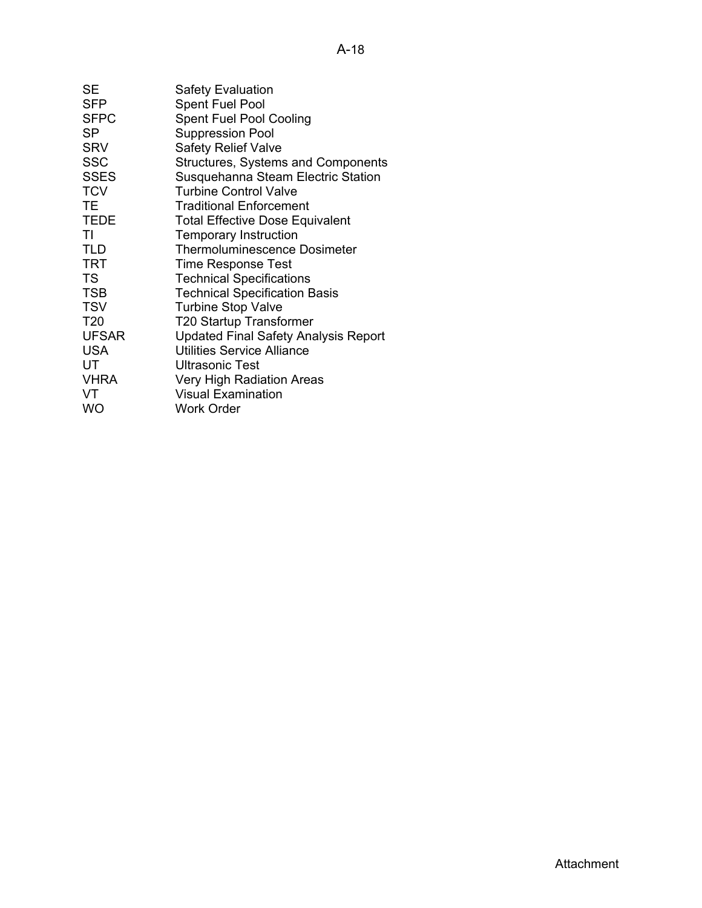| | |
|---|---|
| SE | Safety Evaluation |
| SFP | Spent Fuel Pool |
| SFPC | Spent Fuel Pool Cooling |
| SP | Suppression Pool |
| SRV | Safety Relief Valve |
| SSC | Structures, Systems and Components |
| SSES | Susquehanna Steam Electric Station |
| TCV | Turbine Control Valve |
| TE | Traditional Enforcement |
| TEDE | Total Effective Dose Equivalent |
| TI | Temporary Instruction |
| TLD | Thermoluminescence Dosimeter |
| TRT | Time Response Test |
| TS | Technical Specifications |
| TSB | Technical Specification Basis |
| TSV | Turbine Stop Valve |
| T20 | T20 Startup Transformer |
| UFSAR | Updated Final Safety Analysis Report |
| USA | Utilities Service Alliance |
| UT | Ultrasonic Test |
| VHRA | Very High Radiation Areas |
| VT | Visual Examination |
| WO | Work Order |